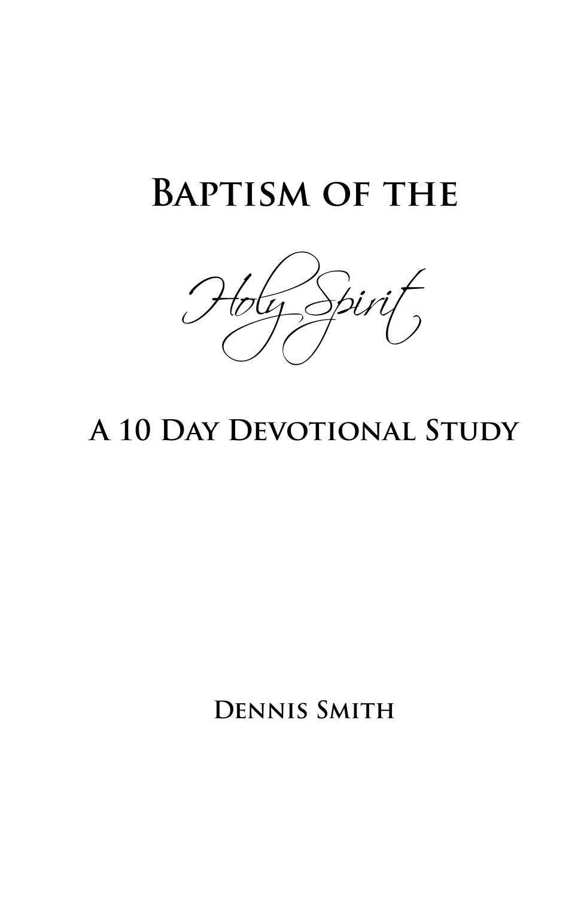# Baptism of the *Holy Spirit*

## A 10 Day Devotional Study

**Dennis Smith**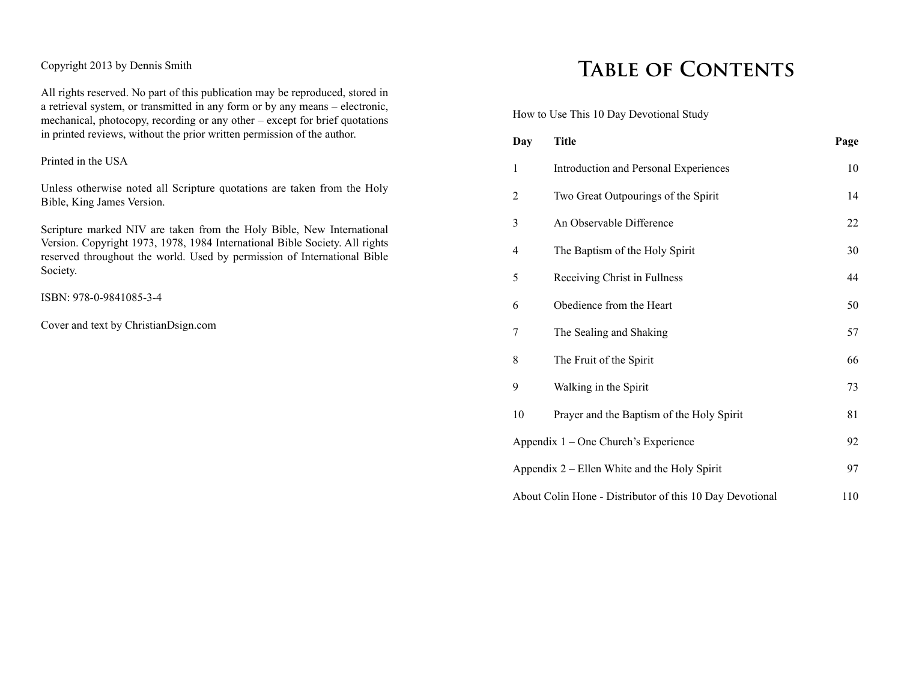Copyright 2013 by Dennis Smith

All rights reserved. No part of this publication may be reproduced, stored in a retrieval system, or transmitted in any form or by any means – electronic, mechanical, photocopy, recording or any other – except for brief quotations in printed reviews, without the prior written permission of the author.

Printed in the USA

Unless otherwise noted all Scripture quotations are taken from the Holy Bible, King James Version.

Scripture marked NIV are taken from the Holy Bible, New International Version. Copyright 1973, 1978, 1984 International Bible Society. All rights reserved throughout the world. Used by permission of International Bible Society.

ISBN: 978-0-9841085-3-4

Cover and text by ChristianDsign.com

# Table of Contents

How to Use This 10 Day Devotional Study

| Day | Title | Page |
|---|---|---|
| 1 | Introduction and Personal Experiences | 10 |
| 2 | Two Great Outpourings of the Spirit | 14 |
| 3 | An Observable Difference | 22 |
| 4 | The Baptism of the Holy Spirit | 30 |
| 5 | Receiving Christ in Fullness | 44 |
| 6 | Obedience from the Heart | 50 |
| 7 | The Sealing and Shaking | 57 |
| 8 | The Fruit of the Spirit | 66 |
| 9 | Walking in the Spirit | 73 |
| 10 | Prayer and the Baptism of the Holy Spirit | 81 |
| Appendix 1 – One Church's Experience | | 92 |
| Appendix 2 – Ellen White and the Holy Spirit | | 97 |
| About Colin Hone - Distributor of this 10 Day Devotional | | 110 |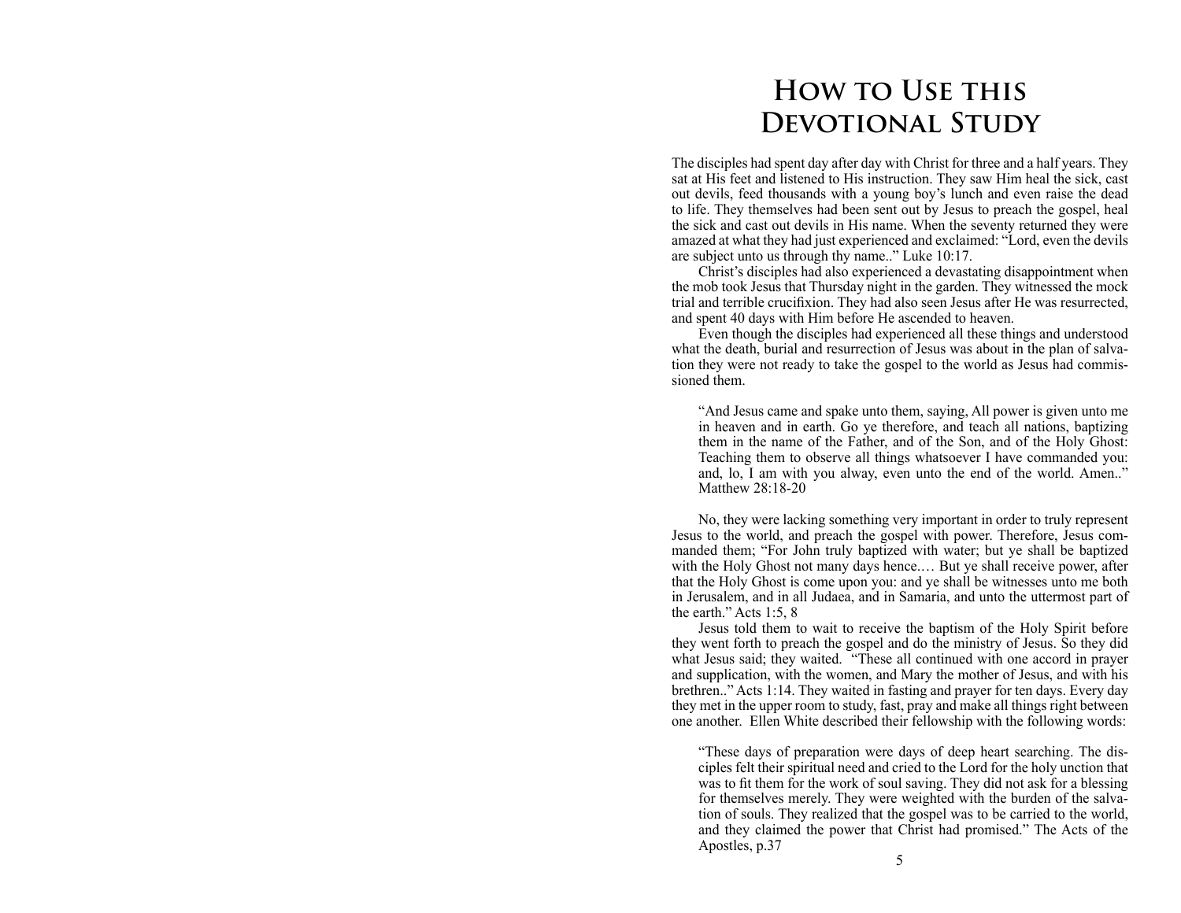# How to Use this Devotional Study

The disciples had spent day after day with Christ for three and a half years. They sat at His feet and listened to His instruction. They saw Him heal the sick, cast out devils, feed thousands with a young boy's lunch and even raise the dead to life. They themselves had been sent out by Jesus to preach the gospel, heal the sick and cast out devils in His name. When the seventy returned they were amazed at what they had just experienced and exclaimed: "Lord, even the devils are subject unto us through thy name.." Luke 10:17.

Christ's disciples had also experienced a devastating disappointment when the mob took Jesus that Thursday night in the garden. They witnessed the mock trial and terrible crucifixion. They had also seen Jesus after He was resurrected, and spent 40 days with Him before He ascended to heaven.

Even though the disciples had experienced all these things and understood what the death, burial and resurrection of Jesus was about in the plan of salvation they were not ready to take the gospel to the world as Jesus had commissioned them.

> "And Jesus came and spake unto them, saying, All power is given unto me in heaven and in earth. Go ye therefore, and teach all nations, baptizing them in the name of the Father, and of the Son, and of the Holy Ghost: Teaching them to observe all things whatsoever I have commanded you: and, lo, I am with you alway, even unto the end of the world. Amen.." Matthew 28:18-20

No, they were lacking something very important in order to truly represent Jesus to the world, and preach the gospel with power. Therefore, Jesus commanded them; "For John truly baptized with water; but ye shall be baptized with the Holy Ghost not many days hence.… But ye shall receive power, after that the Holy Ghost is come upon you: and ye shall be witnesses unto me both in Jerusalem, and in all Judaea, and in Samaria, and unto the uttermost part of the earth." Acts 1:5, 8

Jesus told them to wait to receive the baptism of the Holy Spirit before they went forth to preach the gospel and do the ministry of Jesus. So they did what Jesus said; they waited. "These all continued with one accord in prayer and supplication, with the women, and Mary the mother of Jesus, and with his brethren.." Acts 1:14. They waited in fasting and prayer for ten days. Every day they met in the upper room to study, fast, pray and make all things right between one another. Ellen White described their fellowship with the following words:

> "These days of preparation were days of deep heart searching. The disciples felt their spiritual need and cried to the Lord for the holy unction that was to fit them for the work of soul saving. They did not ask for a blessing for themselves merely. They were weighted with the burden of the salvation of souls. They realized that the gospel was to be carried to the world, and they claimed the power that Christ had promised." The Acts of the Apostles, p.37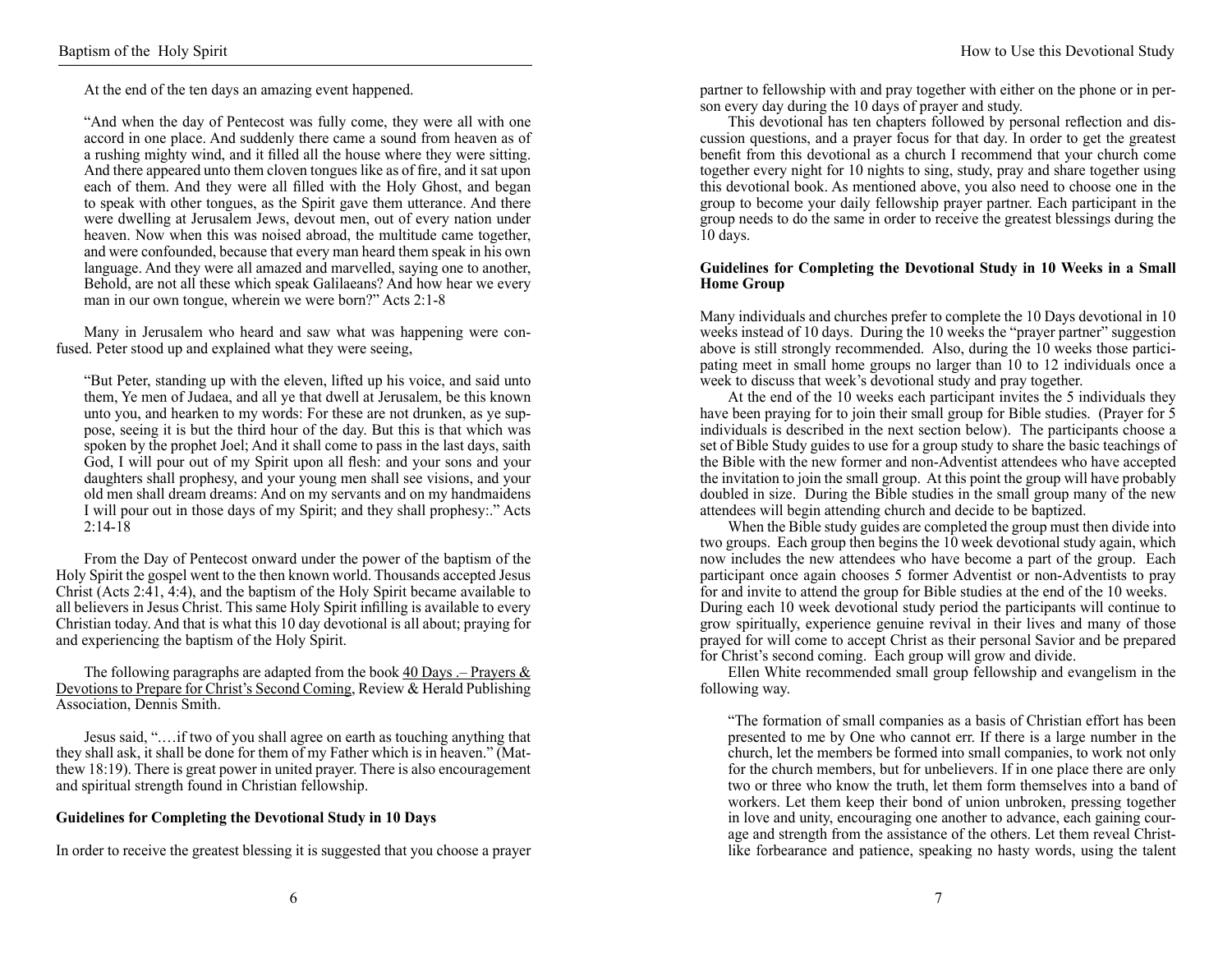At the end of the ten days an amazing event happened.

> "And when the day of Pentecost was fully come, they were all with one accord in one place. And suddenly there came a sound from heaven as of a rushing mighty wind, and it filled all the house where they were sitting. And there appeared unto them cloven tongues like as of fire, and it sat upon each of them. And they were all filled with the Holy Ghost, and began to speak with other tongues, as the Spirit gave them utterance. And there were dwelling at Jerusalem Jews, devout men, out of every nation under heaven. Now when this was noised abroad, the multitude came together, and were confounded, because that every man heard them speak in his own language. And they were all amazed and marvelled, saying one to another, Behold, are not all these which speak Galilaeans? And how hear we every man in our own tongue, wherein we were born?" Acts 2:1-8

Many in Jerusalem who heard and saw what was happening were confused. Peter stood up and explained what they were seeing,

> "But Peter, standing up with the eleven, lifted up his voice, and said unto them, Ye men of Judaea, and all ye that dwell at Jerusalem, be this known unto you, and hearken to my words: For these are not drunken, as ye suppose, seeing it is but the third hour of the day. But this is that which was spoken by the prophet Joel; And it shall come to pass in the last days, saith God, I will pour out of my Spirit upon all flesh: and your sons and your daughters shall prophesy, and your young men shall see visions, and your old men shall dream dreams: And on my servants and on my handmaidens I will pour out in those days of my Spirit; and they shall prophesy:." Acts 2:14-18

From the Day of Pentecost onward under the power of the baptism of the Holy Spirit the gospel went to the then known world. Thousands accepted Jesus Christ (Acts 2:41, 4:4), and the baptism of the Holy Spirit became available to all believers in Jesus Christ. This same Holy Spirit infilling is available to every Christian today. And that is what this 10 day devotional is all about; praying for and experiencing the baptism of the Holy Spirit.

The following paragraphs are adapted from the book 40 Days .– Prayers & Devotions to Prepare for Christ's Second Coming, Review & Herald Publishing Association, Dennis Smith.

Jesus said, "….if two of you shall agree on earth as touching anything that they shall ask, it shall be done for them of my Father which is in heaven." (Matthew 18:19). There is great power in united prayer. There is also encouragement and spiritual strength found in Christian fellowship.

**Guidelines for Completing the Devotional Study in 10 Days**

In order to receive the greatest blessing it is suggested that you choose a prayer partner to fellowship with and pray together with either on the phone or in person every day during the 10 days of prayer and study.

This devotional has ten chapters followed by personal reflection and discussion questions, and a prayer focus for that day. In order to get the greatest benefit from this devotional as a church I recommend that your church come together every night for 10 nights to sing, study, pray and share together using this devotional book. As mentioned above, you also need to choose one in the group to become your daily fellowship prayer partner. Each participant in the group needs to do the same in order to receive the greatest blessings during the 10 days.

**Guidelines for Completing the Devotional Study in 10 Weeks in a Small Home Group**

Many individuals and churches prefer to complete the 10 Days devotional in 10 weeks instead of 10 days. During the 10 weeks the "prayer partner" suggestion above is still strongly recommended. Also, during the 10 weeks those participating meet in small home groups no larger than 10 to 12 individuals once a week to discuss that week's devotional study and pray together.

At the end of the 10 weeks each participant invites the 5 individuals they have been praying for to join their small group for Bible studies. (Prayer for 5 individuals is described in the next section below). The participants choose a set of Bible Study guides to use for a group study to share the basic teachings of the Bible with the new former and non-Adventist attendees who have accepted the invitation to join the small group. At this point the group will have probably doubled in size. During the Bible studies in the small group many of the new attendees will begin attending church and decide to be baptized.

When the Bible study guides are completed the group must then divide into two groups. Each group then begins the 10 week devotional study again, which now includes the new attendees who have become a part of the group. Each participant once again chooses 5 former Adventist or non-Adventists to pray for and invite to attend the group for Bible studies at the end of the 10 weeks. During each 10 week devotional study period the participants will continue to grow spiritually, experience genuine revival in their lives and many of those prayed for will come to accept Christ as their personal Savior and be prepared for Christ's second coming. Each group will grow and divide.

Ellen White recommended small group fellowship and evangelism in the following way.

> "The formation of small companies as a basis of Christian effort has been presented to me by One who cannot err. If there is a large number in the church, let the members be formed into small companies, to work not only for the church members, but for unbelievers. If in one place there are only two or three who know the truth, let them form themselves into a band of workers. Let them keep their bond of union unbroken, pressing together in love and unity, encouraging one another to advance, each gaining courage and strength from the assistance of the others. Let them reveal Christ-like forbearance and patience, speaking no hasty words, using the talent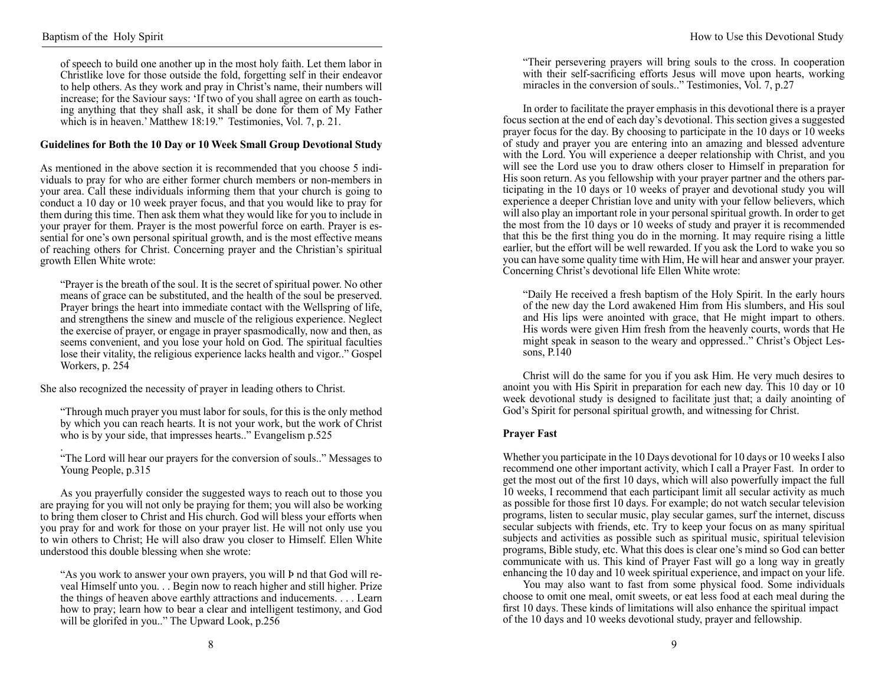of speech to build one another up in the most holy faith. Let them labor in Christlike love for those outside the fold, forgetting self in their endeavor to help others. As they work and pray in Christ's name, their numbers will increase; for the Saviour says: 'If two of you shall agree on earth as touching anything that they shall ask, it shall be done for them of My Father which is in heaven.' Matthew 18:19." Testimonies, Vol. 7, p. 21.

**Guidelines for Both the 10 Day or 10 Week Small Group Devotional Study**

As mentioned in the above section it is recommended that you choose 5 individuals to pray for who are either former church members or non-members in your area. Call these individuals informing them that your church is going to conduct a 10 day or 10 week prayer focus, and that you would like to pray for them during this time. Then ask them what they would like for you to include in your prayer for them. Prayer is the most powerful force on earth. Prayer is essential for one's own personal spiritual growth, and is the most effective means of reaching others for Christ. Concerning prayer and the Christian's spiritual growth Ellen White wrote:

> "Prayer is the breath of the soul. It is the secret of spiritual power. No other means of grace can be substituted, and the health of the soul be preserved. Prayer brings the heart into immediate contact with the Wellspring of life, and strengthens the sinew and muscle of the religious experience. Neglect the exercise of prayer, or engage in prayer spasmodically, now and then, as seems convenient, and you lose your hold on God. The spiritual faculties lose their vitality, the religious experience lacks health and vigor.." Gospel Workers, p. 254

She also recognized the necessity of prayer in leading others to Christ.

> "Through much prayer you must labor for souls, for this is the only method by which you can reach hearts. It is not your work, but the work of Christ who is by your side, that impresses hearts.." Evangelism p.525
>
> .
>
> "The Lord will hear our prayers for the conversion of souls.." Messages to Young People, p.315

As you prayerfully consider the suggested ways to reach out to those you are praying for you will not only be praying for them; you will also be working to bring them closer to Christ and His church. God will bless your efforts when you pray for and work for those on your prayer list. He will not only use you to win others to Christ; He will also draw you closer to Himself. Ellen White understood this double blessing when she wrote:

> "As you work to answer your own prayers, you will Þ nd that God will reveal Himself unto you. . . Begin now to reach higher and still higher. Prize the things of heaven above earthly attractions and inducements. . . . Learn how to pray; learn how to bear a clear and intelligent testimony, and God will be glorifed in you.." The Upward Look, p.256
>
> "Their persevering prayers will bring souls to the cross. In cooperation with their self-sacrificing efforts Jesus will move upon hearts, working miracles in the conversion of souls.." Testimonies, Vol. 7, p.27

In order to facilitate the prayer emphasis in this devotional there is a prayer focus section at the end of each day's devotional. This section gives a suggested prayer focus for the day. By choosing to participate in the 10 days or 10 weeks of study and prayer you are entering into an amazing and blessed adventure with the Lord. You will experience a deeper relationship with Christ, and you will see the Lord use you to draw others closer to Himself in preparation for His soon return. As you fellowship with your prayer partner and the others participating in the 10 days or 10 weeks of prayer and devotional study you will experience a deeper Christian love and unity with your fellow believers, which will also play an important role in your personal spiritual growth. In order to get the most from the 10 days or 10 weeks of study and prayer it is recommended that this be the first thing you do in the morning. It may require rising a little earlier, but the effort will be well rewarded. If you ask the Lord to wake you so you can have some quality time with Him, He will hear and answer your prayer. Concerning Christ's devotional life Ellen White wrote:

> "Daily He received a fresh baptism of the Holy Spirit. In the early hours of the new day the Lord awakened Him from His slumbers, and His soul and His lips were anointed with grace, that He might impart to others. His words were given Him fresh from the heavenly courts, words that He might speak in season to the weary and oppressed.." Christ's Object Lessons, P.140

Christ will do the same for you if you ask Him. He very much desires to anoint you with His Spirit in preparation for each new day. This 10 day or 10 week devotional study is designed to facilitate just that; a daily anointing of God's Spirit for personal spiritual growth, and witnessing for Christ.

**Prayer Fast**

Whether you participate in the 10 Days devotional for 10 days or 10 weeks I also recommend one other important activity, which I call a Prayer Fast. In order to get the most out of the first 10 days, which will also powerfully impact the full 10 weeks, I recommend that each participant limit all secular activity as much as possible for those first 10 days. For example; do not watch secular television programs, listen to secular music, play secular games, surf the internet, discuss secular subjects with friends, etc. Try to keep your focus on as many spiritual subjects and activities as possible such as spiritual music, spiritual television programs, Bible study, etc. What this does is clear one's mind so God can better communicate with us. This kind of Prayer Fast will go a long way in greatly enhancing the 10 day and 10 week spiritual experience, and impact on your life.

You may also want to fast from some physical food. Some individuals choose to omit one meal, omit sweets, or eat less food at each meal during the first 10 days. These kinds of limitations will also enhance the spiritual impact of the 10 days and 10 weeks devotional study, prayer and fellowship.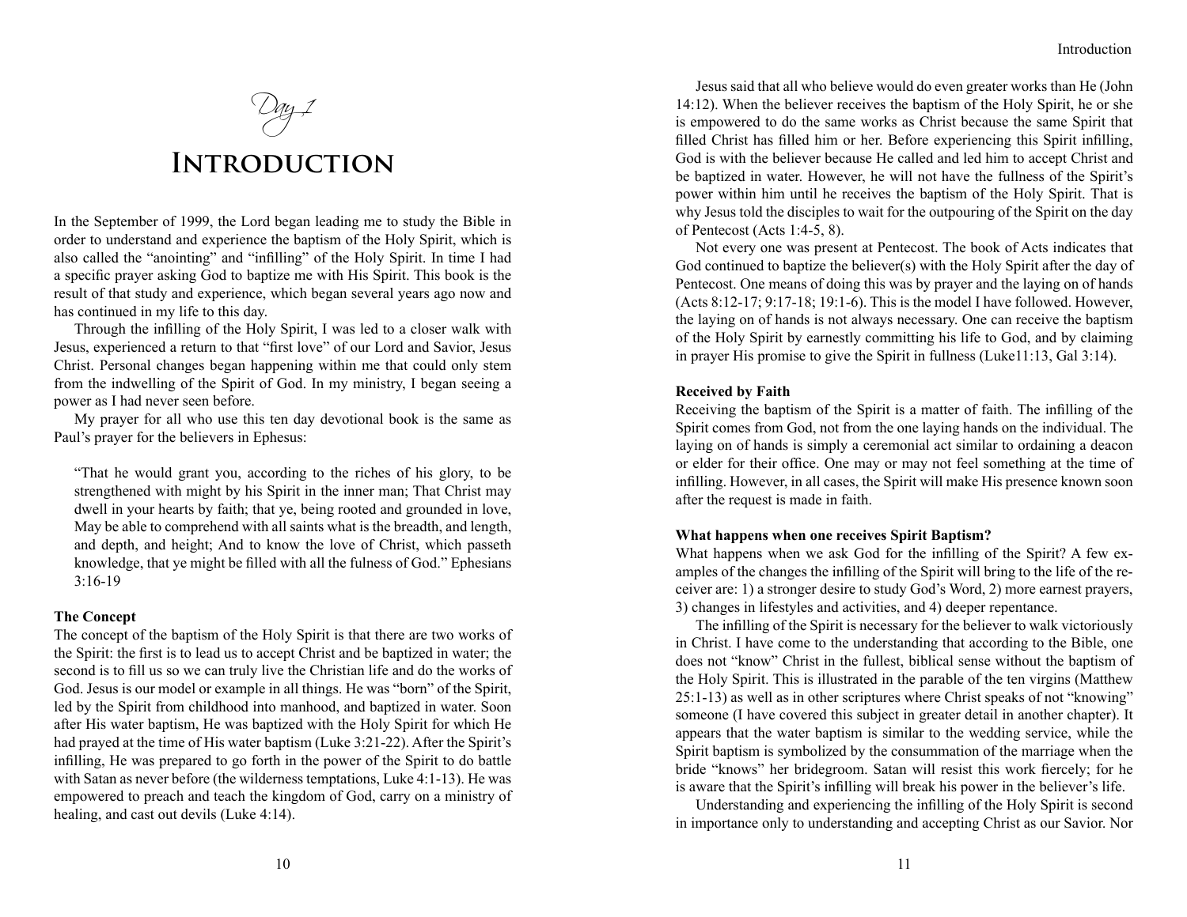*Day 1*

# Introduction

In the September of 1999, the Lord began leading me to study the Bible in order to understand and experience the baptism of the Holy Spirit, which is also called the "anointing" and "infilling" of the Holy Spirit. In time I had a specific prayer asking God to baptize me with His Spirit. This book is the result of that study and experience, which began several years ago now and has continued in my life to this day.

Through the infilling of the Holy Spirit, I was led to a closer walk with Jesus, experienced a return to that "first love" of our Lord and Savior, Jesus Christ. Personal changes began happening within me that could only stem from the indwelling of the Spirit of God. In my ministry, I began seeing a power as I had never seen before.

My prayer for all who use this ten day devotional book is the same as Paul's prayer for the believers in Ephesus:

> "That he would grant you, according to the riches of his glory, to be strengthened with might by his Spirit in the inner man; That Christ may dwell in your hearts by faith; that ye, being rooted and grounded in love, May be able to comprehend with all saints what is the breadth, and length, and depth, and height; And to know the love of Christ, which passeth knowledge, that ye might be filled with all the fulness of God." Ephesians 3:16-19

**The Concept**

The concept of the baptism of the Holy Spirit is that there are two works of the Spirit: the first is to lead us to accept Christ and be baptized in water; the second is to fill us so we can truly live the Christian life and do the works of God. Jesus is our model or example in all things. He was "born" of the Spirit, led by the Spirit from childhood into manhood, and baptized in water. Soon after His water baptism, He was baptized with the Holy Spirit for which He had prayed at the time of His water baptism (Luke 3:21-22). After the Spirit's infilling, He was prepared to go forth in the power of the Spirit to do battle with Satan as never before (the wilderness temptations, Luke 4:1-13). He was empowered to preach and teach the kingdom of God, carry on a ministry of healing, and cast out devils (Luke 4:14).

Jesus said that all who believe would do even greater works than He (John 14:12). When the believer receives the baptism of the Holy Spirit, he or she is empowered to do the same works as Christ because the same Spirit that filled Christ has filled him or her. Before experiencing this Spirit infilling, God is with the believer because He called and led him to accept Christ and be baptized in water. However, he will not have the fullness of the Spirit's power within him until he receives the baptism of the Holy Spirit. That is why Jesus told the disciples to wait for the outpouring of the Spirit on the day of Pentecost (Acts 1:4-5, 8).

Not every one was present at Pentecost. The book of Acts indicates that God continued to baptize the believer(s) with the Holy Spirit after the day of Pentecost. One means of doing this was by prayer and the laying on of hands (Acts 8:12-17; 9:17-18; 19:1-6). This is the model I have followed. However, the laying on of hands is not always necessary. One can receive the baptism of the Holy Spirit by earnestly committing his life to God, and by claiming in prayer His promise to give the Spirit in fullness (Luke11:13, Gal 3:14).

**Received by Faith**

Receiving the baptism of the Spirit is a matter of faith. The infilling of the Spirit comes from God, not from the one laying hands on the individual. The laying on of hands is simply a ceremonial act similar to ordaining a deacon or elder for their office. One may or may not feel something at the time of infilling. However, in all cases, the Spirit will make His presence known soon after the request is made in faith.

**What happens when one receives Spirit Baptism?**

What happens when we ask God for the infilling of the Spirit? A few examples of the changes the infilling of the Spirit will bring to the life of the receiver are: 1) a stronger desire to study God's Word, 2) more earnest prayers, 3) changes in lifestyles and activities, and 4) deeper repentance.

The infilling of the Spirit is necessary for the believer to walk victoriously in Christ. I have come to the understanding that according to the Bible, one does not "know" Christ in the fullest, biblical sense without the baptism of the Holy Spirit. This is illustrated in the parable of the ten virgins (Matthew 25:1-13) as well as in other scriptures where Christ speaks of not "knowing" someone (I have covered this subject in greater detail in another chapter). It appears that the water baptism is similar to the wedding service, while the Spirit baptism is symbolized by the consummation of the marriage when the bride "knows" her bridegroom. Satan will resist this work fiercely; for he is aware that the Spirit's infilling will break his power in the believer's life.

Understanding and experiencing the infilling of the Holy Spirit is second in importance only to understanding and accepting Christ as our Savior. Nor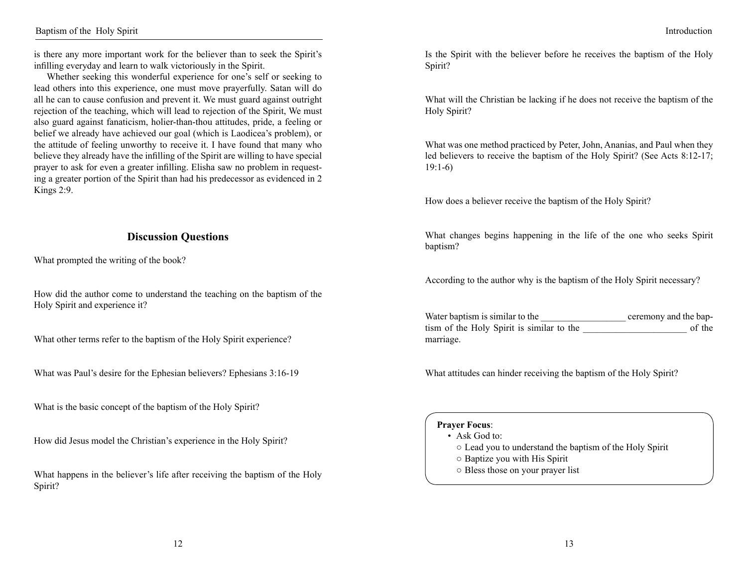is there any more important work for the believer than to seek the Spirit's infilling everyday and learn to walk victoriously in the Spirit.

Whether seeking this wonderful experience for one's self or seeking to lead others into this experience, one must move prayerfully. Satan will do all he can to cause confusion and prevent it. We must guard against outright rejection of the teaching, which will lead to rejection of the Spirit, We must also guard against fanaticism, holier-than-thou attitudes, pride, a feeling or belief we already have achieved our goal (which is Laodicea's problem), or the attitude of feeling unworthy to receive it. I have found that many who believe they already have the infilling of the Spirit are willing to have special prayer to ask for even a greater infilling. Elisha saw no problem in requesting a greater portion of the Spirit than had his predecessor as evidenced in 2 Kings 2:9.

## Discussion Questions

What prompted the writing of the book?

How did the author come to understand the teaching on the baptism of the Holy Spirit and experience it?

What other terms refer to the baptism of the Holy Spirit experience?

What was Paul's desire for the Ephesian believers? Ephesians 3:16-19

What is the basic concept of the baptism of the Holy Spirit?

How did Jesus model the Christian's experience in the Holy Spirit?

What happens in the believer's life after receiving the baptism of the Holy Spirit?

Is the Spirit with the believer before he receives the baptism of the Holy Spirit?

What will the Christian be lacking if he does not receive the baptism of the Holy Spirit?

What was one method practiced by Peter, John, Ananias, and Paul when they led believers to receive the baptism of the Holy Spirit? (See Acts 8:12-17; 19:1-6)

How does a believer receive the baptism of the Holy Spirit?

What changes begins happening in the life of the one who seeks Spirit baptism?

According to the author why is the baptism of the Holy Spirit necessary?

Water baptism is similar to the __________________ ceremony and the baptism of the Holy Spirit is similar to the ______________________ of the marriage.

What attitudes can hinder receiving the baptism of the Holy Spirit?

**Prayer Focus**:

- Ask God to:
  - Lead you to understand the baptism of the Holy Spirit
  - Baptize you with His Spirit
  - Bless those on your prayer list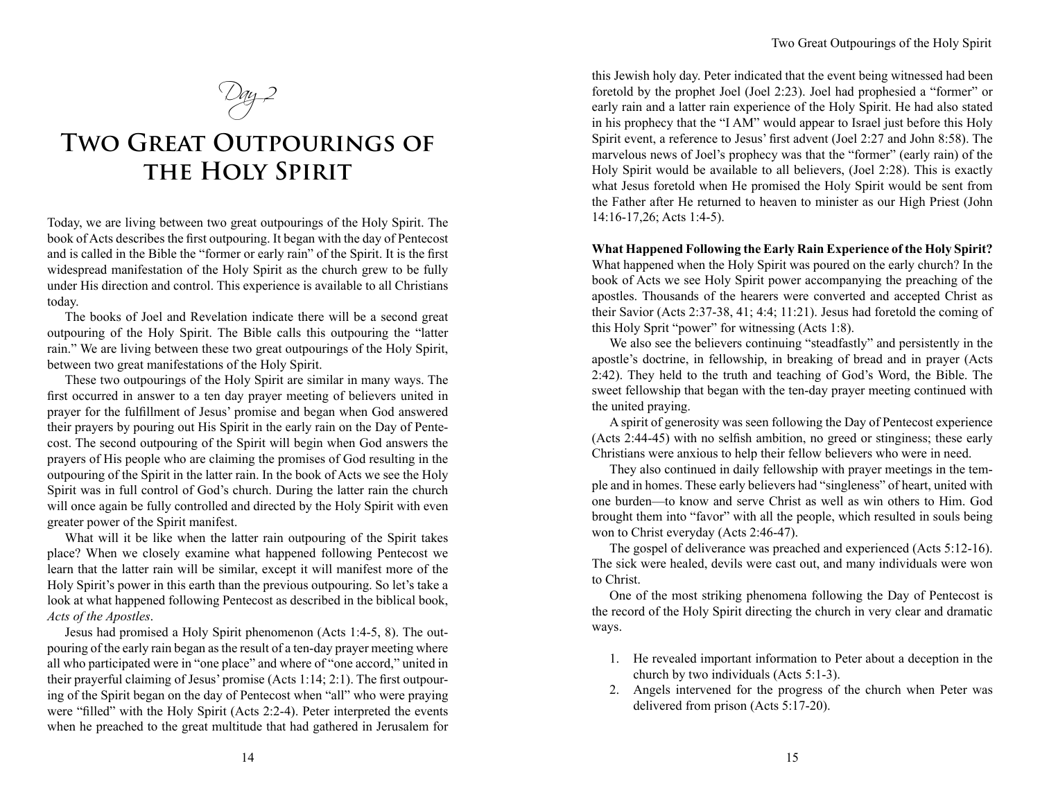*Day 2*

# Two Great Outpourings of the Holy Spirit

Today, we are living between two great outpourings of the Holy Spirit. The book of Acts describes the first outpouring. It began with the day of Pentecost and is called in the Bible the "former or early rain" of the Spirit. It is the first widespread manifestation of the Holy Spirit as the church grew to be fully under His direction and control. This experience is available to all Christians today.

The books of Joel and Revelation indicate there will be a second great outpouring of the Holy Spirit. The Bible calls this outpouring the "latter rain." We are living between these two great outpourings of the Holy Spirit, between two great manifestations of the Holy Spirit.

These two outpourings of the Holy Spirit are similar in many ways. The first occurred in answer to a ten day prayer meeting of believers united in prayer for the fulfillment of Jesus' promise and began when God answered their prayers by pouring out His Spirit in the early rain on the Day of Pentecost. The second outpouring of the Spirit will begin when God answers the prayers of His people who are claiming the promises of God resulting in the outpouring of the Spirit in the latter rain. In the book of Acts we see the Holy Spirit was in full control of God's church. During the latter rain the church will once again be fully controlled and directed by the Holy Spirit with even greater power of the Spirit manifest.

What will it be like when the latter rain outpouring of the Spirit takes place? When we closely examine what happened following Pentecost we learn that the latter rain will be similar, except it will manifest more of the Holy Spirit's power in this earth than the previous outpouring. So let's take a look at what happened following Pentecost as described in the biblical book, *Acts of the Apostles*.

Jesus had promised a Holy Spirit phenomenon (Acts 1:4-5, 8). The outpouring of the early rain began as the result of a ten-day prayer meeting where all who participated were in "one place" and where of "one accord," united in their prayerful claiming of Jesus' promise (Acts 1:14; 2:1). The first outpouring of the Spirit began on the day of Pentecost when "all" who were praying were "filled" with the Holy Spirit (Acts 2:2-4). Peter interpreted the events when he preached to the great multitude that had gathered in Jerusalem for this Jewish holy day. Peter indicated that the event being witnessed had been foretold by the prophet Joel (Joel 2:23). Joel had prophesied a "former" or early rain and a latter rain experience of the Holy Spirit. He had also stated in his prophecy that the "I AM" would appear to Israel just before this Holy Spirit event, a reference to Jesus' first advent (Joel 2:27 and John 8:58). The marvelous news of Joel's prophecy was that the "former" (early rain) of the Holy Spirit would be available to all believers, (Joel 2:28). This is exactly what Jesus foretold when He promised the Holy Spirit would be sent from the Father after He returned to heaven to minister as our High Priest (John 14:16-17,26; Acts 1:4-5).

**What Happened Following the Early Rain Experience of the Holy Spirit?**
What happened when the Holy Spirit was poured on the early church? In the book of Acts we see Holy Spirit power accompanying the preaching of the apostles. Thousands of the hearers were converted and accepted Christ as their Savior (Acts 2:37-38, 41; 4:4; 11:21). Jesus had foretold the coming of this Holy Sprit "power" for witnessing (Acts 1:8).

We also see the believers continuing "steadfastly" and persistently in the apostle's doctrine, in fellowship, in breaking of bread and in prayer (Acts 2:42). They held to the truth and teaching of God's Word, the Bible. The sweet fellowship that began with the ten-day prayer meeting continued with the united praying.

A spirit of generosity was seen following the Day of Pentecost experience (Acts 2:44-45) with no selfish ambition, no greed or stinginess; these early Christians were anxious to help their fellow believers who were in need.

They also continued in daily fellowship with prayer meetings in the temple and in homes. These early believers had "singleness" of heart, united with one burden—to know and serve Christ as well as win others to Him. God brought them into "favor" with all the people, which resulted in souls being won to Christ everyday (Acts 2:46-47).

The gospel of deliverance was preached and experienced (Acts 5:12-16). The sick were healed, devils were cast out, and many individuals were won to Christ.

One of the most striking phenomena following the Day of Pentecost is the record of the Holy Spirit directing the church in very clear and dramatic ways.

1. He revealed important information to Peter about a deception in the church by two individuals (Acts 5:1-3).
2. Angels intervened for the progress of the church when Peter was delivered from prison (Acts 5:17-20).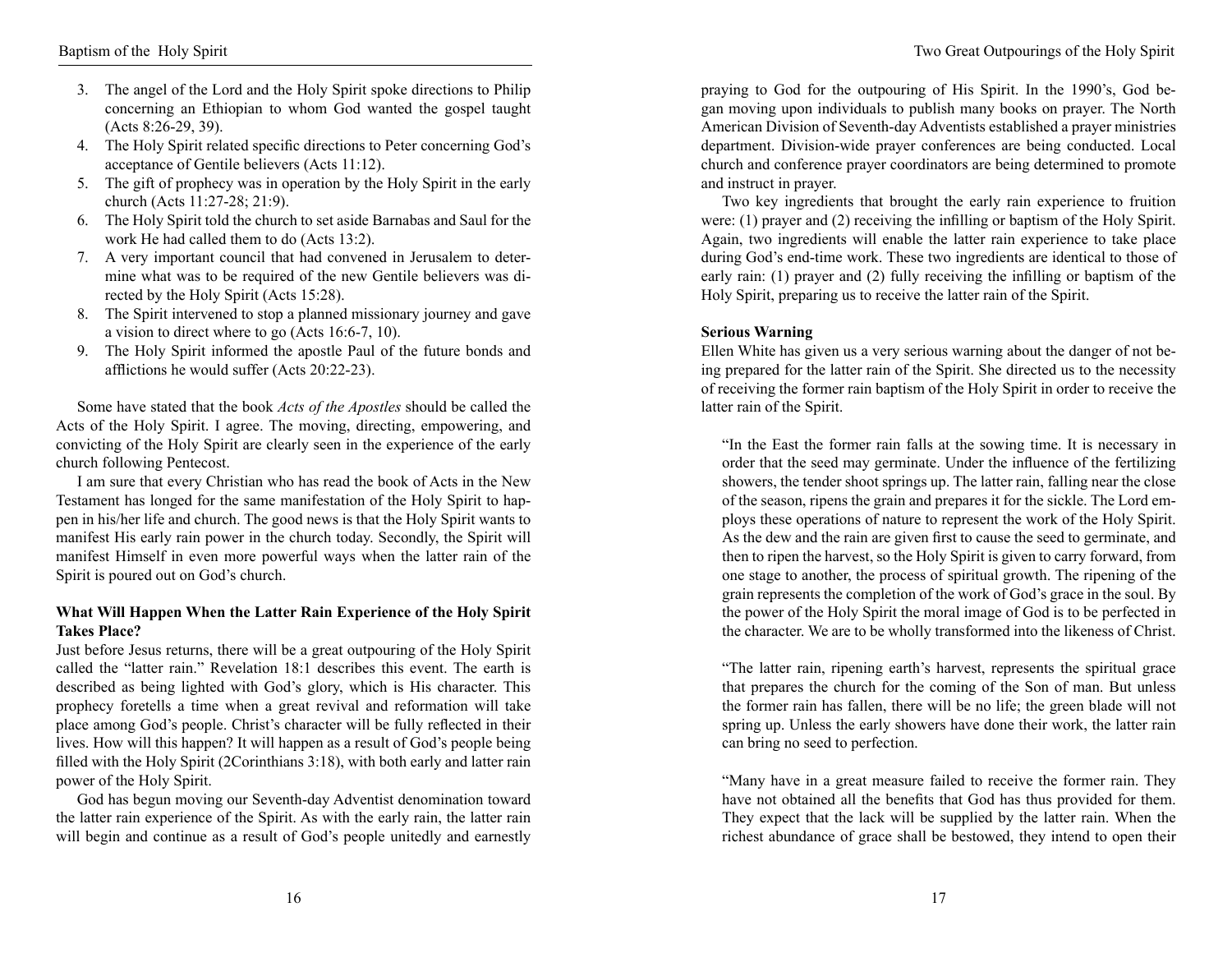3. The angel of the Lord and the Holy Spirit spoke directions to Philip concerning an Ethiopian to whom God wanted the gospel taught (Acts 8:26-29, 39).
4. The Holy Spirit related specific directions to Peter concerning God's acceptance of Gentile believers (Acts 11:12).
5. The gift of prophecy was in operation by the Holy Spirit in the early church (Acts 11:27-28; 21:9).
6. The Holy Spirit told the church to set aside Barnabas and Saul for the work He had called them to do (Acts 13:2).
7. A very important council that had convened in Jerusalem to determine what was to be required of the new Gentile believers was directed by the Holy Spirit (Acts 15:28).
8. The Spirit intervened to stop a planned missionary journey and gave a vision to direct where to go (Acts 16:6-7, 10).
9. The Holy Spirit informed the apostle Paul of the future bonds and afflictions he would suffer (Acts 20:22-23).

Some have stated that the book *Acts of the Apostles* should be called the Acts of the Holy Spirit. I agree. The moving, directing, empowering, and convicting of the Holy Spirit are clearly seen in the experience of the early church following Pentecost.

I am sure that every Christian who has read the book of Acts in the New Testament has longed for the same manifestation of the Holy Spirit to happen in his/her life and church. The good news is that the Holy Spirit wants to manifest His early rain power in the church today. Secondly, the Spirit will manifest Himself in even more powerful ways when the latter rain of the Spirit is poured out on God's church.

**What Will Happen When the Latter Rain Experience of the Holy Spirit Takes Place?**

Just before Jesus returns, there will be a great outpouring of the Holy Spirit called the "latter rain." Revelation 18:1 describes this event. The earth is described as being lighted with God's glory, which is His character. This prophecy foretells a time when a great revival and reformation will take place among God's people. Christ's character will be fully reflected in their lives. How will this happen? It will happen as a result of God's people being filled with the Holy Spirit (2Corinthians 3:18), with both early and latter rain power of the Holy Spirit.

God has begun moving our Seventh-day Adventist denomination toward the latter rain experience of the Spirit. As with the early rain, the latter rain will begin and continue as a result of God's people unitedly and earnestly praying to God for the outpouring of His Spirit. In the 1990's, God began moving upon individuals to publish many books on prayer. The North American Division of Seventh-day Adventists established a prayer ministries department. Division-wide prayer conferences are being conducted. Local church and conference prayer coordinators are being determined to promote and instruct in prayer.

Two key ingredients that brought the early rain experience to fruition were: (1) prayer and (2) receiving the infilling or baptism of the Holy Spirit. Again, two ingredients will enable the latter rain experience to take place during God's end-time work. These two ingredients are identical to those of early rain: (1) prayer and (2) fully receiving the infilling or baptism of the Holy Spirit, preparing us to receive the latter rain of the Spirit.

**Serious Warning**

Ellen White has given us a very serious warning about the danger of not being prepared for the latter rain of the Spirit. She directed us to the necessity of receiving the former rain baptism of the Holy Spirit in order to receive the latter rain of the Spirit.

> "In the East the former rain falls at the sowing time. It is necessary in order that the seed may germinate. Under the influence of the fertilizing showers, the tender shoot springs up. The latter rain, falling near the close of the season, ripens the grain and prepares it for the sickle. The Lord employs these operations of nature to represent the work of the Holy Spirit. As the dew and the rain are given first to cause the seed to germinate, and then to ripen the harvest, so the Holy Spirit is given to carry forward, from one stage to another, the process of spiritual growth. The ripening of the grain represents the completion of the work of God's grace in the soul. By the power of the Holy Spirit the moral image of God is to be perfected in the character. We are to be wholly transformed into the likeness of Christ.
>
> "The latter rain, ripening earth's harvest, represents the spiritual grace that prepares the church for the coming of the Son of man. But unless the former rain has fallen, there will be no life; the green blade will not spring up. Unless the early showers have done their work, the latter rain can bring no seed to perfection.
>
> "Many have in a great measure failed to receive the former rain. They have not obtained all the benefits that God has thus provided for them. They expect that the lack will be supplied by the latter rain. When the richest abundance of grace shall be bestowed, they intend to open their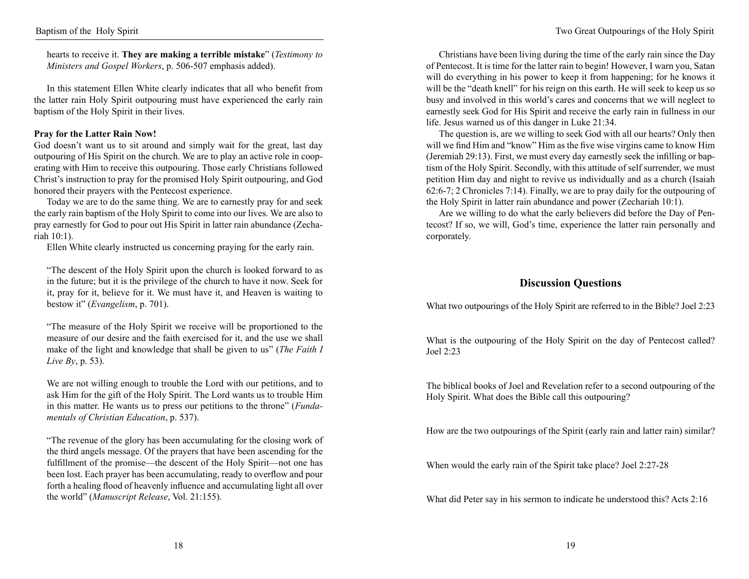hearts to receive it. **They are making a terrible mistake**" (*Testimony to Ministers and Gospel Workers*, p. 506-507 emphasis added).

In this statement Ellen White clearly indicates that all who benefit from the latter rain Holy Spirit outpouring must have experienced the early rain baptism of the Holy Spirit in their lives.

**Pray for the Latter Rain Now!**

God doesn't want us to sit around and simply wait for the great, last day outpouring of His Spirit on the church. We are to play an active role in cooperating with Him to receive this outpouring. Those early Christians followed Christ's instruction to pray for the promised Holy Spirit outpouring, and God honored their prayers with the Pentecost experience.

Today we are to do the same thing. We are to earnestly pray for and seek the early rain baptism of the Holy Spirit to come into our lives. We are also to pray earnestly for God to pour out His Spirit in latter rain abundance (Zechariah 10:1).

Ellen White clearly instructed us concerning praying for the early rain.

> "The descent of the Holy Spirit upon the church is looked forward to as in the future; but it is the privilege of the church to have it now. Seek for it, pray for it, believe for it. We must have it, and Heaven is waiting to bestow it" (*Evangelism*, p. 701).

> "The measure of the Holy Spirit we receive will be proportioned to the measure of our desire and the faith exercised for it, and the use we shall make of the light and knowledge that shall be given to us" (*The Faith I Live By*, p. 53).

> We are not willing enough to trouble the Lord with our petitions, and to ask Him for the gift of the Holy Spirit. The Lord wants us to trouble Him in this matter. He wants us to press our petitions to the throne" (*Fundamentals of Christian Education*, p. 537).

> "The revenue of the glory has been accumulating for the closing work of the third angels message. Of the prayers that have been ascending for the fulfillment of the promise—the descent of the Holy Spirit—not one has been lost. Each prayer has been accumulating, ready to overflow and pour forth a healing flood of heavenly influence and accumulating light all over the world" (*Manuscript Release*, Vol. 21:155).

Christians have been living during the time of the early rain since the Day of Pentecost. It is time for the latter rain to begin! However, I warn you, Satan will do everything in his power to keep it from happening; for he knows it will be the "death knell" for his reign on this earth. He will seek to keep us so busy and involved in this world's cares and concerns that we will neglect to earnestly seek God for His Spirit and receive the early rain in fullness in our life. Jesus warned us of this danger in Luke 21:34.

The question is, are we willing to seek God with all our hearts? Only then will we find Him and "know" Him as the five wise virgins came to know Him (Jeremiah 29:13). First, we must every day earnestly seek the infilling or baptism of the Holy Spirit. Secondly, with this attitude of self surrender, we must petition Him day and night to revive us individually and as a church (Isaiah 62:6-7; 2 Chronicles 7:14). Finally, we are to pray daily for the outpouring of the Holy Spirit in latter rain abundance and power (Zechariah 10:1).

Are we willing to do what the early believers did before the Day of Pentecost? If so, we will, God's time, experience the latter rain personally and corporately.

## Discussion Questions

What two outpourings of the Holy Spirit are referred to in the Bible? Joel 2:23

What is the outpouring of the Holy Spirit on the day of Pentecost called? Joel 2:23

The biblical books of Joel and Revelation refer to a second outpouring of the Holy Spirit. What does the Bible call this outpouring?

How are the two outpourings of the Spirit (early rain and latter rain) similar?

When would the early rain of the Spirit take place? Joel 2:27-28

What did Peter say in his sermon to indicate he understood this? Acts 2:16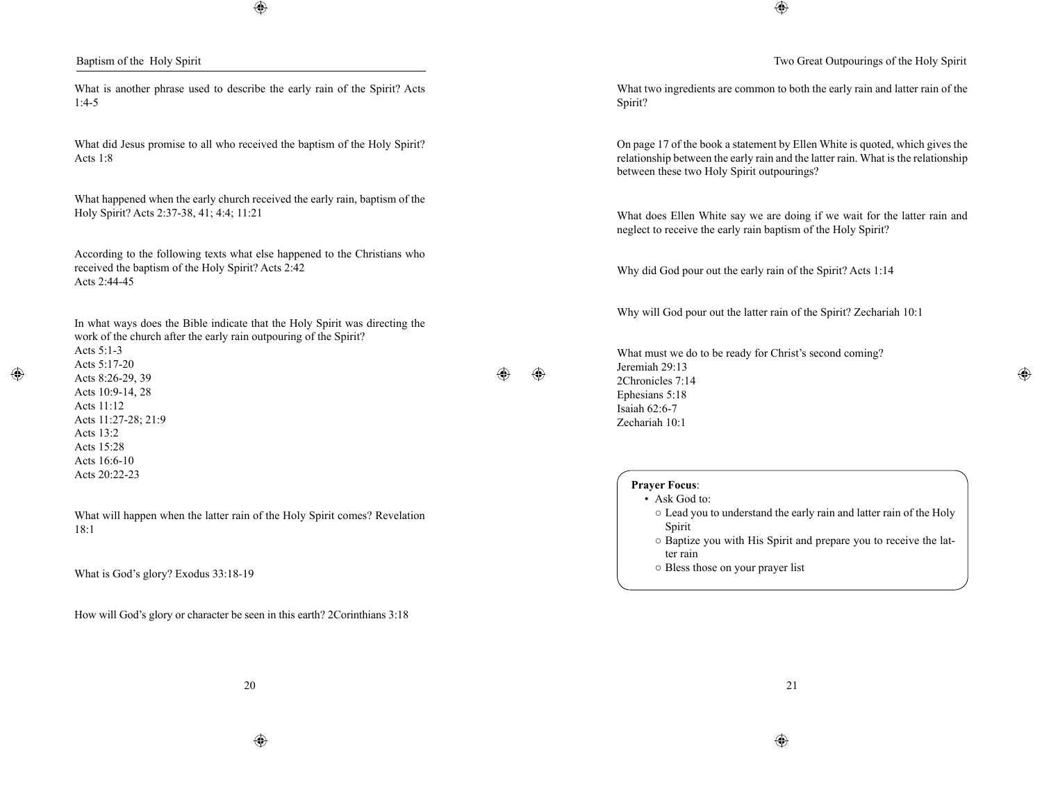What is another phrase used to describe the early rain of the Spirit? Acts 1:4-5

What did Jesus promise to all who received the baptism of the Holy Spirit? Acts 1:8

What happened when the early church received the early rain, baptism of the Holy Spirit? Acts 2:37-38, 41; 4:4; 11:21

According to the following texts what else happened to the Christians who received the baptism of the Holy Spirit? Acts 2:42
Acts 2:44-45

In what ways does the Bible indicate that the Holy Spirit was directing the work of the church after the early rain outpouring of the Spirit?
Acts 5:1-3
Acts 5:17-20
Acts 8:26-29, 39
Acts 10:9-14, 28
Acts 11:12
Acts 11:27-28; 21:9
Acts 13:2
Acts 15:28
Acts 16:6-10
Acts 20:22-23

What will happen when the latter rain of the Holy Spirit comes? Revelation 18:1

What is God's glory? Exodus 33:18-19

How will God's glory or character be seen in this earth? 2Corinthians 3:18

What two ingredients are common to both the early rain and latter rain of the Spirit?

On page 17 of the book a statement by Ellen White is quoted, which gives the relationship between the early rain and the latter rain. What is the relationship between these two Holy Spirit outpourings?

What does Ellen White say we are doing if we wait for the latter rain and neglect to receive the early rain baptism of the Holy Spirit?

Why did God pour out the early rain of the Spirit? Acts 1:14

Why will God pour out the latter rain of the Spirit? Zechariah 10:1

What must we do to be ready for Christ's second coming?
Jeremiah 29:13
2Chronicles 7:14
Ephesians 5:18
Isaiah 62:6-7
Zechariah 10:1

**Prayer Focus**:

- Ask God to:
  - Lead you to understand the early rain and latter rain of the Holy Spirit
  - Baptize you with His Spirit and prepare you to receive the latter rain
  - Bless those on your prayer list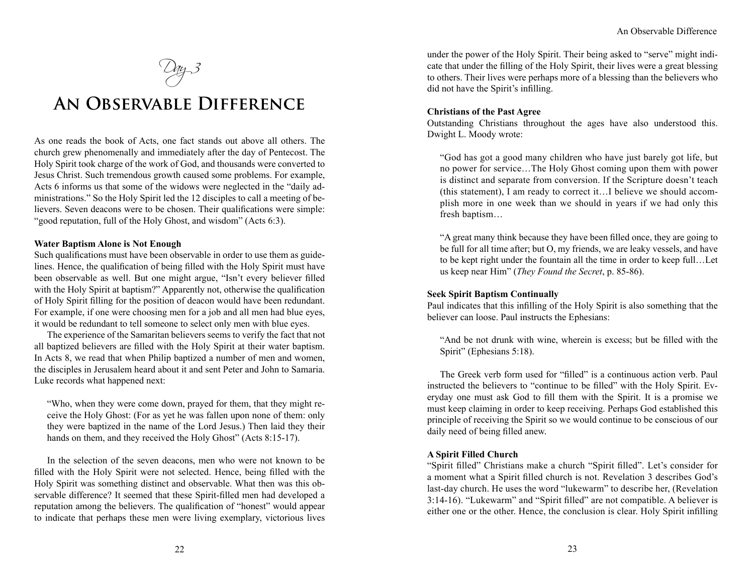*Day 3*

# An Observable Difference

As one reads the book of Acts, one fact stands out above all others. The church grew phenomenally and immediately after the day of Pentecost. The Holy Spirit took charge of the work of God, and thousands were converted to Jesus Christ. Such tremendous growth caused some problems. For example, Acts 6 informs us that some of the widows were neglected in the "daily administrations." So the Holy Spirit led the 12 disciples to call a meeting of believers. Seven deacons were to be chosen. Their qualifications were simple: "good reputation, full of the Holy Ghost, and wisdom" (Acts 6:3).

**Water Baptism Alone is Not Enough**

Such qualifications must have been observable in order to use them as guidelines. Hence, the qualification of being filled with the Holy Spirit must have been observable as well. But one might argue, "Isn't every believer filled with the Holy Spirit at baptism?" Apparently not, otherwise the qualification of Holy Spirit filling for the position of deacon would have been redundant. For example, if one were choosing men for a job and all men had blue eyes, it would be redundant to tell someone to select only men with blue eyes.

The experience of the Samaritan believers seems to verify the fact that not all baptized believers are filled with the Holy Spirit at their water baptism. In Acts 8, we read that when Philip baptized a number of men and women, the disciples in Jerusalem heard about it and sent Peter and John to Samaria. Luke records what happened next:

> "Who, when they were come down, prayed for them, that they might receive the Holy Ghost: (For as yet he was fallen upon none of them: only they were baptized in the name of the Lord Jesus.) Then laid they their hands on them, and they received the Holy Ghost" (Acts 8:15-17).

In the selection of the seven deacons, men who were not known to be filled with the Holy Spirit were not selected. Hence, being filled with the Holy Spirit was something distinct and observable. What then was this observable difference? It seemed that these Spirit-filled men had developed a reputation among the believers. The qualification of "honest" would appear to indicate that perhaps these men were living exemplary, victorious lives under the power of the Holy Spirit. Their being asked to "serve" might indicate that under the filling of the Holy Spirit, their lives were a great blessing to others. Their lives were perhaps more of a blessing than the believers who did not have the Spirit's infilling.

**Christians of the Past Agree**

Outstanding Christians throughout the ages have also understood this. Dwight L. Moody wrote:

> "God has got a good many children who have just barely got life, but no power for service…The Holy Ghost coming upon them with power is distinct and separate from conversion. If the Scripture doesn't teach (this statement), I am ready to correct it…I believe we should accomplish more in one week than we should in years if we had only this fresh baptism…
>
> "A great many think because they have been filled once, they are going to be full for all time after; but O, my friends, we are leaky vessels, and have to be kept right under the fountain all the time in order to keep full…Let us keep near Him" (*They Found the Secret*, p. 85-86).

**Seek Spirit Baptism Continually**

Paul indicates that this infilling of the Holy Spirit is also something that the believer can loose. Paul instructs the Ephesians:

> "And be not drunk with wine, wherein is excess; but be filled with the Spirit" (Ephesians 5:18).

The Greek verb form used for "filled" is a continuous action verb. Paul instructed the believers to "continue to be filled" with the Holy Spirit. Everyday one must ask God to fill them with the Spirit. It is a promise we must keep claiming in order to keep receiving. Perhaps God established this principle of receiving the Spirit so we would continue to be conscious of our daily need of being filled anew.

**A Spirit Filled Church**

"Spirit filled" Christians make a church "Spirit filled". Let's consider for a moment what a Spirit filled church is not. Revelation 3 describes God's last-day church. He uses the word "lukewarm" to describe her, (Revelation 3:14-16). "Lukewarm" and "Spirit filled" are not compatible. A believer is either one or the other. Hence, the conclusion is clear. Holy Spirit infilling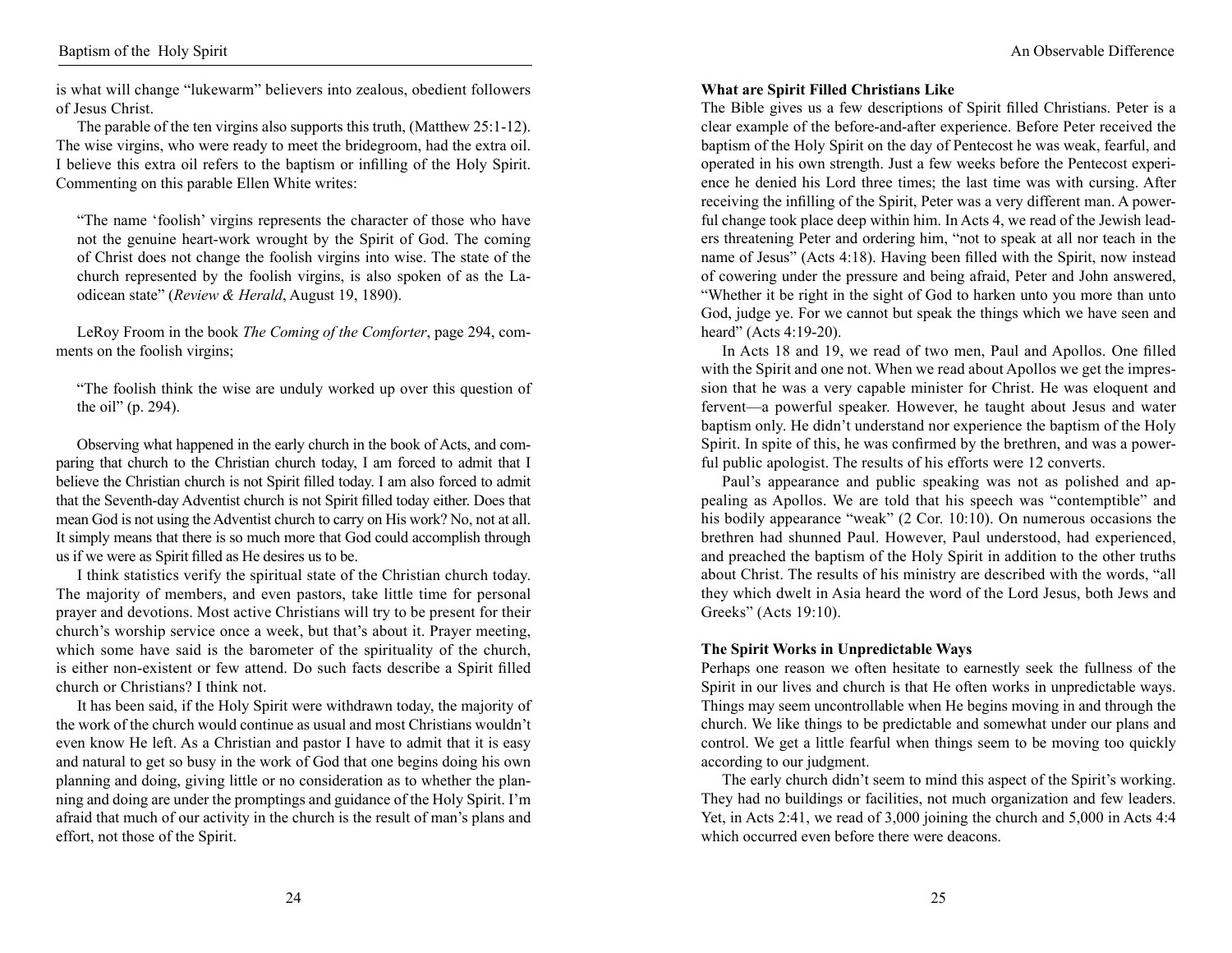is what will change "lukewarm" believers into zealous, obedient followers of Jesus Christ.

The parable of the ten virgins also supports this truth, (Matthew 25:1-12). The wise virgins, who were ready to meet the bridegroom, had the extra oil. I believe this extra oil refers to the baptism or infilling of the Holy Spirit. Commenting on this parable Ellen White writes:

> "The name 'foolish' virgins represents the character of those who have not the genuine heart-work wrought by the Spirit of God. The coming of Christ does not change the foolish virgins into wise. The state of the church represented by the foolish virgins, is also spoken of as the Laodicean state" (*Review & Herald*, August 19, 1890).

LeRoy Froom in the book *The Coming of the Comforter*, page 294, comments on the foolish virgins;

> "The foolish think the wise are unduly worked up over this question of the oil" (p. 294).

Observing what happened in the early church in the book of Acts, and comparing that church to the Christian church today, I am forced to admit that I believe the Christian church is not Spirit filled today. I am also forced to admit that the Seventh-day Adventist church is not Spirit filled today either. Does that mean God is not using the Adventist church to carry on His work? No, not at all. It simply means that there is so much more that God could accomplish through us if we were as Spirit filled as He desires us to be.

I think statistics verify the spiritual state of the Christian church today. The majority of members, and even pastors, take little time for personal prayer and devotions. Most active Christians will try to be present for their church's worship service once a week, but that's about it. Prayer meeting, which some have said is the barometer of the spirituality of the church, is either non-existent or few attend. Do such facts describe a Spirit filled church or Christians? I think not.

It has been said, if the Holy Spirit were withdrawn today, the majority of the work of the church would continue as usual and most Christians wouldn't even know He left. As a Christian and pastor I have to admit that it is easy and natural to get so busy in the work of God that one begins doing his own planning and doing, giving little or no consideration as to whether the planning and doing are under the promptings and guidance of the Holy Spirit. I'm afraid that much of our activity in the church is the result of man's plans and effort, not those of the Spirit.

**What are Spirit Filled Christians Like**

The Bible gives us a few descriptions of Spirit filled Christians. Peter is a clear example of the before-and-after experience. Before Peter received the baptism of the Holy Spirit on the day of Pentecost he was weak, fearful, and operated in his own strength. Just a few weeks before the Pentecost experience he denied his Lord three times; the last time was with cursing. After receiving the infilling of the Spirit, Peter was a very different man. A powerful change took place deep within him. In Acts 4, we read of the Jewish leaders threatening Peter and ordering him, "not to speak at all nor teach in the name of Jesus" (Acts 4:18). Having been filled with the Spirit, now instead of cowering under the pressure and being afraid, Peter and John answered, "Whether it be right in the sight of God to harken unto you more than unto God, judge ye. For we cannot but speak the things which we have seen and heard" (Acts 4:19-20).

In Acts 18 and 19, we read of two men, Paul and Apollos. One filled with the Spirit and one not. When we read about Apollos we get the impression that he was a very capable minister for Christ. He was eloquent and fervent—a powerful speaker. However, he taught about Jesus and water baptism only. He didn't understand nor experience the baptism of the Holy Spirit. In spite of this, he was confirmed by the brethren, and was a powerful public apologist. The results of his efforts were 12 converts.

Paul's appearance and public speaking was not as polished and appealing as Apollos. We are told that his speech was "contemptible" and his bodily appearance "weak" (2 Cor. 10:10). On numerous occasions the brethren had shunned Paul. However, Paul understood, had experienced, and preached the baptism of the Holy Spirit in addition to the other truths about Christ. The results of his ministry are described with the words, "all they which dwelt in Asia heard the word of the Lord Jesus, both Jews and Greeks" (Acts 19:10).

**The Spirit Works in Unpredictable Ways**

Perhaps one reason we often hesitate to earnestly seek the fullness of the Spirit in our lives and church is that He often works in unpredictable ways. Things may seem uncontrollable when He begins moving in and through the church. We like things to be predictable and somewhat under our plans and control. We get a little fearful when things seem to be moving too quickly according to our judgment.

The early church didn't seem to mind this aspect of the Spirit's working. They had no buildings or facilities, not much organization and few leaders. Yet, in Acts 2:41, we read of 3,000 joining the church and 5,000 in Acts 4:4 which occurred even before there were deacons.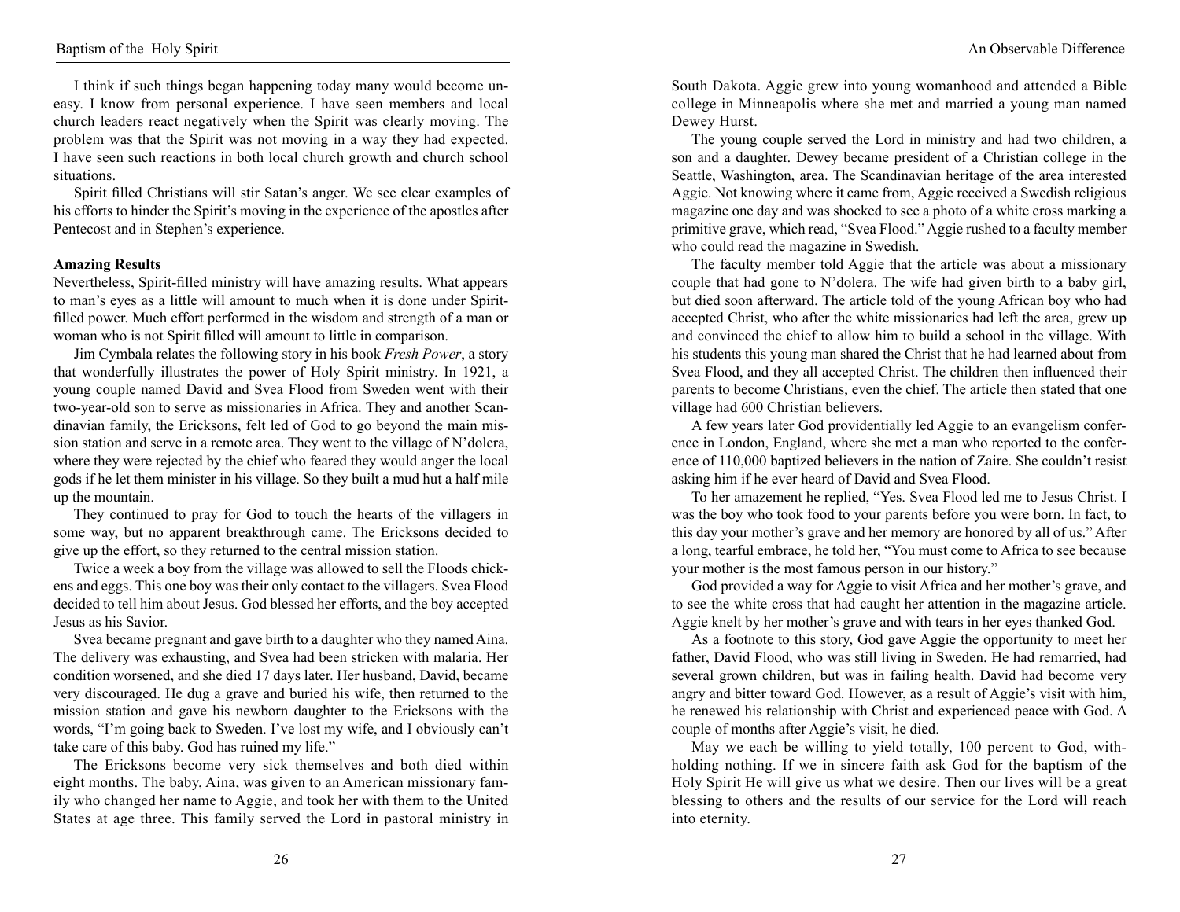I think if such things began happening today many would become uneasy. I know from personal experience. I have seen members and local church leaders react negatively when the Spirit was clearly moving. The problem was that the Spirit was not moving in a way they had expected. I have seen such reactions in both local church growth and church school situations.

Spirit filled Christians will stir Satan's anger. We see clear examples of his efforts to hinder the Spirit's moving in the experience of the apostles after Pentecost and in Stephen's experience.

**Amazing Results**

Nevertheless, Spirit-filled ministry will have amazing results. What appears to man's eyes as a little will amount to much when it is done under Spirit-filled power. Much effort performed in the wisdom and strength of a man or woman who is not Spirit filled will amount to little in comparison.

Jim Cymbala relates the following story in his book *Fresh Power*, a story that wonderfully illustrates the power of Holy Spirit ministry. In 1921, a young couple named David and Svea Flood from Sweden went with their two-year-old son to serve as missionaries in Africa. They and another Scandinavian family, the Ericksons, felt led of God to go beyond the main mission station and serve in a remote area. They went to the village of N'dolera, where they were rejected by the chief who feared they would anger the local gods if he let them minister in his village. So they built a mud hut a half mile up the mountain.

They continued to pray for God to touch the hearts of the villagers in some way, but no apparent breakthrough came. The Ericksons decided to give up the effort, so they returned to the central mission station.

Twice a week a boy from the village was allowed to sell the Floods chickens and eggs. This one boy was their only contact to the villagers. Svea Flood decided to tell him about Jesus. God blessed her efforts, and the boy accepted Jesus as his Savior.

Svea became pregnant and gave birth to a daughter who they named Aina. The delivery was exhausting, and Svea had been stricken with malaria. Her condition worsened, and she died 17 days later. Her husband, David, became very discouraged. He dug a grave and buried his wife, then returned to the mission station and gave his newborn daughter to the Ericksons with the words, "I'm going back to Sweden. I've lost my wife, and I obviously can't take care of this baby. God has ruined my life."

The Ericksons become very sick themselves and both died within eight months. The baby, Aina, was given to an American missionary family who changed her name to Aggie, and took her with them to the United States at age three. This family served the Lord in pastoral ministry in South Dakota. Aggie grew into young womanhood and attended a Bible college in Minneapolis where she met and married a young man named Dewey Hurst.

The young couple served the Lord in ministry and had two children, a son and a daughter. Dewey became president of a Christian college in the Seattle, Washington, area. The Scandinavian heritage of the area interested Aggie. Not knowing where it came from, Aggie received a Swedish religious magazine one day and was shocked to see a photo of a white cross marking a primitive grave, which read, "Svea Flood." Aggie rushed to a faculty member who could read the magazine in Swedish.

The faculty member told Aggie that the article was about a missionary couple that had gone to N'dolera. The wife had given birth to a baby girl, but died soon afterward. The article told of the young African boy who had accepted Christ, who after the white missionaries had left the area, grew up and convinced the chief to allow him to build a school in the village. With his students this young man shared the Christ that he had learned about from Svea Flood, and they all accepted Christ. The children then influenced their parents to become Christians, even the chief. The article then stated that one village had 600 Christian believers.

A few years later God providentially led Aggie to an evangelism conference in London, England, where she met a man who reported to the conference of 110,000 baptized believers in the nation of Zaire. She couldn't resist asking him if he ever heard of David and Svea Flood.

To her amazement he replied, "Yes. Svea Flood led me to Jesus Christ. I was the boy who took food to your parents before you were born. In fact, to this day your mother's grave and her memory are honored by all of us." After a long, tearful embrace, he told her, "You must come to Africa to see because your mother is the most famous person in our history."

God provided a way for Aggie to visit Africa and her mother's grave, and to see the white cross that had caught her attention in the magazine article. Aggie knelt by her mother's grave and with tears in her eyes thanked God.

As a footnote to this story, God gave Aggie the opportunity to meet her father, David Flood, who was still living in Sweden. He had remarried, had several grown children, but was in failing health. David had become very angry and bitter toward God. However, as a result of Aggie's visit with him, he renewed his relationship with Christ and experienced peace with God. A couple of months after Aggie's visit, he died.

May we each be willing to yield totally, 100 percent to God, withholding nothing. If we in sincere faith ask God for the baptism of the Holy Spirit He will give us what we desire. Then our lives will be a great blessing to others and the results of our service for the Lord will reach into eternity.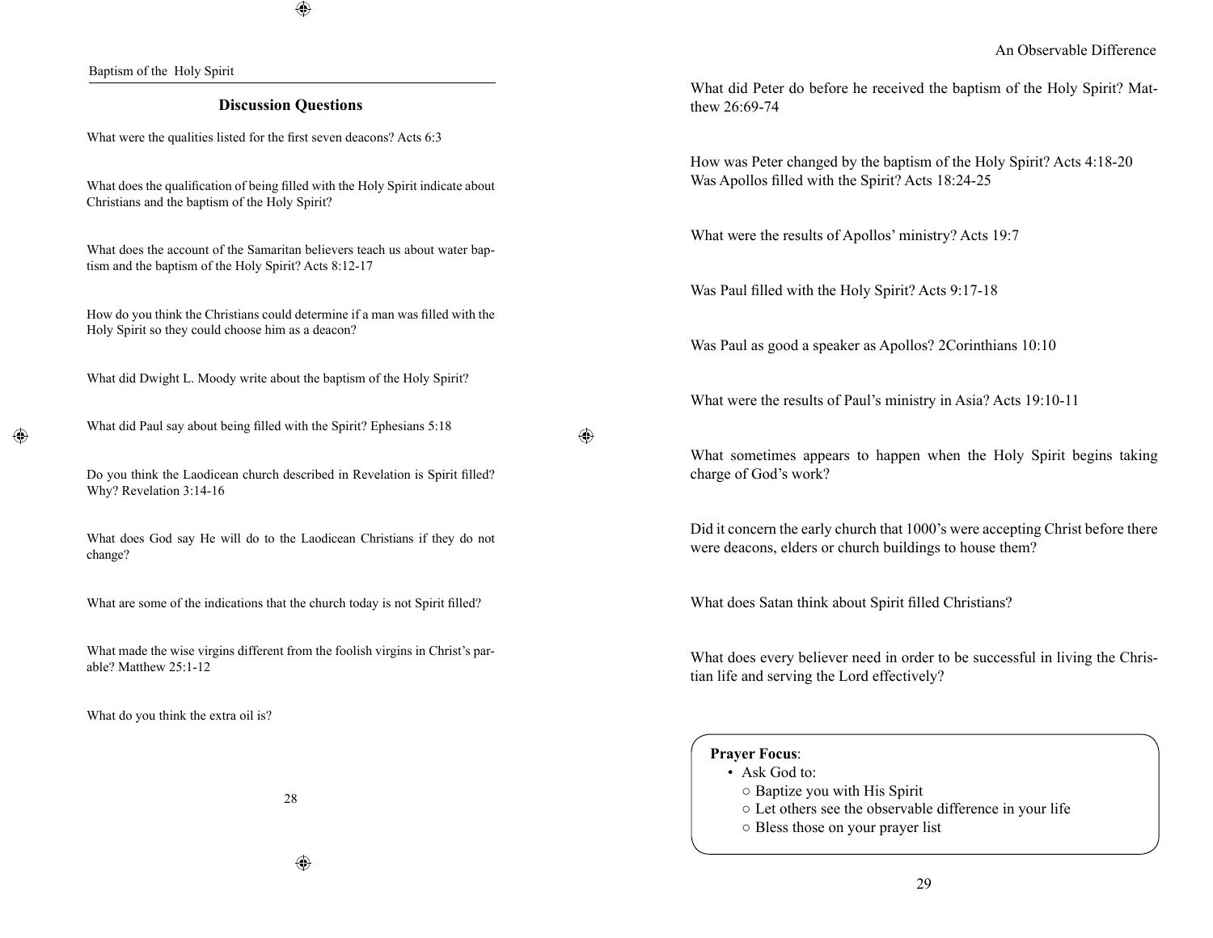## Discussion Questions

What were the qualities listed for the first seven deacons? Acts 6:3

What does the qualification of being filled with the Holy Spirit indicate about Christians and the baptism of the Holy Spirit?

What does the account of the Samaritan believers teach us about water baptism and the baptism of the Holy Spirit? Acts 8:12-17

How do you think the Christians could determine if a man was filled with the Holy Spirit so they could choose him as a deacon?

What did Dwight L. Moody write about the baptism of the Holy Spirit?

What did Paul say about being filled with the Spirit? Ephesians 5:18

Do you think the Laodicean church described in Revelation is Spirit filled? Why? Revelation 3:14-16

What does God say He will do to the Laodicean Christians if they do not change?

What are some of the indications that the church today is not Spirit filled?

What made the wise virgins different from the foolish virgins in Christ's parable? Matthew 25:1-12

What do you think the extra oil is?

What did Peter do before he received the baptism of the Holy Spirit? Matthew 26:69-74

How was Peter changed by the baptism of the Holy Spirit? Acts 4:18-20
Was Apollos filled with the Spirit? Acts 18:24-25

What were the results of Apollos' ministry? Acts 19:7

Was Paul filled with the Holy Spirit? Acts 9:17-18

Was Paul as good a speaker as Apollos? 2Corinthians 10:10

What were the results of Paul's ministry in Asia? Acts 19:10-11

What sometimes appears to happen when the Holy Spirit begins taking charge of God's work?

Did it concern the early church that 1000's were accepting Christ before there were deacons, elders or church buildings to house them?

What does Satan think about Spirit filled Christians?

What does every believer need in order to be successful in living the Christian life and serving the Lord effectively?

**Prayer Focus**:
- Ask God to:
  - Baptize you with His Spirit
  - Let others see the observable difference in your life
  - Bless those on your prayer list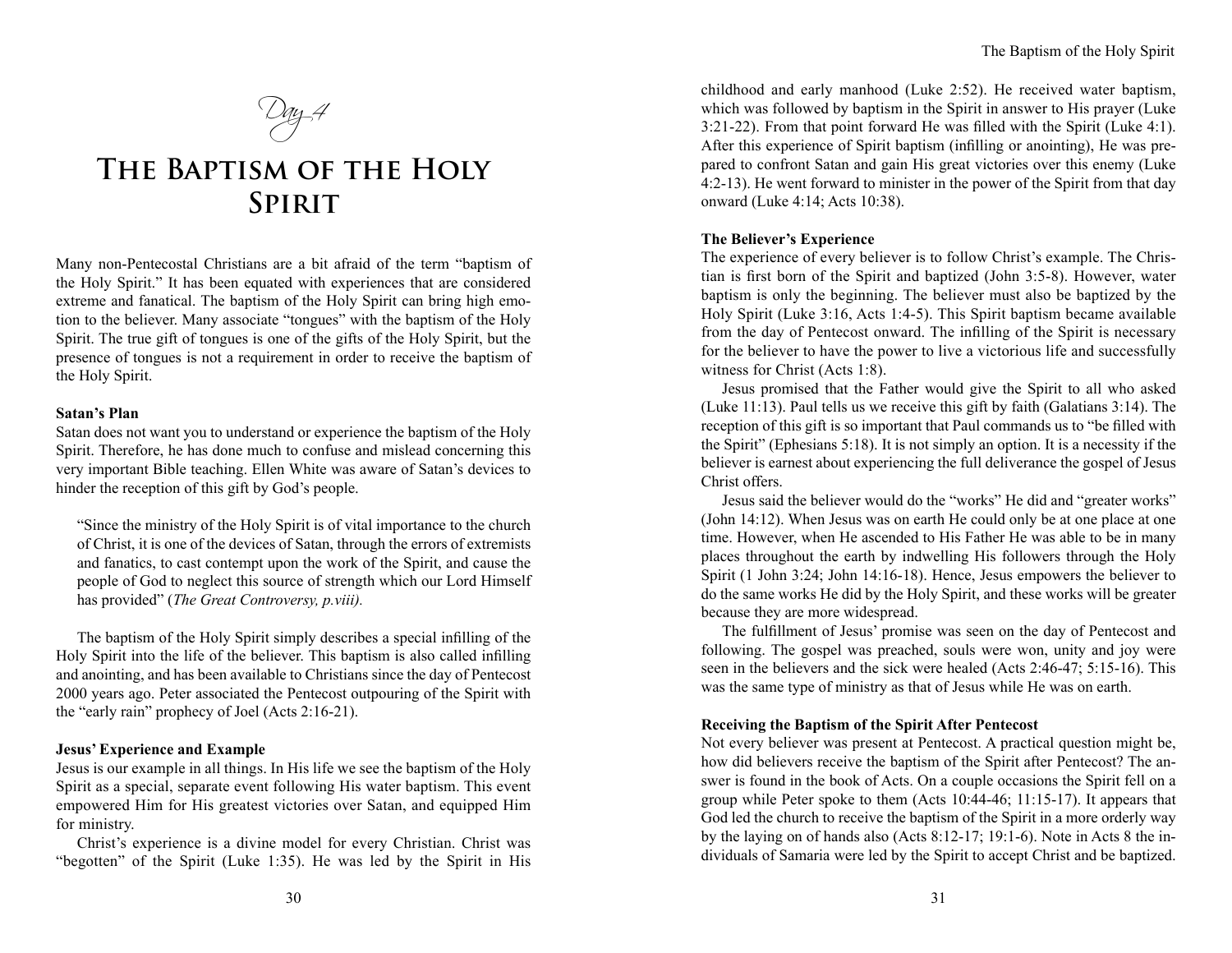*Day 4*

# The Baptism of the Holy Spirit

Many non-Pentecostal Christians are a bit afraid of the term "baptism of the Holy Spirit." It has been equated with experiences that are considered extreme and fanatical. The baptism of the Holy Spirit can bring high emotion to the believer. Many associate "tongues" with the baptism of the Holy Spirit. The true gift of tongues is one of the gifts of the Holy Spirit, but the presence of tongues is not a requirement in order to receive the baptism of the Holy Spirit.

**Satan's Plan**

Satan does not want you to understand or experience the baptism of the Holy Spirit. Therefore, he has done much to confuse and mislead concerning this very important Bible teaching. Ellen White was aware of Satan's devices to hinder the reception of this gift by God's people.

> "Since the ministry of the Holy Spirit is of vital importance to the church of Christ, it is one of the devices of Satan, through the errors of extremists and fanatics, to cast contempt upon the work of the Spirit, and cause the people of God to neglect this source of strength which our Lord Himself has provided" (*The Great Controversy, p.viii).*

The baptism of the Holy Spirit simply describes a special infilling of the Holy Spirit into the life of the believer. This baptism is also called infilling and anointing, and has been available to Christians since the day of Pentecost 2000 years ago. Peter associated the Pentecost outpouring of the Spirit with the "early rain" prophecy of Joel (Acts 2:16-21).

**Jesus' Experience and Example**

Jesus is our example in all things. In His life we see the baptism of the Holy Spirit as a special, separate event following His water baptism. This event empowered Him for His greatest victories over Satan, and equipped Him for ministry.

Christ's experience is a divine model for every Christian. Christ was "begotten" of the Spirit (Luke 1:35). He was led by the Spirit in His childhood and early manhood (Luke 2:52). He received water baptism, which was followed by baptism in the Spirit in answer to His prayer (Luke 3:21-22). From that point forward He was filled with the Spirit (Luke 4:1). After this experience of Spirit baptism (infilling or anointing), He was prepared to confront Satan and gain His great victories over this enemy (Luke 4:2-13). He went forward to minister in the power of the Spirit from that day onward (Luke 4:14; Acts 10:38).

**The Believer's Experience**

The experience of every believer is to follow Christ's example. The Christian is first born of the Spirit and baptized (John 3:5-8). However, water baptism is only the beginning. The believer must also be baptized by the Holy Spirit (Luke 3:16, Acts 1:4-5). This Spirit baptism became available from the day of Pentecost onward. The infilling of the Spirit is necessary for the believer to have the power to live a victorious life and successfully witness for Christ (Acts 1:8).

Jesus promised that the Father would give the Spirit to all who asked (Luke 11:13). Paul tells us we receive this gift by faith (Galatians 3:14). The reception of this gift is so important that Paul commands us to "be filled with the Spirit" (Ephesians 5:18). It is not simply an option. It is a necessity if the believer is earnest about experiencing the full deliverance the gospel of Jesus Christ offers.

Jesus said the believer would do the "works" He did and "greater works" (John 14:12). When Jesus was on earth He could only be at one place at one time. However, when He ascended to His Father He was able to be in many places throughout the earth by indwelling His followers through the Holy Spirit (1 John 3:24; John 14:16-18). Hence, Jesus empowers the believer to do the same works He did by the Holy Spirit, and these works will be greater because they are more widespread.

The fulfillment of Jesus' promise was seen on the day of Pentecost and following. The gospel was preached, souls were won, unity and joy were seen in the believers and the sick were healed (Acts 2:46-47; 5:15-16). This was the same type of ministry as that of Jesus while He was on earth.

**Receiving the Baptism of the Spirit After Pentecost**

Not every believer was present at Pentecost. A practical question might be, how did believers receive the baptism of the Spirit after Pentecost? The answer is found in the book of Acts. On a couple occasions the Spirit fell on a group while Peter spoke to them (Acts 10:44-46; 11:15-17). It appears that God led the church to receive the baptism of the Spirit in a more orderly way by the laying on of hands also (Acts 8:12-17; 19:1-6). Note in Acts 8 the individuals of Samaria were led by the Spirit to accept Christ and be baptized.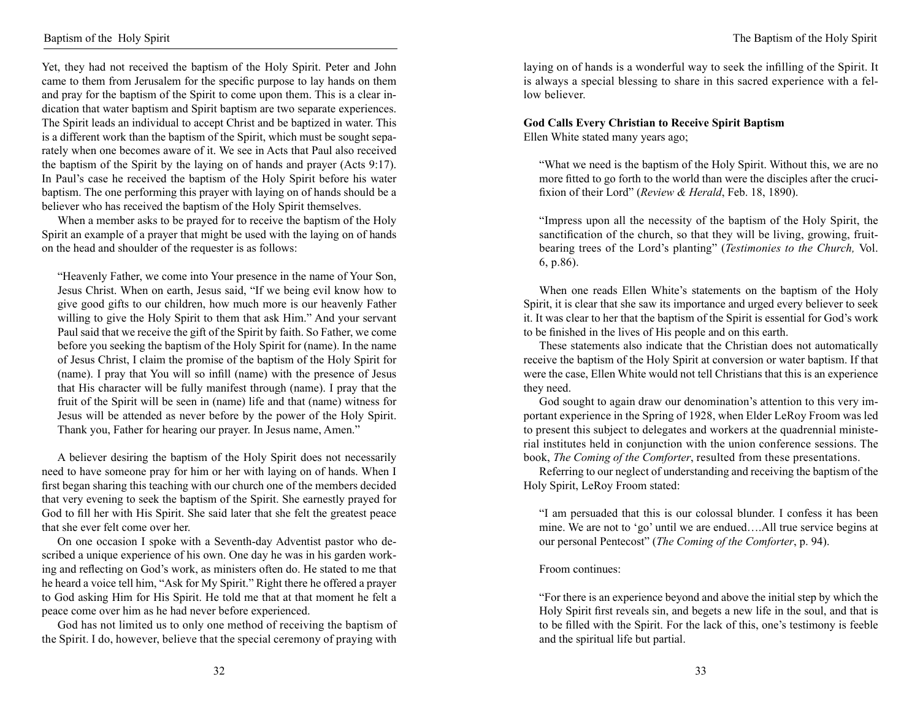Yet, they had not received the baptism of the Holy Spirit. Peter and John came to them from Jerusalem for the specific purpose to lay hands on them and pray for the baptism of the Spirit to come upon them. This is a clear indication that water baptism and Spirit baptism are two separate experiences. The Spirit leads an individual to accept Christ and be baptized in water. This is a different work than the baptism of the Spirit, which must be sought separately when one becomes aware of it. We see in Acts that Paul also received the baptism of the Spirit by the laying on of hands and prayer (Acts 9:17). In Paul's case he received the baptism of the Holy Spirit before his water baptism. The one performing this prayer with laying on of hands should be a believer who has received the baptism of the Holy Spirit themselves.

When a member asks to be prayed for to receive the baptism of the Holy Spirit an example of a prayer that might be used with the laying on of hands on the head and shoulder of the requester is as follows:

> "Heavenly Father, we come into Your presence in the name of Your Son, Jesus Christ. When on earth, Jesus said, "If we being evil know how to give good gifts to our children, how much more is our heavenly Father willing to give the Holy Spirit to them that ask Him." And your servant Paul said that we receive the gift of the Spirit by faith. So Father, we come before you seeking the baptism of the Holy Spirit for (name). In the name of Jesus Christ, I claim the promise of the baptism of the Holy Spirit for (name). I pray that You will so infill (name) with the presence of Jesus that His character will be fully manifest through (name). I pray that the fruit of the Spirit will be seen in (name) life and that (name) witness for Jesus will be attended as never before by the power of the Holy Spirit. Thank you, Father for hearing our prayer. In Jesus name, Amen."

A believer desiring the baptism of the Holy Spirit does not necessarily need to have someone pray for him or her with laying on of hands. When I first began sharing this teaching with our church one of the members decided that very evening to seek the baptism of the Spirit. She earnestly prayed for God to fill her with His Spirit. She said later that she felt the greatest peace that she ever felt come over her.

On one occasion I spoke with a Seventh-day Adventist pastor who described a unique experience of his own. One day he was in his garden working and reflecting on God's work, as ministers often do. He stated to me that he heard a voice tell him, "Ask for My Spirit." Right there he offered a prayer to God asking Him for His Spirit. He told me that at that moment he felt a peace come over him as he had never before experienced.

God has not limited us to only one method of receiving the baptism of the Spirit. I do, however, believe that the special ceremony of praying with laying on of hands is a wonderful way to seek the infilling of the Spirit. It is always a special blessing to share in this sacred experience with a fellow believer.

**God Calls Every Christian to Receive Spirit Baptism**

Ellen White stated many years ago;

> "What we need is the baptism of the Holy Spirit. Without this, we are no more fitted to go forth to the world than were the disciples after the crucifixion of their Lord" (*Review & Herald*, Feb. 18, 1890).

> "Impress upon all the necessity of the baptism of the Holy Spirit, the sanctification of the church, so that they will be living, growing, fruit-bearing trees of the Lord's planting" (*Testimonies to the Church,* Vol. 6, p.86).

When one reads Ellen White's statements on the baptism of the Holy Spirit, it is clear that she saw its importance and urged every believer to seek it. It was clear to her that the baptism of the Spirit is essential for God's work to be finished in the lives of His people and on this earth.

These statements also indicate that the Christian does not automatically receive the baptism of the Holy Spirit at conversion or water baptism. If that were the case, Ellen White would not tell Christians that this is an experience they need.

God sought to again draw our denomination's attention to this very important experience in the Spring of 1928, when Elder LeRoy Froom was led to present this subject to delegates and workers at the quadrennial ministerial institutes held in conjunction with the union conference sessions. The book, *The Coming of the Comforter*, resulted from these presentations.

Referring to our neglect of understanding and receiving the baptism of the Holy Spirit, LeRoy Froom stated:

> "I am persuaded that this is our colossal blunder. I confess it has been mine. We are not to 'go' until we are endued….All true service begins at our personal Pentecost" (*The Coming of the Comforter*, p. 94).

Froom continues:

> "For there is an experience beyond and above the initial step by which the Holy Spirit first reveals sin, and begets a new life in the soul, and that is to be filled with the Spirit. For the lack of this, one's testimony is feeble and the spiritual life but partial.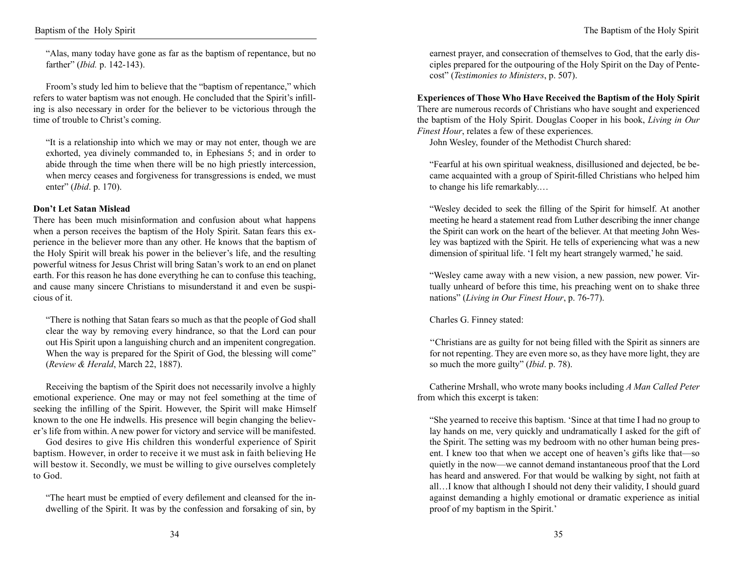"Alas, many today have gone as far as the baptism of repentance, but no farther" (*Ibid.* p. 142-143).

Froom's study led him to believe that the "baptism of repentance," which refers to water baptism was not enough. He concluded that the Spirit's infilling is also necessary in order for the believer to be victorious through the time of trouble to Christ's coming.

"It is a relationship into which we may or may not enter, though we are exhorted, yea divinely commanded to, in Ephesians 5; and in order to abide through the time when there will be no high priestly intercession, when mercy ceases and forgiveness for transgressions is ended, we must enter" (*Ibid*. p. 170).

**Don't Let Satan Mislead**

There has been much misinformation and confusion about what happens when a person receives the baptism of the Holy Spirit. Satan fears this experience in the believer more than any other. He knows that the baptism of the Holy Spirit will break his power in the believer's life, and the resulting powerful witness for Jesus Christ will bring Satan's work to an end on planet earth. For this reason he has done everything he can to confuse this teaching, and cause many sincere Christians to misunderstand it and even be suspicious of it.

"There is nothing that Satan fears so much as that the people of God shall clear the way by removing every hindrance, so that the Lord can pour out His Spirit upon a languishing church and an impenitent congregation. When the way is prepared for the Spirit of God, the blessing will come" (*Review & Herald*, March 22, 1887).

Receiving the baptism of the Spirit does not necessarily involve a highly emotional experience. One may or may not feel something at the time of seeking the infilling of the Spirit. However, the Spirit will make Himself known to the one He indwells. His presence will begin changing the believer's life from within. A new power for victory and service will be manifested.

God desires to give His children this wonderful experience of Spirit baptism. However, in order to receive it we must ask in faith believing He will bestow it. Secondly, we must be willing to give ourselves completely to God.

"The heart must be emptied of every defilement and cleansed for the indwelling of the Spirit. It was by the confession and forsaking of sin, by earnest prayer, and consecration of themselves to God, that the early disciples prepared for the outpouring of the Holy Spirit on the Day of Pentecost" (*Testimonies to Ministers*, p. 507).

**Experiences of Those Who Have Received the Baptism of the Holy Spirit**

There are numerous records of Christians who have sought and experienced the baptism of the Holy Spirit. Douglas Cooper in his book, *Living in Our Finest Hour*, relates a few of these experiences.

John Wesley, founder of the Methodist Church shared:

"Fearful at his own spiritual weakness, disillusioned and dejected, be became acquainted with a group of Spirit-filled Christians who helped him to change his life remarkably.…

"Wesley decided to seek the filling of the Spirit for himself. At another meeting he heard a statement read from Luther describing the inner change the Spirit can work on the heart of the believer. At that meeting John Wesley was baptized with the Spirit. He tells of experiencing what was a new dimension of spiritual life. 'I felt my heart strangely warmed,' he said.

"Wesley came away with a new vision, a new passion, new power. Virtually unheard of before this time, his preaching went on to shake three nations" (*Living in Our Finest Hour*, p. 76-77).

Charles G. Finney stated:

"Christians are as guilty for not being filled with the Spirit as sinners are for not repenting. They are even more so, as they have more light, they are so much the more guilty" (*Ibid*. p. 78).

Catherine Mrshall, who wrote many books including *A Man Called Peter* from which this excerpt is taken:

"She yearned to receive this baptism. 'Since at that time I had no group to lay hands on me, very quickly and undramatically I asked for the gift of the Spirit. The setting was my bedroom with no other human being present. I knew too that when we accept one of heaven's gifts like that—so quietly in the now—we cannot demand instantaneous proof that the Lord has heard and answered. For that would be walking by sight, not faith at all…I know that although I should not deny their validity, I should guard against demanding a highly emotional or dramatic experience as initial proof of my baptism in the Spirit.'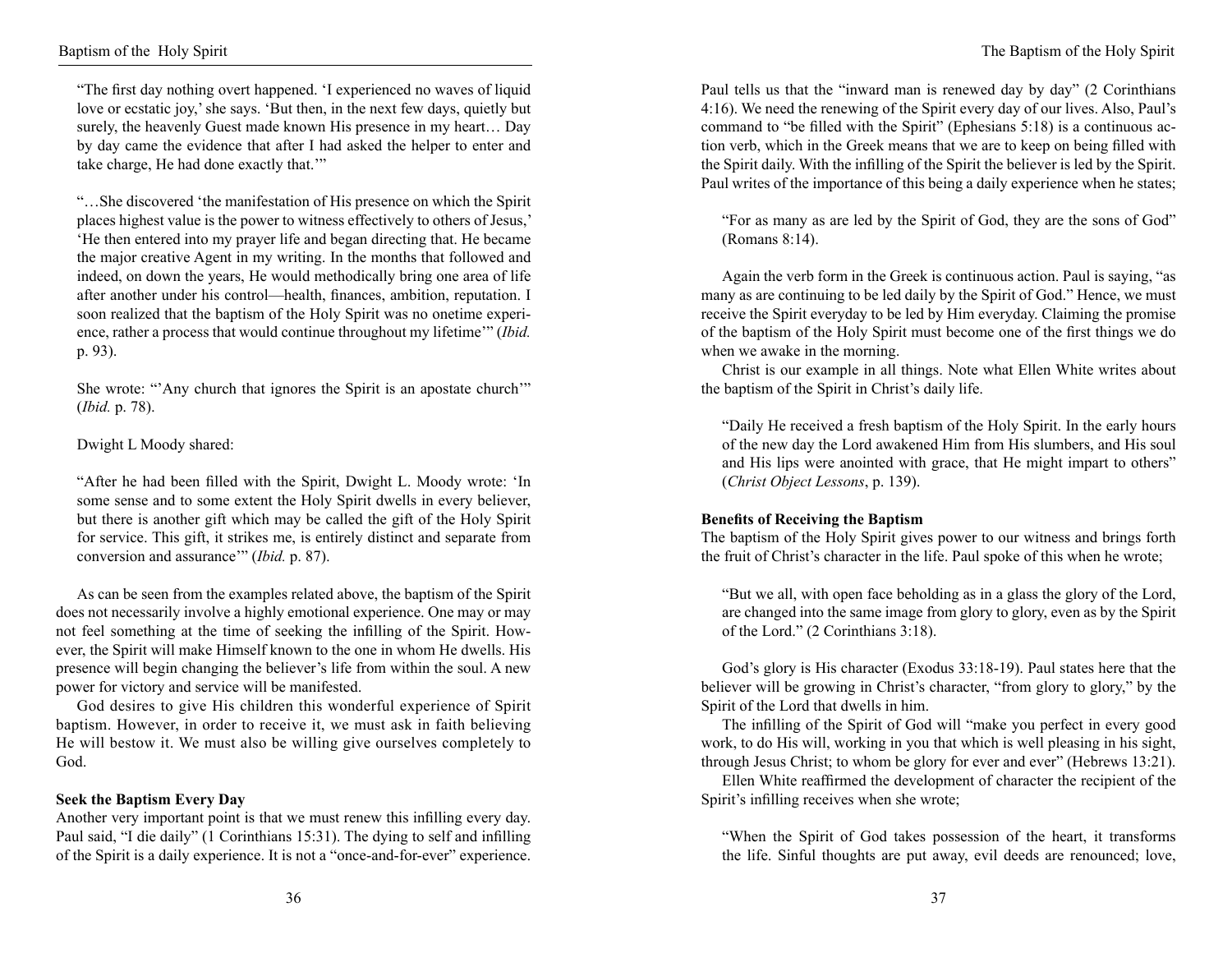"The first day nothing overt happened. 'I experienced no waves of liquid love or ecstatic joy,' she says. 'But then, in the next few days, quietly but surely, the heavenly Guest made known His presence in my heart… Day by day came the evidence that after I had asked the helper to enter and take charge, He had done exactly that.'"

"…She discovered 'the manifestation of His presence on which the Spirit places highest value is the power to witness effectively to others of Jesus,' 'He then entered into my prayer life and began directing that. He became the major creative Agent in my writing. In the months that followed and indeed, on down the years, He would methodically bring one area of life after another under his control—health, finances, ambition, reputation. I soon realized that the baptism of the Holy Spirit was no onetime experience, rather a process that would continue throughout my lifetime'" (*Ibid.* p. 93).

She wrote: "'Any church that ignores the Spirit is an apostate church'" (*Ibid.* p. 78).

Dwight L Moody shared:

"After he had been filled with the Spirit, Dwight L. Moody wrote: 'In some sense and to some extent the Holy Spirit dwells in every believer, but there is another gift which may be called the gift of the Holy Spirit for service. This gift, it strikes me, is entirely distinct and separate from conversion and assurance'" (*Ibid.* p. 87).

As can be seen from the examples related above, the baptism of the Spirit does not necessarily involve a highly emotional experience. One may or may not feel something at the time of seeking the infilling of the Spirit. However, the Spirit will make Himself known to the one in whom He dwells. His presence will begin changing the believer's life from within the soul. A new power for victory and service will be manifested.

God desires to give His children this wonderful experience of Spirit baptism. However, in order to receive it, we must ask in faith believing He will bestow it. We must also be willing give ourselves completely to God.

**Seek the Baptism Every Day**

Another very important point is that we must renew this infilling every day. Paul said, "I die daily" (1 Corinthians 15:31). The dying to self and infilling of the Spirit is a daily experience. It is not a "once-and-for-ever" experience. Paul tells us that the "inward man is renewed day by day" (2 Corinthians 4:16). We need the renewing of the Spirit every day of our lives. Also, Paul's command to "be filled with the Spirit" (Ephesians 5:18) is a continuous action verb, which in the Greek means that we are to keep on being filled with the Spirit daily. With the infilling of the Spirit the believer is led by the Spirit. Paul writes of the importance of this being a daily experience when he states;

"For as many as are led by the Spirit of God, they are the sons of God" (Romans 8:14).

Again the verb form in the Greek is continuous action. Paul is saying, "as many as are continuing to be led daily by the Spirit of God." Hence, we must receive the Spirit everyday to be led by Him everyday. Claiming the promise of the baptism of the Holy Spirit must become one of the first things we do when we awake in the morning.

Christ is our example in all things. Note what Ellen White writes about the baptism of the Spirit in Christ's daily life.

"Daily He received a fresh baptism of the Holy Spirit. In the early hours of the new day the Lord awakened Him from His slumbers, and His soul and His lips were anointed with grace, that He might impart to others" (*Christ Object Lessons*, p. 139).

**Benefits of Receiving the Baptism**

The baptism of the Holy Spirit gives power to our witness and brings forth the fruit of Christ's character in the life. Paul spoke of this when he wrote;

"But we all, with open face beholding as in a glass the glory of the Lord, are changed into the same image from glory to glory, even as by the Spirit of the Lord." (2 Corinthians 3:18).

God's glory is His character (Exodus 33:18-19). Paul states here that the believer will be growing in Christ's character, "from glory to glory," by the Spirit of the Lord that dwells in him.

The infilling of the Spirit of God will "make you perfect in every good work, to do His will, working in you that which is well pleasing in his sight, through Jesus Christ; to whom be glory for ever and ever" (Hebrews 13:21).

Ellen White reaffirmed the development of character the recipient of the Spirit's infilling receives when she wrote;

"When the Spirit of God takes possession of the heart, it transforms the life. Sinful thoughts are put away, evil deeds are renounced; love,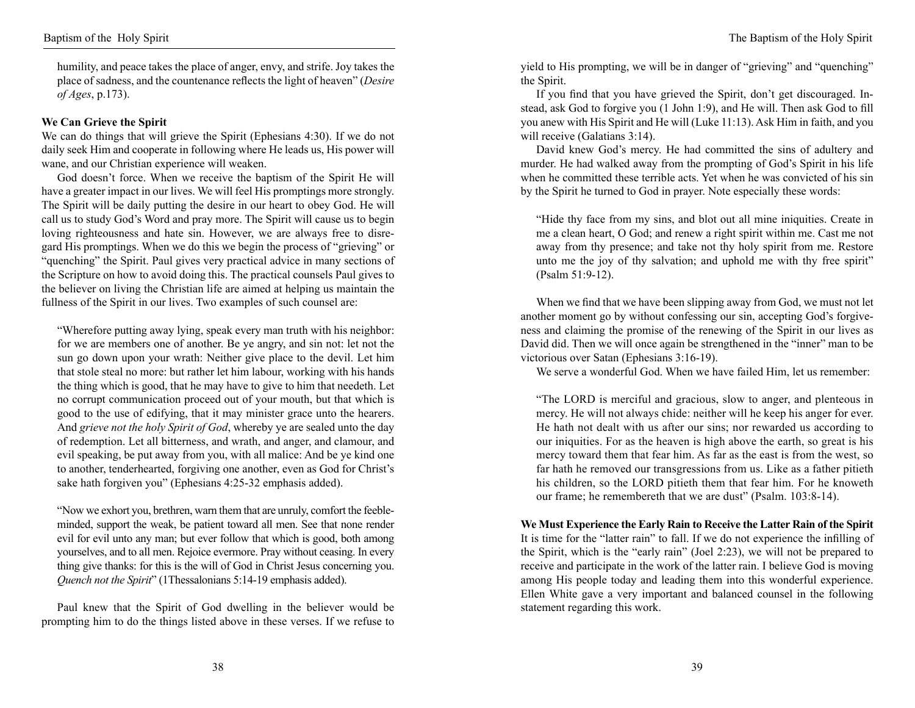humility, and peace takes the place of anger, envy, and strife. Joy takes the place of sadness, and the countenance reflects the light of heaven" (*Desire of Ages*, p.173).

**We Can Grieve the Spirit**

We can do things that will grieve the Spirit (Ephesians 4:30). If we do not daily seek Him and cooperate in following where He leads us, His power will wane, and our Christian experience will weaken.

God doesn't force. When we receive the baptism of the Spirit He will have a greater impact in our lives. We will feel His promptings more strongly. The Spirit will be daily putting the desire in our heart to obey God. He will call us to study God's Word and pray more. The Spirit will cause us to begin loving righteousness and hate sin. However, we are always free to disregard His promptings. When we do this we begin the process of "grieving" or "quenching" the Spirit. Paul gives very practical advice in many sections of the Scripture on how to avoid doing this. The practical counsels Paul gives to the believer on living the Christian life are aimed at helping us maintain the fullness of the Spirit in our lives. Two examples of such counsel are:

> "Wherefore putting away lying, speak every man truth with his neighbor: for we are members one of another. Be ye angry, and sin not: let not the sun go down upon your wrath: Neither give place to the devil. Let him that stole steal no more: but rather let him labour, working with his hands the thing which is good, that he may have to give to him that needeth. Let no corrupt communication proceed out of your mouth, but that which is good to the use of edifying, that it may minister grace unto the hearers. And *grieve not the holy Spirit of God*, whereby ye are sealed unto the day of redemption. Let all bitterness, and wrath, and anger, and clamour, and evil speaking, be put away from you, with all malice: And be ye kind one to another, tenderhearted, forgiving one another, even as God for Christ's sake hath forgiven you" (Ephesians 4:25-32 emphasis added).

> "Now we exhort you, brethren, warn them that are unruly, comfort the feeble-minded, support the weak, be patient toward all men. See that none render evil for evil unto any man; but ever follow that which is good, both among yourselves, and to all men. Rejoice evermore. Pray without ceasing. In every thing give thanks: for this is the will of God in Christ Jesus concerning you. *Quench not the Spirit*" (1Thessalonians 5:14-19 emphasis added).

Paul knew that the Spirit of God dwelling in the believer would be prompting him to do the things listed above in these verses. If we refuse to yield to His prompting, we will be in danger of "grieving" and "quenching" the Spirit.

If you find that you have grieved the Spirit, don't get discouraged. Instead, ask God to forgive you (1 John 1:9), and He will. Then ask God to fill you anew with His Spirit and He will (Luke 11:13). Ask Him in faith, and you will receive (Galatians 3:14).

David knew God's mercy. He had committed the sins of adultery and murder. He had walked away from the prompting of God's Spirit in his life when he committed these terrible acts. Yet when he was convicted of his sin by the Spirit he turned to God in prayer. Note especially these words:

> "Hide thy face from my sins, and blot out all mine iniquities. Create in me a clean heart, O God; and renew a right spirit within me. Cast me not away from thy presence; and take not thy holy spirit from me. Restore unto me the joy of thy salvation; and uphold me with thy free spirit" (Psalm 51:9-12).

When we find that we have been slipping away from God, we must not let another moment go by without confessing our sin, accepting God's forgiveness and claiming the promise of the renewing of the Spirit in our lives as David did. Then we will once again be strengthened in the "inner" man to be victorious over Satan (Ephesians 3:16-19).

We serve a wonderful God. When we have failed Him, let us remember:

> "The LORD is merciful and gracious, slow to anger, and plenteous in mercy. He will not always chide: neither will he keep his anger for ever. He hath not dealt with us after our sins; nor rewarded us according to our iniquities. For as the heaven is high above the earth, so great is his mercy toward them that fear him. As far as the east is from the west, so far hath he removed our transgressions from us. Like as a father pitieth his children, so the LORD pitieth them that fear him. For he knoweth our frame; he remembereth that we are dust" (Psalm. 103:8-14).

**We Must Experience the Early Rain to Receive the Latter Rain of the Spirit**

It is time for the "latter rain" to fall. If we do not experience the infilling of the Spirit, which is the "early rain" (Joel 2:23), we will not be prepared to receive and participate in the work of the latter rain. I believe God is moving among His people today and leading them into this wonderful experience. Ellen White gave a very important and balanced counsel in the following statement regarding this work.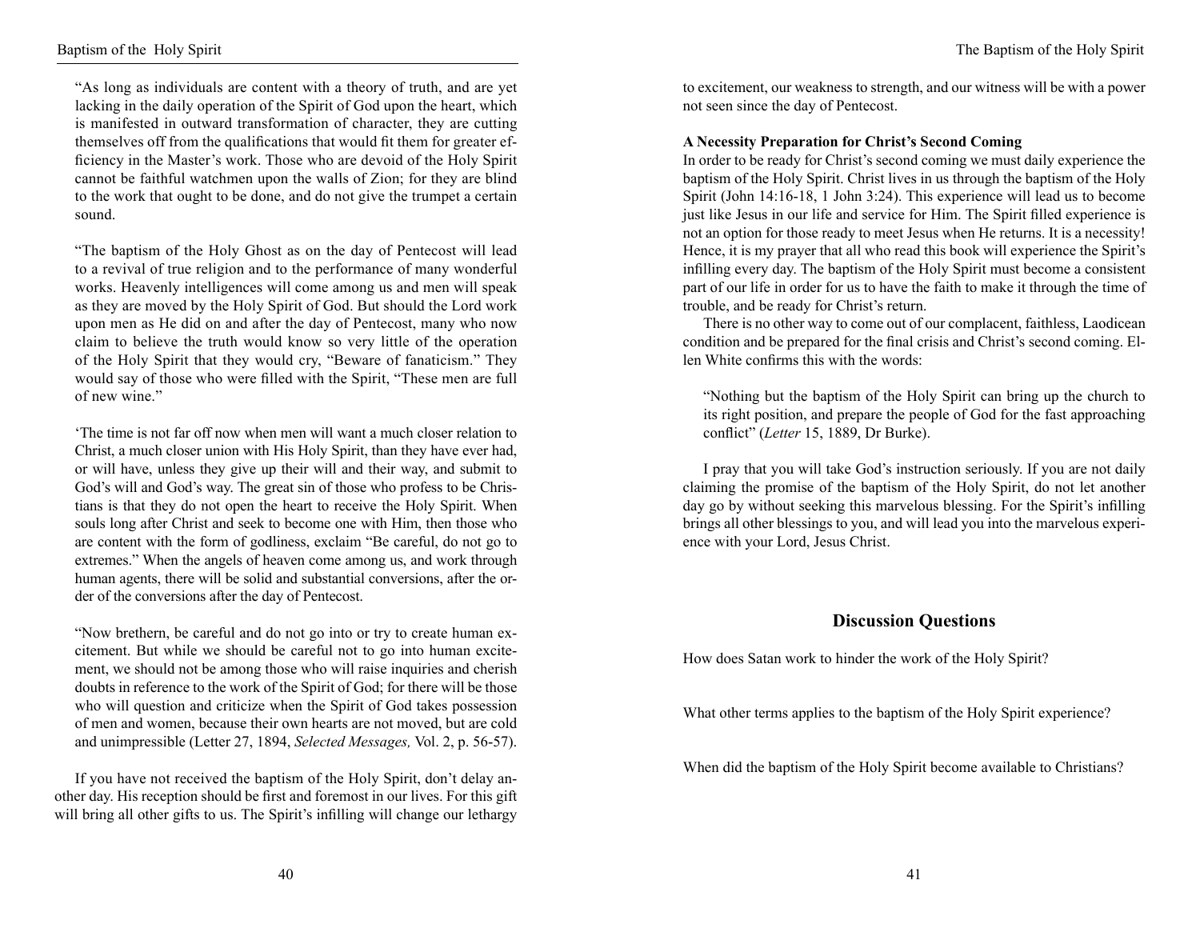"As long as individuals are content with a theory of truth, and are yet lacking in the daily operation of the Spirit of God upon the heart, which is manifested in outward transformation of character, they are cutting themselves off from the qualifications that would fit them for greater efficiency in the Master's work. Those who are devoid of the Holy Spirit cannot be faithful watchmen upon the walls of Zion; for they are blind to the work that ought to be done, and do not give the trumpet a certain sound.

"The baptism of the Holy Ghost as on the day of Pentecost will lead to a revival of true religion and to the performance of many wonderful works. Heavenly intelligences will come among us and men will speak as they are moved by the Holy Spirit of God. But should the Lord work upon men as He did on and after the day of Pentecost, many who now claim to believe the truth would know so very little of the operation of the Holy Spirit that they would cry, "Beware of fanaticism." They would say of those who were filled with the Spirit, "These men are full of new wine."

'The time is not far off now when men will want a much closer relation to Christ, a much closer union with His Holy Spirit, than they have ever had, or will have, unless they give up their will and their way, and submit to God's will and God's way. The great sin of those who profess to be Christians is that they do not open the heart to receive the Holy Spirit. When souls long after Christ and seek to become one with Him, then those who are content with the form of godliness, exclaim "Be careful, do not go to extremes." When the angels of heaven come among us, and work through human agents, there will be solid and substantial conversions, after the order of the conversions after the day of Pentecost.

"Now brethern, be careful and do not go into or try to create human excitement. But while we should be careful not to go into human excitement, we should not be among those who will raise inquiries and cherish doubts in reference to the work of the Spirit of God; for there will be those who will question and criticize when the Spirit of God takes possession of men and women, because their own hearts are not moved, but are cold and unimpressible (Letter 27, 1894, *Selected Messages,* Vol. 2, p. 56-57).

If you have not received the baptism of the Holy Spirit, don't delay another day. His reception should be first and foremost in our lives. For this gift will bring all other gifts to us. The Spirit's infilling will change our lethargy to excitement, our weakness to strength, and our witness will be with a power not seen since the day of Pentecost.

**A Necessity Preparation for Christ's Second Coming**

In order to be ready for Christ's second coming we must daily experience the baptism of the Holy Spirit. Christ lives in us through the baptism of the Holy Spirit (John 14:16-18, 1 John 3:24). This experience will lead us to become just like Jesus in our life and service for Him. The Spirit filled experience is not an option for those ready to meet Jesus when He returns. It is a necessity! Hence, it is my prayer that all who read this book will experience the Spirit's infilling every day. The baptism of the Holy Spirit must become a consistent part of our life in order for us to have the faith to make it through the time of trouble, and be ready for Christ's return.

There is no other way to come out of our complacent, faithless, Laodicean condition and be prepared for the final crisis and Christ's second coming. Ellen White confirms this with the words:

"Nothing but the baptism of the Holy Spirit can bring up the church to its right position, and prepare the people of God for the fast approaching conflict" (*Letter* 15, 1889, Dr Burke).

I pray that you will take God's instruction seriously. If you are not daily claiming the promise of the baptism of the Holy Spirit, do not let another day go by without seeking this marvelous blessing. For the Spirit's infilling brings all other blessings to you, and will lead you into the marvelous experience with your Lord, Jesus Christ.

## Discussion Questions

How does Satan work to hinder the work of the Holy Spirit?

What other terms applies to the baptism of the Holy Spirit experience?

When did the baptism of the Holy Spirit become available to Christians?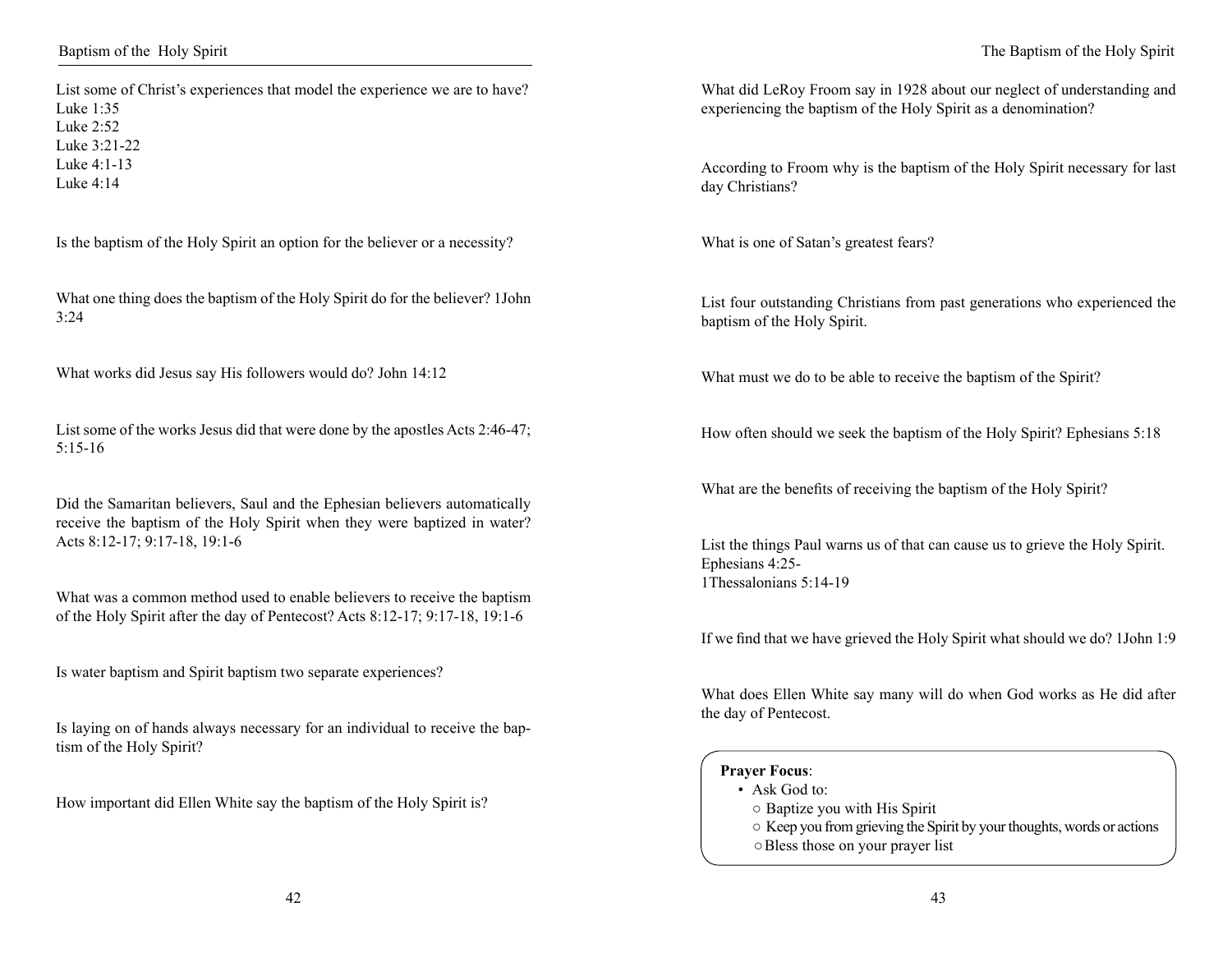List some of Christ's experiences that model the experience we are to have?
Luke 1:35
Luke 2:52
Luke 3:21-22
Luke 4:1-13
Luke 4:14

Is the baptism of the Holy Spirit an option for the believer or a necessity?

What one thing does the baptism of the Holy Spirit do for the believer? 1John 3:24

What works did Jesus say His followers would do? John 14:12

List some of the works Jesus did that were done by the apostles Acts 2:46-47; 5:15-16

Did the Samaritan believers, Saul and the Ephesian believers automatically receive the baptism of the Holy Spirit when they were baptized in water? Acts 8:12-17; 9:17-18, 19:1-6

What was a common method used to enable believers to receive the baptism of the Holy Spirit after the day of Pentecost? Acts 8:12-17; 9:17-18, 19:1-6

Is water baptism and Spirit baptism two separate experiences?

Is laying on of hands always necessary for an individual to receive the baptism of the Holy Spirit?

How important did Ellen White say the baptism of the Holy Spirit is?

What did LeRoy Froom say in 1928 about our neglect of understanding and experiencing the baptism of the Holy Spirit as a denomination?

According to Froom why is the baptism of the Holy Spirit necessary for last day Christians?

What is one of Satan's greatest fears?

List four outstanding Christians from past generations who experienced the baptism of the Holy Spirit.

What must we do to be able to receive the baptism of the Spirit?

How often should we seek the baptism of the Holy Spirit? Ephesians 5:18

What are the benefits of receiving the baptism of the Holy Spirit?

List the things Paul warns us of that can cause us to grieve the Holy Spirit.
Ephesians 4:25-
1Thessalonians 5:14-19

If we find that we have grieved the Holy Spirit what should we do? 1John 1:9

What does Ellen White say many will do when God works as He did after the day of Pentecost.

**Prayer Focus**:

- Ask God to:
  - Baptize you with His Spirit
  - Keep you from grieving the Spirit by your thoughts, words or actions
  - Bless those on your prayer list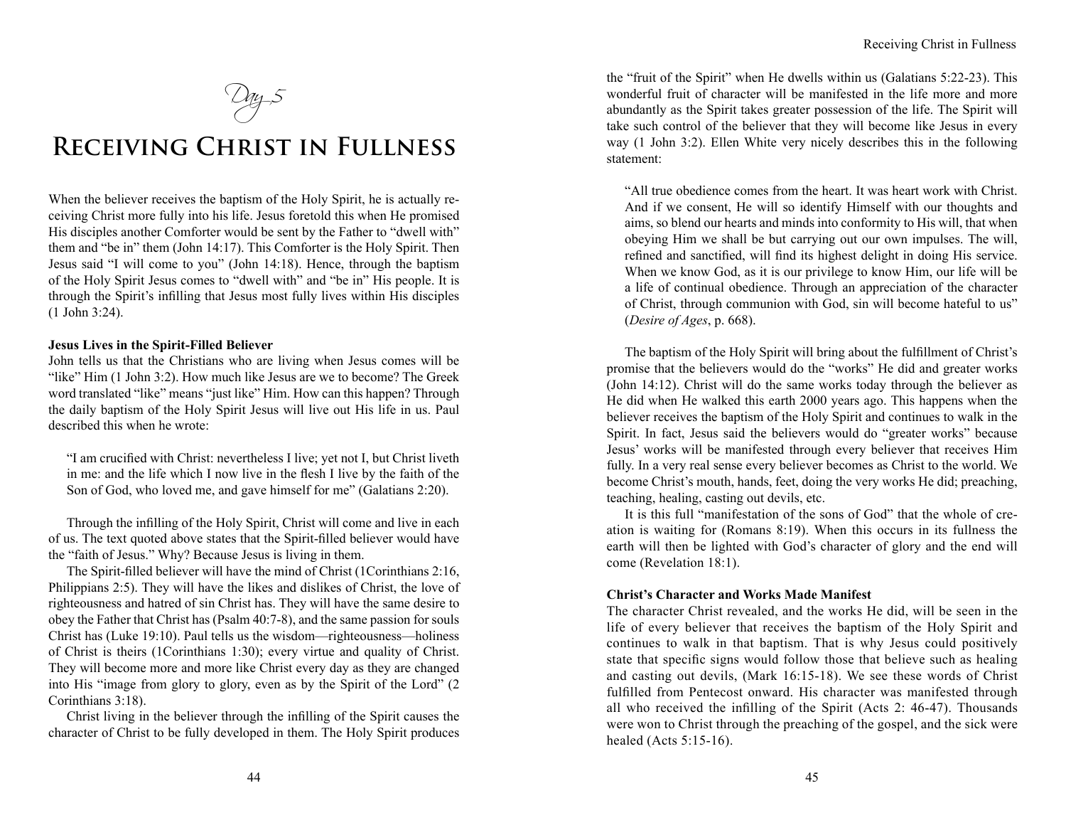*Day 5*

# Receiving Christ in Fullness

When the believer receives the baptism of the Holy Spirit, he is actually receiving Christ more fully into his life. Jesus foretold this when He promised His disciples another Comforter would be sent by the Father to "dwell with" them and "be in" them (John 14:17). This Comforter is the Holy Spirit. Then Jesus said "I will come to you" (John 14:18). Hence, through the baptism of the Holy Spirit Jesus comes to "dwell with" and "be in" His people. It is through the Spirit's infilling that Jesus most fully lives within His disciples (1 John 3:24).

**Jesus Lives in the Spirit-Filled Believer**

John tells us that the Christians who are living when Jesus comes will be "like" Him (1 John 3:2). How much like Jesus are we to become? The Greek word translated "like" means "just like" Him. How can this happen? Through the daily baptism of the Holy Spirit Jesus will live out His life in us. Paul described this when he wrote:

> "I am crucified with Christ: nevertheless I live; yet not I, but Christ liveth in me: and the life which I now live in the flesh I live by the faith of the Son of God, who loved me, and gave himself for me" (Galatians 2:20).

Through the infilling of the Holy Spirit, Christ will come and live in each of us. The text quoted above states that the Spirit-filled believer would have the "faith of Jesus." Why? Because Jesus is living in them.

The Spirit-filled believer will have the mind of Christ (1Corinthians 2:16, Philippians 2:5). They will have the likes and dislikes of Christ, the love of righteousness and hatred of sin Christ has. They will have the same desire to obey the Father that Christ has (Psalm 40:7-8), and the same passion for souls Christ has (Luke 19:10). Paul tells us the wisdom—righteousness—holiness of Christ is theirs (1Corinthians 1:30); every virtue and quality of Christ. They will become more and more like Christ every day as they are changed into His "image from glory to glory, even as by the Spirit of the Lord" (2 Corinthians 3:18).

Christ living in the believer through the infilling of the Spirit causes the character of Christ to be fully developed in them. The Holy Spirit produces the "fruit of the Spirit" when He dwells within us (Galatians 5:22-23). This wonderful fruit of character will be manifested in the life more and more abundantly as the Spirit takes greater possession of the life. The Spirit will take such control of the believer that they will become like Jesus in every way (1 John 3:2). Ellen White very nicely describes this in the following statement:

> "All true obedience comes from the heart. It was heart work with Christ. And if we consent, He will so identify Himself with our thoughts and aims, so blend our hearts and minds into conformity to His will, that when obeying Him we shall be but carrying out our own impulses. The will, refined and sanctified, will find its highest delight in doing His service. When we know God, as it is our privilege to know Him, our life will be a life of continual obedience. Through an appreciation of the character of Christ, through communion with God, sin will become hateful to us" (*Desire of Ages*, p. 668).

The baptism of the Holy Spirit will bring about the fulfillment of Christ's promise that the believers would do the "works" He did and greater works (John 14:12). Christ will do the same works today through the believer as He did when He walked this earth 2000 years ago. This happens when the believer receives the baptism of the Holy Spirit and continues to walk in the Spirit. In fact, Jesus said the believers would do "greater works" because Jesus' works will be manifested through every believer that receives Him fully. In a very real sense every believer becomes as Christ to the world. We become Christ's mouth, hands, feet, doing the very works He did; preaching, teaching, healing, casting out devils, etc.

It is this full "manifestation of the sons of God" that the whole of creation is waiting for (Romans 8:19). When this occurs in its fullness the earth will then be lighted with God's character of glory and the end will come (Revelation 18:1).

**Christ's Character and Works Made Manifest**

The character Christ revealed, and the works He did, will be seen in the life of every believer that receives the baptism of the Holy Spirit and continues to walk in that baptism. That is why Jesus could positively state that specific signs would follow those that believe such as healing and casting out devils, (Mark 16:15-18). We see these words of Christ fulfilled from Pentecost onward. His character was manifested through all who received the infilling of the Spirit (Acts 2: 46-47). Thousands were won to Christ through the preaching of the gospel, and the sick were healed (Acts 5:15-16).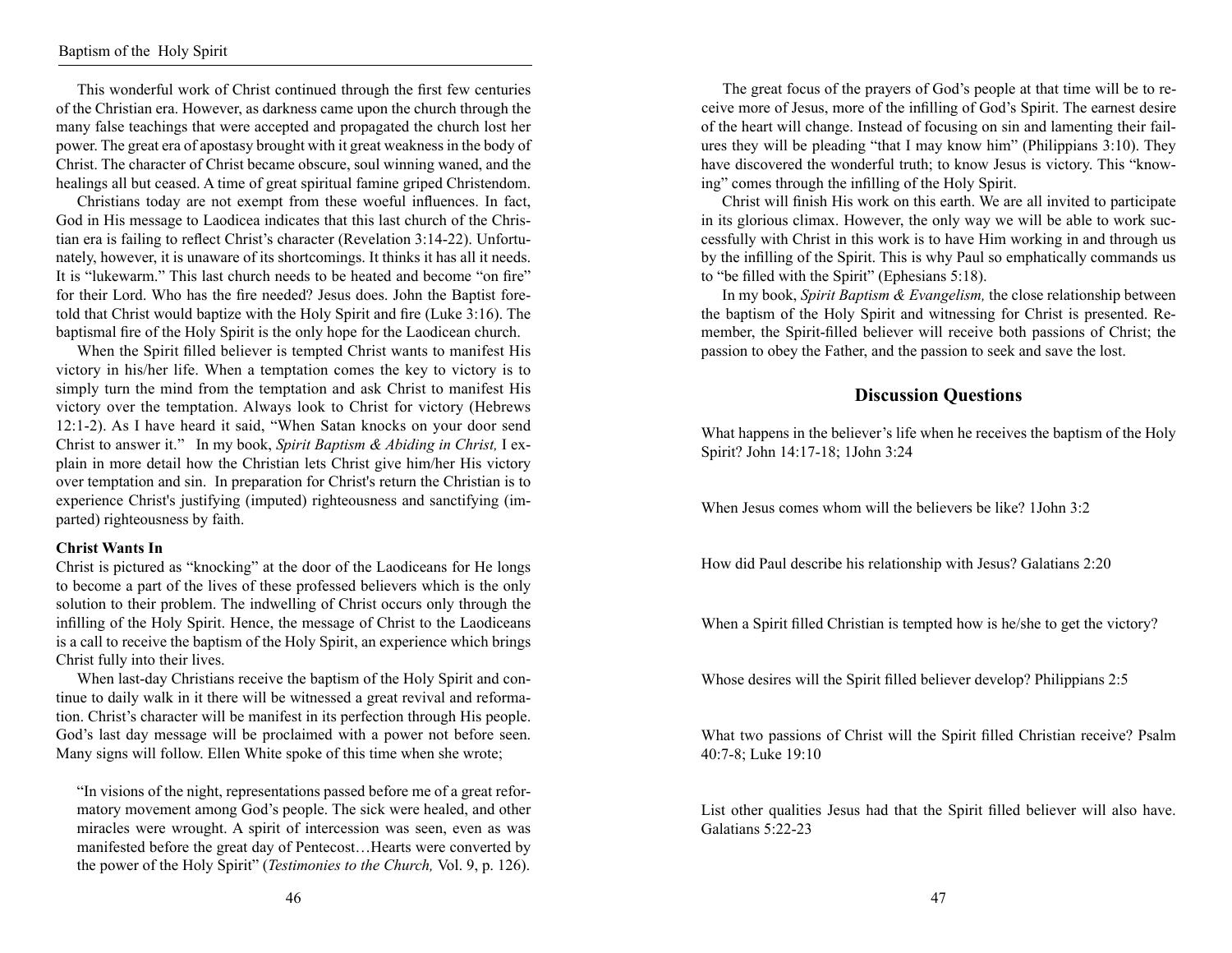This wonderful work of Christ continued through the first few centuries of the Christian era. However, as darkness came upon the church through the many false teachings that were accepted and propagated the church lost her power. The great era of apostasy brought with it great weakness in the body of Christ. The character of Christ became obscure, soul winning waned, and the healings all but ceased. A time of great spiritual famine griped Christendom.

Christians today are not exempt from these woeful influences. In fact, God in His message to Laodicea indicates that this last church of the Christian era is failing to reflect Christ's character (Revelation 3:14-22). Unfortunately, however, it is unaware of its shortcomings. It thinks it has all it needs. It is "lukewarm." This last church needs to be heated and become "on fire" for their Lord. Who has the fire needed? Jesus does. John the Baptist foretold that Christ would baptize with the Holy Spirit and fire (Luke 3:16). The baptismal fire of the Holy Spirit is the only hope for the Laodicean church.

When the Spirit filled believer is tempted Christ wants to manifest His victory in his/her life. When a temptation comes the key to victory is to simply turn the mind from the temptation and ask Christ to manifest His victory over the temptation. Always look to Christ for victory (Hebrews 12:1-2). As I have heard it said, "When Satan knocks on your door send Christ to answer it." In my book, *Spirit Baptism & Abiding in Christ,* I explain in more detail how the Christian lets Christ give him/her His victory over temptation and sin. In preparation for Christ's return the Christian is to experience Christ's justifying (imputed) righteousness and sanctifying (imparted) righteousness by faith.

**Christ Wants In**

Christ is pictured as "knocking" at the door of the Laodiceans for He longs to become a part of the lives of these professed believers which is the only solution to their problem. The indwelling of Christ occurs only through the infilling of the Holy Spirit. Hence, the message of Christ to the Laodiceans is a call to receive the baptism of the Holy Spirit, an experience which brings Christ fully into their lives.

When last-day Christians receive the baptism of the Holy Spirit and continue to daily walk in it there will be witnessed a great revival and reformation. Christ's character will be manifest in its perfection through His people. God's last day message will be proclaimed with a power not before seen. Many signs will follow. Ellen White spoke of this time when she wrote;

> "In visions of the night, representations passed before me of a great reformatory movement among God's people. The sick were healed, and other miracles were wrought. A spirit of intercession was seen, even as was manifested before the great day of Pentecost…Hearts were converted by the power of the Holy Spirit" (*Testimonies to the Church,* Vol. 9, p. 126).

The great focus of the prayers of God's people at that time will be to receive more of Jesus, more of the infilling of God's Spirit. The earnest desire of the heart will change. Instead of focusing on sin and lamenting their failures they will be pleading "that I may know him" (Philippians 3:10). They have discovered the wonderful truth; to know Jesus is victory. This "knowing" comes through the infilling of the Holy Spirit.

Christ will finish His work on this earth. We are all invited to participate in its glorious climax. However, the only way we will be able to work successfully with Christ in this work is to have Him working in and through us by the infilling of the Spirit. This is why Paul so emphatically commands us to "be filled with the Spirit" (Ephesians 5:18).

In my book, *Spirit Baptism & Evangelism,* the close relationship between the baptism of the Holy Spirit and witnessing for Christ is presented. Remember, the Spirit-filled believer will receive both passions of Christ; the passion to obey the Father, and the passion to seek and save the lost.

## Discussion Questions

What happens in the believer's life when he receives the baptism of the Holy Spirit? John 14:17-18; 1John 3:24

When Jesus comes whom will the believers be like? 1John 3:2

How did Paul describe his relationship with Jesus? Galatians 2:20

When a Spirit filled Christian is tempted how is he/she to get the victory?

Whose desires will the Spirit filled believer develop? Philippians 2:5

What two passions of Christ will the Spirit filled Christian receive? Psalm 40:7-8; Luke 19:10

List other qualities Jesus had that the Spirit filled believer will also have. Galatians 5:22-23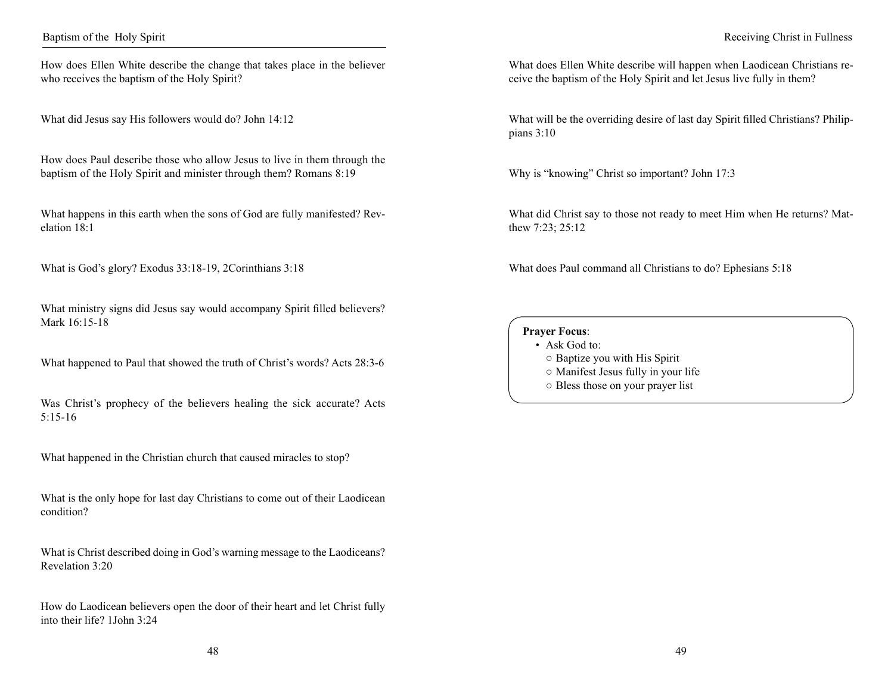How does Ellen White describe the change that takes place in the believer who receives the baptism of the Holy Spirit?

What did Jesus say His followers would do? John 14:12

How does Paul describe those who allow Jesus to live in them through the baptism of the Holy Spirit and minister through them? Romans 8:19

What happens in this earth when the sons of God are fully manifested? Revelation 18:1

What is God's glory? Exodus 33:18-19, 2Corinthians 3:18

What ministry signs did Jesus say would accompany Spirit filled believers? Mark 16:15-18

What happened to Paul that showed the truth of Christ's words? Acts 28:3-6

Was Christ's prophecy of the believers healing the sick accurate? Acts 5:15-16

What happened in the Christian church that caused miracles to stop?

What is the only hope for last day Christians to come out of their Laodicean condition?

What is Christ described doing in God's warning message to the Laodiceans? Revelation 3:20

How do Laodicean believers open the door of their heart and let Christ fully into their life? 1John 3:24

What does Ellen White describe will happen when Laodicean Christians receive the baptism of the Holy Spirit and let Jesus live fully in them?

What will be the overriding desire of last day Spirit filled Christians? Philippians 3:10

Why is "knowing" Christ so important? John 17:3

What did Christ say to those not ready to meet Him when He returns? Matthew 7:23; 25:12

What does Paul command all Christians to do? Ephesians 5:18

**Prayer Focus**:

- Ask God to:
  - Baptize you with His Spirit
  - Manifest Jesus fully in your life
  - Bless those on your prayer list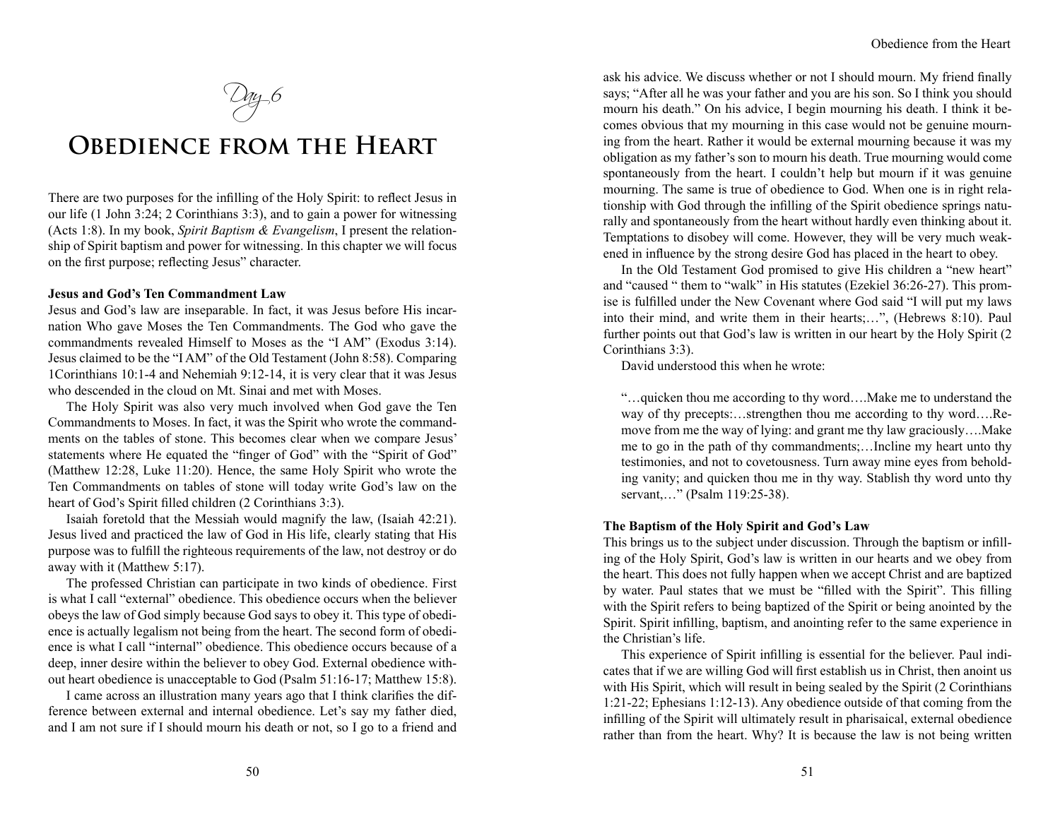*Day 6*

# Obedience from the Heart

There are two purposes for the infilling of the Holy Spirit: to reflect Jesus in our life (1 John 3:24; 2 Corinthians 3:3), and to gain a power for witnessing (Acts 1:8). In my book, *Spirit Baptism & Evangelism*, I present the relationship of Spirit baptism and power for witnessing. In this chapter we will focus on the first purpose; reflecting Jesus" character.

**Jesus and God's Ten Commandment Law**

Jesus and God's law are inseparable. In fact, it was Jesus before His incarnation Who gave Moses the Ten Commandments. The God who gave the commandments revealed Himself to Moses as the "I AM" (Exodus 3:14). Jesus claimed to be the "I AM" of the Old Testament (John 8:58). Comparing 1Corinthians 10:1-4 and Nehemiah 9:12-14, it is very clear that it was Jesus who descended in the cloud on Mt. Sinai and met with Moses.

The Holy Spirit was also very much involved when God gave the Ten Commandments to Moses. In fact, it was the Spirit who wrote the commandments on the tables of stone. This becomes clear when we compare Jesus' statements where He equated the "finger of God" with the "Spirit of God" (Matthew 12:28, Luke 11:20). Hence, the same Holy Spirit who wrote the Ten Commandments on tables of stone will today write God's law on the heart of God's Spirit filled children (2 Corinthians 3:3).

Isaiah foretold that the Messiah would magnify the law, (Isaiah 42:21). Jesus lived and practiced the law of God in His life, clearly stating that His purpose was to fulfill the righteous requirements of the law, not destroy or do away with it (Matthew 5:17).

The professed Christian can participate in two kinds of obedience. First is what I call "external" obedience. This obedience occurs when the believer obeys the law of God simply because God says to obey it. This type of obedience is actually legalism not being from the heart. The second form of obedience is what I call "internal" obedience. This obedience occurs because of a deep, inner desire within the believer to obey God. External obedience without heart obedience is unacceptable to God (Psalm 51:16-17; Matthew 15:8).

I came across an illustration many years ago that I think clarifies the difference between external and internal obedience. Let's say my father died, and I am not sure if I should mourn his death or not, so I go to a friend and ask his advice. We discuss whether or not I should mourn. My friend finally says; "After all he was your father and you are his son. So I think you should mourn his death." On his advice, I begin mourning his death. I think it becomes obvious that my mourning in this case would not be genuine mourning from the heart. Rather it would be external mourning because it was my obligation as my father's son to mourn his death. True mourning would come spontaneously from the heart. I couldn't help but mourn if it was genuine mourning. The same is true of obedience to God. When one is in right relationship with God through the infilling of the Spirit obedience springs naturally and spontaneously from the heart without hardly even thinking about it. Temptations to disobey will come. However, they will be very much weakened in influence by the strong desire God has placed in the heart to obey.

In the Old Testament God promised to give His children a "new heart" and "caused " them to "walk" in His statutes (Ezekiel 36:26-27). This promise is fulfilled under the New Covenant where God said "I will put my laws into their mind, and write them in their hearts;…", (Hebrews 8:10). Paul further points out that God's law is written in our heart by the Holy Spirit (2 Corinthians 3:3).

David understood this when he wrote:

> "…quicken thou me according to thy word….Make me to understand the way of thy precepts:…strengthen thou me according to thy word….Remove from me the way of lying: and grant me thy law graciously….Make me to go in the path of thy commandments;…Incline my heart unto thy testimonies, and not to covetousness. Turn away mine eyes from beholding vanity; and quicken thou me in thy way. Stablish thy word unto thy servant,…" (Psalm 119:25-38).

**The Baptism of the Holy Spirit and God's Law**

This brings us to the subject under discussion. Through the baptism or infilling of the Holy Spirit, God's law is written in our hearts and we obey from the heart. This does not fully happen when we accept Christ and are baptized by water. Paul states that we must be "filled with the Spirit". This filling with the Spirit refers to being baptized of the Spirit or being anointed by the Spirit. Spirit infilling, baptism, and anointing refer to the same experience in the Christian's life.

This experience of Spirit infilling is essential for the believer. Paul indicates that if we are willing God will first establish us in Christ, then anoint us with His Spirit, which will result in being sealed by the Spirit (2 Corinthians 1:21-22; Ephesians 1:12-13). Any obedience outside of that coming from the infilling of the Spirit will ultimately result in pharisaical, external obedience rather than from the heart. Why? It is because the law is not being written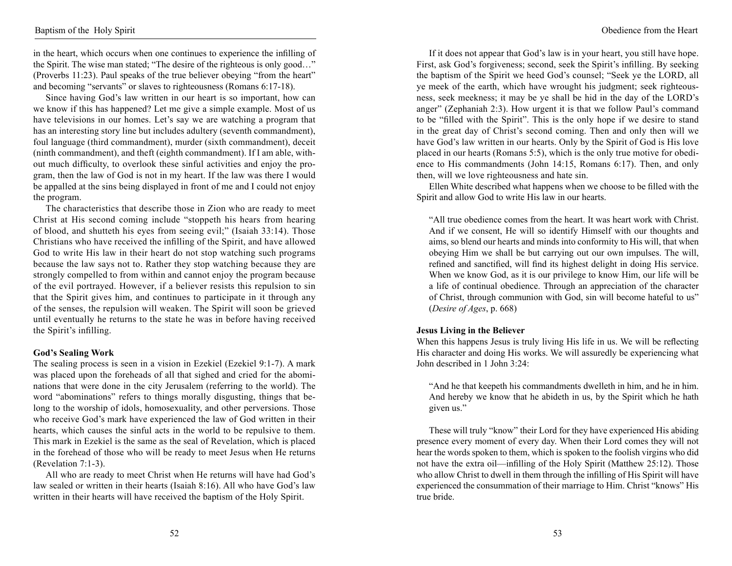in the heart, which occurs when one continues to experience the infilling of the Spirit. The wise man stated; "The desire of the righteous is only good…" (Proverbs 11:23). Paul speaks of the true believer obeying "from the heart" and becoming "servants" or slaves to righteousness (Romans 6:17-18).

Since having God's law written in our heart is so important, how can we know if this has happened? Let me give a simple example. Most of us have televisions in our homes. Let's say we are watching a program that has an interesting story line but includes adultery (seventh commandment), foul language (third commandment), murder (sixth commandment), deceit (ninth commandment), and theft (eighth commandment). If I am able, without much difficulty, to overlook these sinful activities and enjoy the program, then the law of God is not in my heart. If the law was there I would be appalled at the sins being displayed in front of me and I could not enjoy the program.

The characteristics that describe those in Zion who are ready to meet Christ at His second coming include "stoppeth his hears from hearing of blood, and shutteth his eyes from seeing evil;" (Isaiah 33:14). Those Christians who have received the infilling of the Spirit, and have allowed God to write His law in their heart do not stop watching such programs because the law says not to. Rather they stop watching because they are strongly compelled to from within and cannot enjoy the program because of the evil portrayed. However, if a believer resists this repulsion to sin that the Spirit gives him, and continues to participate in it through any of the senses, the repulsion will weaken. The Spirit will soon be grieved until eventually he returns to the state he was in before having received the Spirit's infilling.

**God's Sealing Work**

The sealing process is seen in a vision in Ezekiel (Ezekiel 9:1-7). A mark was placed upon the foreheads of all that sighed and cried for the abominations that were done in the city Jerusalem (referring to the world). The word "abominations" refers to things morally disgusting, things that belong to the worship of idols, homosexuality, and other perversions. Those who receive God's mark have experienced the law of God written in their hearts, which causes the sinful acts in the world to be repulsive to them. This mark in Ezekiel is the same as the seal of Revelation, which is placed in the forehead of those who will be ready to meet Jesus when He returns (Revelation 7:1-3).

All who are ready to meet Christ when He returns will have had God's law sealed or written in their hearts (Isaiah 8:16). All who have God's law written in their hearts will have received the baptism of the Holy Spirit.

If it does not appear that God's law is in your heart, you still have hope. First, ask God's forgiveness; second, seek the Spirit's infilling. By seeking the baptism of the Spirit we heed God's counsel; "Seek ye the LORD, all ye meek of the earth, which have wrought his judgment; seek righteousness, seek meekness; it may be ye shall be hid in the day of the LORD's anger" (Zephaniah 2:3). How urgent it is that we follow Paul's command to be "filled with the Spirit". This is the only hope if we desire to stand in the great day of Christ's second coming. Then and only then will we have God's law written in our hearts. Only by the Spirit of God is His love placed in our hearts (Romans 5:5), which is the only true motive for obedience to His commandments (John 14:15, Romans 6:17). Then, and only then, will we love righteousness and hate sin.

Ellen White described what happens when we choose to be filled with the Spirit and allow God to write His law in our hearts.

> "All true obedience comes from the heart. It was heart work with Christ. And if we consent, He will so identify Himself with our thoughts and aims, so blend our hearts and minds into conformity to His will, that when obeying Him we shall be but carrying out our own impulses. The will, refined and sanctified, will find its highest delight in doing His service. When we know God, as it is our privilege to know Him, our life will be a life of continual obedience. Through an appreciation of the character of Christ, through communion with God, sin will become hateful to us" (*Desire of Ages*, p. 668)

**Jesus Living in the Believer**

When this happens Jesus is truly living His life in us. We will be reflecting His character and doing His works. We will assuredly be experiencing what John described in 1 John 3:24:

> "And he that keepeth his commandments dwelleth in him, and he in him. And hereby we know that he abideth in us, by the Spirit which he hath given us."

These will truly "know" their Lord for they have experienced His abiding presence every moment of every day. When their Lord comes they will not hear the words spoken to them, which is spoken to the foolish virgins who did not have the extra oil—infilling of the Holy Spirit (Matthew 25:12). Those who allow Christ to dwell in them through the infilling of His Spirit will have experienced the consummation of their marriage to Him. Christ "knows" His true bride.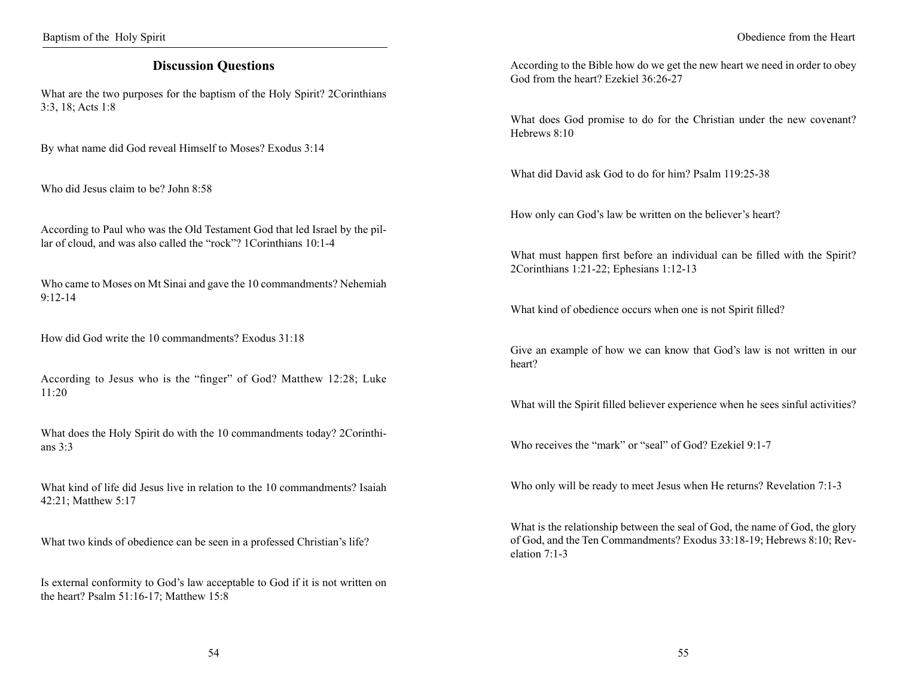## Discussion Questions

What are the two purposes for the baptism of the Holy Spirit? 2Corinthians 3:3, 18; Acts 1:8

By what name did God reveal Himself to Moses? Exodus 3:14

Who did Jesus claim to be? John 8:58

According to Paul who was the Old Testament God that led Israel by the pillar of cloud, and was also called the "rock"? 1Corinthians 10:1-4

Who came to Moses on Mt Sinai and gave the 10 commandments? Nehemiah 9:12-14

How did God write the 10 commandments? Exodus 31:18

According to Jesus who is the "finger" of God? Matthew 12:28; Luke 11:20

What does the Holy Spirit do with the 10 commandments today? 2Corinthians 3:3

What kind of life did Jesus live in relation to the 10 commandments? Isaiah 42:21; Matthew 5:17

What two kinds of obedience can be seen in a professed Christian's life?

Is external conformity to God's law acceptable to God if it is not written on the heart? Psalm 51:16-17; Matthew 15:8

According to the Bible how do we get the new heart we need in order to obey God from the heart? Ezekiel 36:26-27

What does God promise to do for the Christian under the new covenant? Hebrews 8:10

What did David ask God to do for him? Psalm 119:25-38

How only can God's law be written on the believer's heart?

What must happen first before an individual can be filled with the Spirit? 2Corinthians 1:21-22; Ephesians 1:12-13

What kind of obedience occurs when one is not Spirit filled?

Give an example of how we can know that God's law is not written in our heart?

What will the Spirit filled believer experience when he sees sinful activities?

Who receives the "mark" or "seal" of God? Ezekiel 9:1-7

Who only will be ready to meet Jesus when He returns? Revelation 7:1-3

What is the relationship between the seal of God, the name of God, the glory of God, and the Ten Commandments? Exodus 33:18-19; Hebrews 8:10; Revelation 7:1-3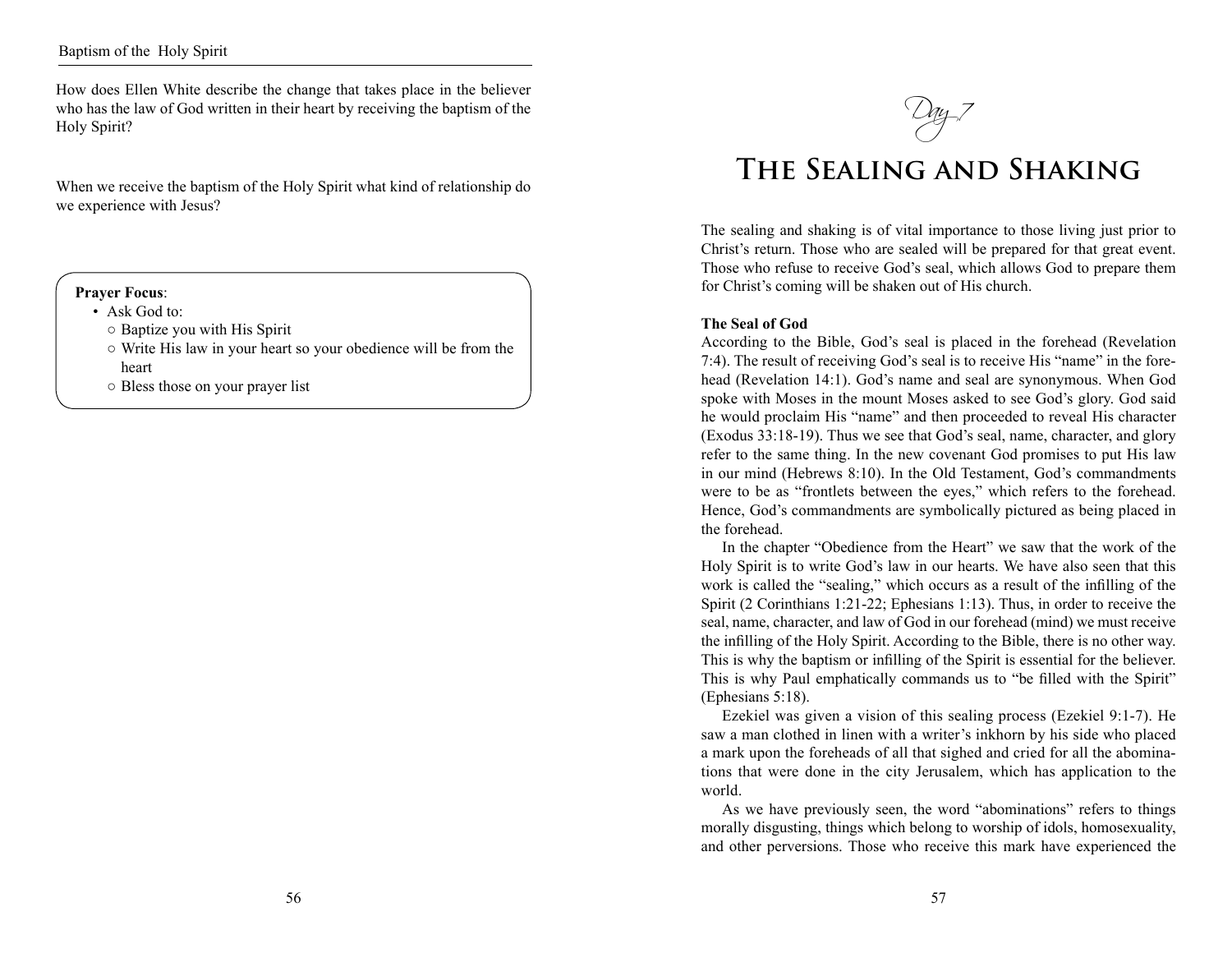How does Ellen White describe the change that takes place in the believer who has the law of God written in their heart by receiving the baptism of the Holy Spirit?

When we receive the baptism of the Holy Spirit what kind of relationship do we experience with Jesus?

**Prayer Focus**:

- Ask God to:
  - Baptize you with His Spirit
  - Write His law in your heart so your obedience will be from the heart
  - Bless those on your prayer list

*Day 7*

# The Sealing and Shaking

The sealing and shaking is of vital importance to those living just prior to Christ's return. Those who are sealed will be prepared for that great event. Those who refuse to receive God's seal, which allows God to prepare them for Christ's coming will be shaken out of His church.

**The Seal of God**

According to the Bible, God's seal is placed in the forehead (Revelation 7:4). The result of receiving God's seal is to receive His "name" in the forehead (Revelation 14:1). God's name and seal are synonymous. When God spoke with Moses in the mount Moses asked to see God's glory. God said he would proclaim His "name" and then proceeded to reveal His character (Exodus 33:18-19). Thus we see that God's seal, name, character, and glory refer to the same thing. In the new covenant God promises to put His law in our mind (Hebrews 8:10). In the Old Testament, God's commandments were to be as "frontlets between the eyes," which refers to the forehead. Hence, God's commandments are symbolically pictured as being placed in the forehead.

In the chapter "Obedience from the Heart" we saw that the work of the Holy Spirit is to write God's law in our hearts. We have also seen that this work is called the "sealing," which occurs as a result of the infilling of the Spirit (2 Corinthians 1:21-22; Ephesians 1:13). Thus, in order to receive the seal, name, character, and law of God in our forehead (mind) we must receive the infilling of the Holy Spirit. According to the Bible, there is no other way. This is why the baptism or infilling of the Spirit is essential for the believer. This is why Paul emphatically commands us to "be filled with the Spirit" (Ephesians 5:18).

Ezekiel was given a vision of this sealing process (Ezekiel 9:1-7). He saw a man clothed in linen with a writer's inkhorn by his side who placed a mark upon the foreheads of all that sighed and cried for all the abominations that were done in the city Jerusalem, which has application to the world.

As we have previously seen, the word "abominations" refers to things morally disgusting, things which belong to worship of idols, homosexuality, and other perversions. Those who receive this mark have experienced the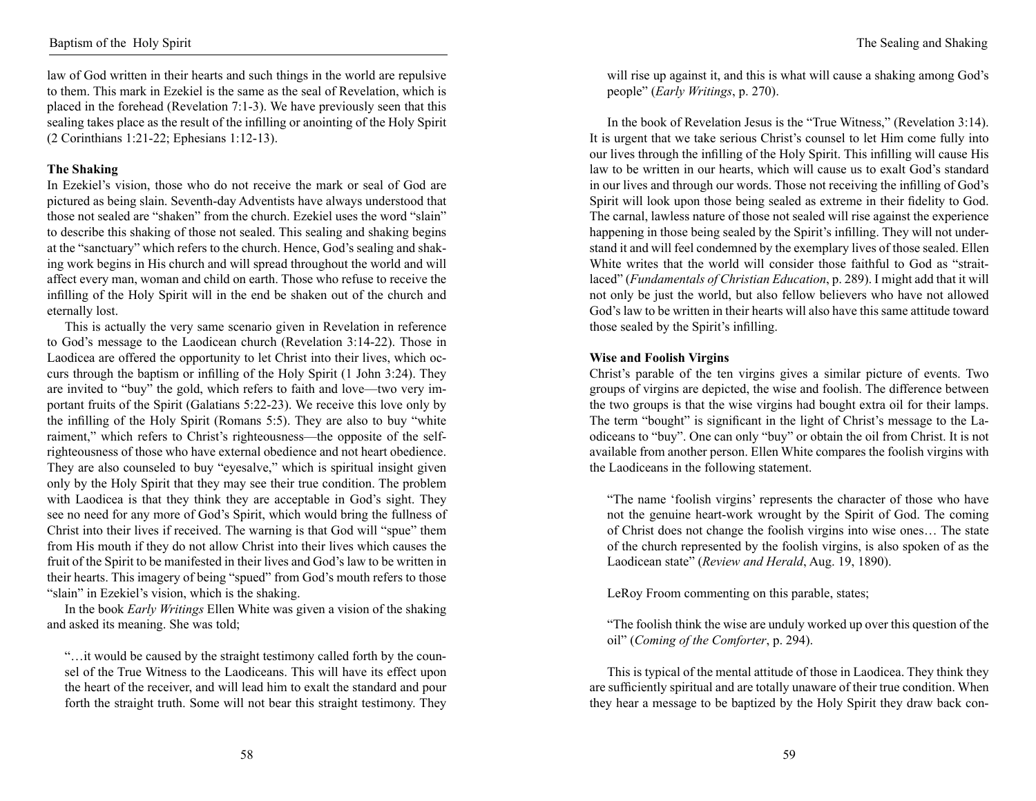law of God written in their hearts and such things in the world are repulsive to them. This mark in Ezekiel is the same as the seal of Revelation, which is placed in the forehead (Revelation 7:1-3). We have previously seen that this sealing takes place as the result of the infilling or anointing of the Holy Spirit (2 Corinthians 1:21-22; Ephesians 1:12-13).

**The Shaking**

In Ezekiel's vision, those who do not receive the mark or seal of God are pictured as being slain. Seventh-day Adventists have always understood that those not sealed are "shaken" from the church. Ezekiel uses the word "slain" to describe this shaking of those not sealed. This sealing and shaking begins at the "sanctuary" which refers to the church. Hence, God's sealing and shaking work begins in His church and will spread throughout the world and will affect every man, woman and child on earth. Those who refuse to receive the infilling of the Holy Spirit will in the end be shaken out of the church and eternally lost.

This is actually the very same scenario given in Revelation in reference to God's message to the Laodicean church (Revelation 3:14-22). Those in Laodicea are offered the opportunity to let Christ into their lives, which occurs through the baptism or infilling of the Holy Spirit (1 John 3:24). They are invited to "buy" the gold, which refers to faith and love—two very important fruits of the Spirit (Galatians 5:22-23). We receive this love only by the infilling of the Holy Spirit (Romans 5:5). They are also to buy "white raiment," which refers to Christ's righteousness—the opposite of the self-righteousness of those who have external obedience and not heart obedience. They are also counseled to buy "eyesalve," which is spiritual insight given only by the Holy Spirit that they may see their true condition. The problem with Laodicea is that they think they are acceptable in God's sight. They see no need for any more of God's Spirit, which would bring the fullness of Christ into their lives if received. The warning is that God will "spue" them from His mouth if they do not allow Christ into their lives which causes the fruit of the Spirit to be manifested in their lives and God's law to be written in their hearts. This imagery of being "spued" from God's mouth refers to those "slain" in Ezekiel's vision, which is the shaking.

In the book *Early Writings* Ellen White was given a vision of the shaking and asked its meaning. She was told;

> "…it would be caused by the straight testimony called forth by the counsel of the True Witness to the Laodiceans. This will have its effect upon the heart of the receiver, and will lead him to exalt the standard and pour forth the straight truth. Some will not bear this straight testimony. They will rise up against it, and this is what will cause a shaking among God's people" (*Early Writings*, p. 270).

In the book of Revelation Jesus is the "True Witness," (Revelation 3:14). It is urgent that we take serious Christ's counsel to let Him come fully into our lives through the infilling of the Holy Spirit. This infilling will cause His law to be written in our hearts, which will cause us to exalt God's standard in our lives and through our words. Those not receiving the infilling of God's Spirit will look upon those being sealed as extreme in their fidelity to God. The carnal, lawless nature of those not sealed will rise against the experience happening in those being sealed by the Spirit's infilling. They will not understand it and will feel condemned by the exemplary lives of those sealed. Ellen White writes that the world will consider those faithful to God as "strait-laced" (*Fundamentals of Christian Education*, p. 289). I might add that it will not only be just the world, but also fellow believers who have not allowed God's law to be written in their hearts will also have this same attitude toward those sealed by the Spirit's infilling.

**Wise and Foolish Virgins**

Christ's parable of the ten virgins gives a similar picture of events. Two groups of virgins are depicted, the wise and foolish. The difference between the two groups is that the wise virgins had bought extra oil for their lamps. The term "bought" is significant in the light of Christ's message to the Laodiceans to "buy". One can only "buy" or obtain the oil from Christ. It is not available from another person. Ellen White compares the foolish virgins with the Laodiceans in the following statement.

> "The name 'foolish virgins' represents the character of those who have not the genuine heart-work wrought by the Spirit of God. The coming of Christ does not change the foolish virgins into wise ones… The state of the church represented by the foolish virgins, is also spoken of as the Laodicean state" (*Review and Herald*, Aug. 19, 1890).

LeRoy Froom commenting on this parable, states;

> "The foolish think the wise are unduly worked up over this question of the oil" (*Coming of the Comforter*, p. 294).

This is typical of the mental attitude of those in Laodicea. They think they are sufficiently spiritual and are totally unaware of their true condition. When they hear a message to be baptized by the Holy Spirit they draw back con-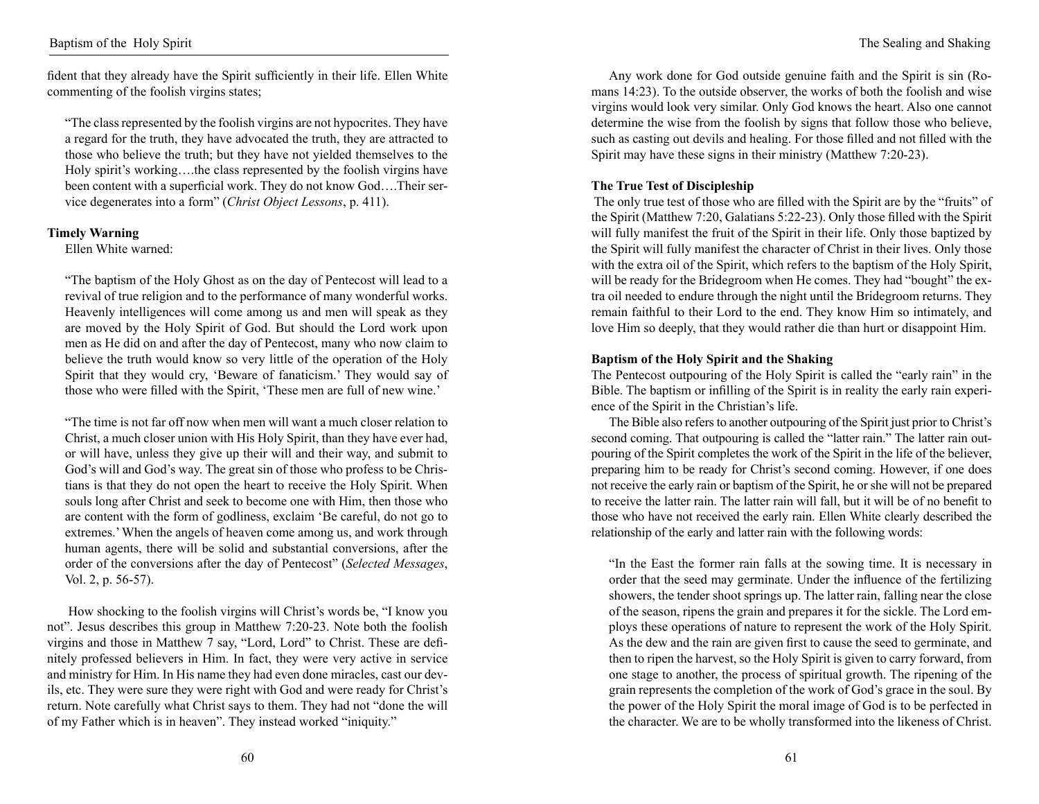fident that they already have the Spirit sufficiently in their life. Ellen White commenting of the foolish virgins states;

> "The class represented by the foolish virgins are not hypocrites. They have a regard for the truth, they have advocated the truth, they are attracted to those who believe the truth; but they have not yielded themselves to the Holy spirit's working….the class represented by the foolish virgins have been content with a superficial work. They do not know God….Their service degenerates into a form" (*Christ Object Lessons*, p. 411).

**Timely Warning**

Ellen White warned:

> "The baptism of the Holy Ghost as on the day of Pentecost will lead to a revival of true religion and to the performance of many wonderful works. Heavenly intelligences will come among us and men will speak as they are moved by the Holy Spirit of God. But should the Lord work upon men as He did on and after the day of Pentecost, many who now claim to believe the truth would know so very little of the operation of the Holy Spirit that they would cry, 'Beware of fanaticism.' They would say of those who were filled with the Spirit, 'These men are full of new wine.'
>
> "The time is not far off now when men will want a much closer relation to Christ, a much closer union with His Holy Spirit, than they have ever had, or will have, unless they give up their will and their way, and submit to God's will and God's way. The great sin of those who profess to be Christians is that they do not open the heart to receive the Holy Spirit. When souls long after Christ and seek to become one with Him, then those who are content with the form of godliness, exclaim 'Be careful, do not go to extremes.' When the angels of heaven come among us, and work through human agents, there will be solid and substantial conversions, after the order of the conversions after the day of Pentecost" (*Selected Messages*, Vol. 2, p. 56-57).

How shocking to the foolish virgins will Christ's words be, "I know you not". Jesus describes this group in Matthew 7:20-23. Note both the foolish virgins and those in Matthew 7 say, "Lord, Lord" to Christ. These are definitely professed believers in Him. In fact, they were very active in service and ministry for Him. In His name they had even done miracles, cast our devils, etc. They were sure they were right with God and were ready for Christ's return. Note carefully what Christ says to them. They had not "done the will of my Father which is in heaven". They instead worked "iniquity."

Any work done for God outside genuine faith and the Spirit is sin (Romans 14:23). To the outside observer, the works of both the foolish and wise virgins would look very similar. Only God knows the heart. Also one cannot determine the wise from the foolish by signs that follow those who believe, such as casting out devils and healing. For those filled and not filled with the Spirit may have these signs in their ministry (Matthew 7:20-23).

**The True Test of Discipleship**

The only true test of those who are filled with the Spirit are by the "fruits" of the Spirit (Matthew 7:20, Galatians 5:22-23). Only those filled with the Spirit will fully manifest the fruit of the Spirit in their life. Only those baptized by the Spirit will fully manifest the character of Christ in their lives. Only those with the extra oil of the Spirit, which refers to the baptism of the Holy Spirit, will be ready for the Bridegroom when He comes. They had "bought" the extra oil needed to endure through the night until the Bridegroom returns. They remain faithful to their Lord to the end. They know Him so intimately, and love Him so deeply, that they would rather die than hurt or disappoint Him.

**Baptism of the Holy Spirit and the Shaking**

The Pentecost outpouring of the Holy Spirit is called the "early rain" in the Bible. The baptism or infilling of the Spirit is in reality the early rain experience of the Spirit in the Christian's life.

The Bible also refers to another outpouring of the Spirit just prior to Christ's second coming. That outpouring is called the "latter rain." The latter rain outpouring of the Spirit completes the work of the Spirit in the life of the believer, preparing him to be ready for Christ's second coming. However, if one does not receive the early rain or baptism of the Spirit, he or she will not be prepared to receive the latter rain. The latter rain will fall, but it will be of no benefit to those who have not received the early rain. Ellen White clearly described the relationship of the early and latter rain with the following words:

> "In the East the former rain falls at the sowing time. It is necessary in order that the seed may germinate. Under the influence of the fertilizing showers, the tender shoot springs up. The latter rain, falling near the close of the season, ripens the grain and prepares it for the sickle. The Lord employs these operations of nature to represent the work of the Holy Spirit. As the dew and the rain are given first to cause the seed to germinate, and then to ripen the harvest, so the Holy Spirit is given to carry forward, from one stage to another, the process of spiritual growth. The ripening of the grain represents the completion of the work of God's grace in the soul. By the power of the Holy Spirit the moral image of God is to be perfected in the character. We are to be wholly transformed into the likeness of Christ.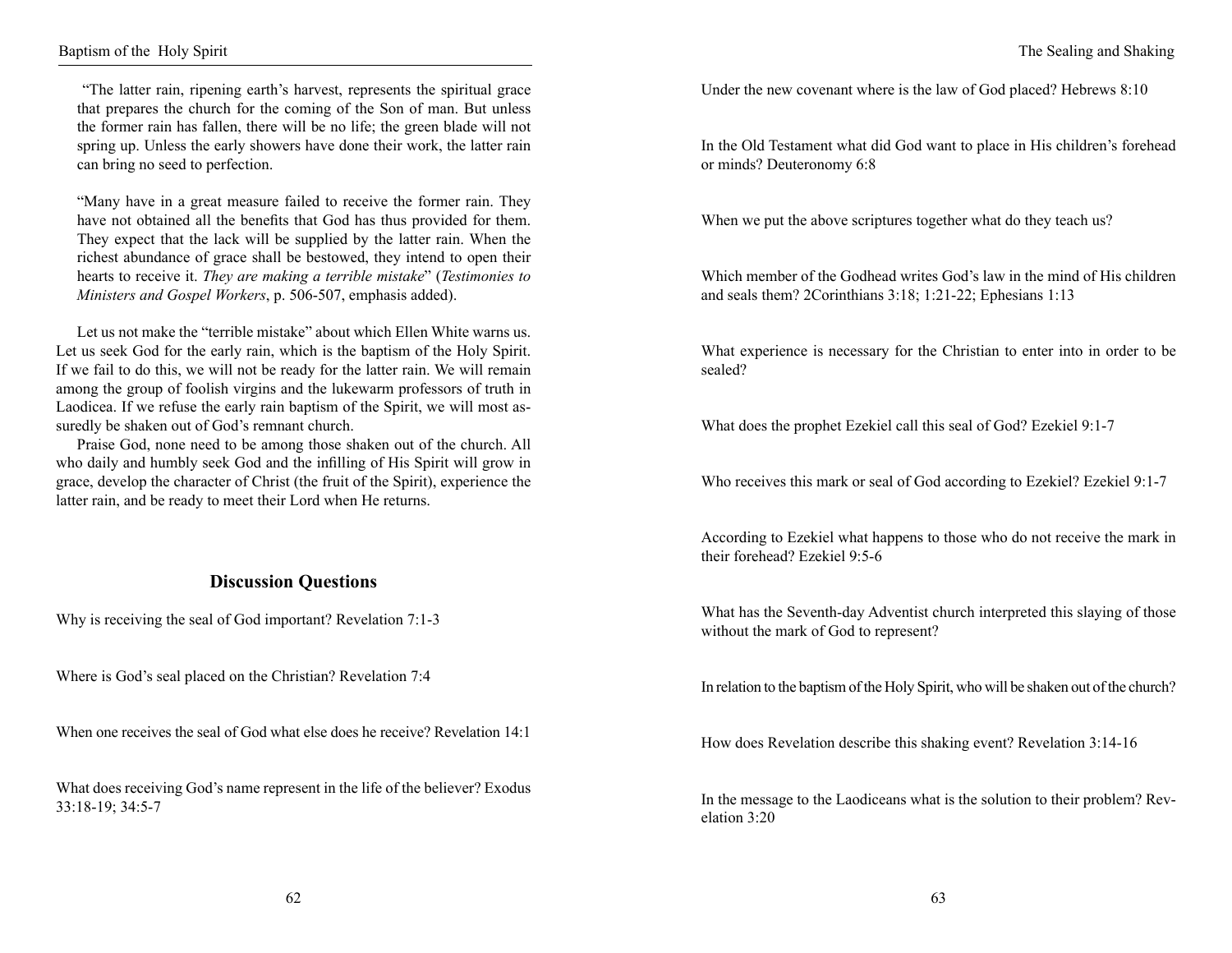"The latter rain, ripening earth's harvest, represents the spiritual grace that prepares the church for the coming of the Son of man. But unless the former rain has fallen, there will be no life; the green blade will not spring up. Unless the early showers have done their work, the latter rain can bring no seed to perfection.

"Many have in a great measure failed to receive the former rain. They have not obtained all the benefits that God has thus provided for them. They expect that the lack will be supplied by the latter rain. When the richest abundance of grace shall be bestowed, they intend to open their hearts to receive it. *They are making a terrible mistake*" (*Testimonies to Ministers and Gospel Workers*, p. 506-507, emphasis added).

Let us not make the "terrible mistake" about which Ellen White warns us. Let us seek God for the early rain, which is the baptism of the Holy Spirit. If we fail to do this, we will not be ready for the latter rain. We will remain among the group of foolish virgins and the lukewarm professors of truth in Laodicea. If we refuse the early rain baptism of the Spirit, we will most assuredly be shaken out of God's remnant church.

Praise God, none need to be among those shaken out of the church. All who daily and humbly seek God and the infilling of His Spirit will grow in grace, develop the character of Christ (the fruit of the Spirit), experience the latter rain, and be ready to meet their Lord when He returns.

## Discussion Questions

Why is receiving the seal of God important? Revelation 7:1-3

Where is God's seal placed on the Christian? Revelation 7:4

When one receives the seal of God what else does he receive? Revelation 14:1

What does receiving God's name represent in the life of the believer? Exodus 33:18-19; 34:5-7

Under the new covenant where is the law of God placed? Hebrews 8:10

In the Old Testament what did God want to place in His children's forehead or minds? Deuteronomy 6:8

When we put the above scriptures together what do they teach us?

Which member of the Godhead writes God's law in the mind of His children and seals them? 2Corinthians 3:18; 1:21-22; Ephesians 1:13

What experience is necessary for the Christian to enter into in order to be sealed?

What does the prophet Ezekiel call this seal of God? Ezekiel 9:1-7

Who receives this mark or seal of God according to Ezekiel? Ezekiel 9:1-7

According to Ezekiel what happens to those who do not receive the mark in their forehead? Ezekiel 9:5-6

What has the Seventh-day Adventist church interpreted this slaying of those without the mark of God to represent?

In relation to the baptism of the Holy Spirit, who will be shaken out of the church?

How does Revelation describe this shaking event? Revelation 3:14-16

In the message to the Laodiceans what is the solution to their problem? Revelation 3:20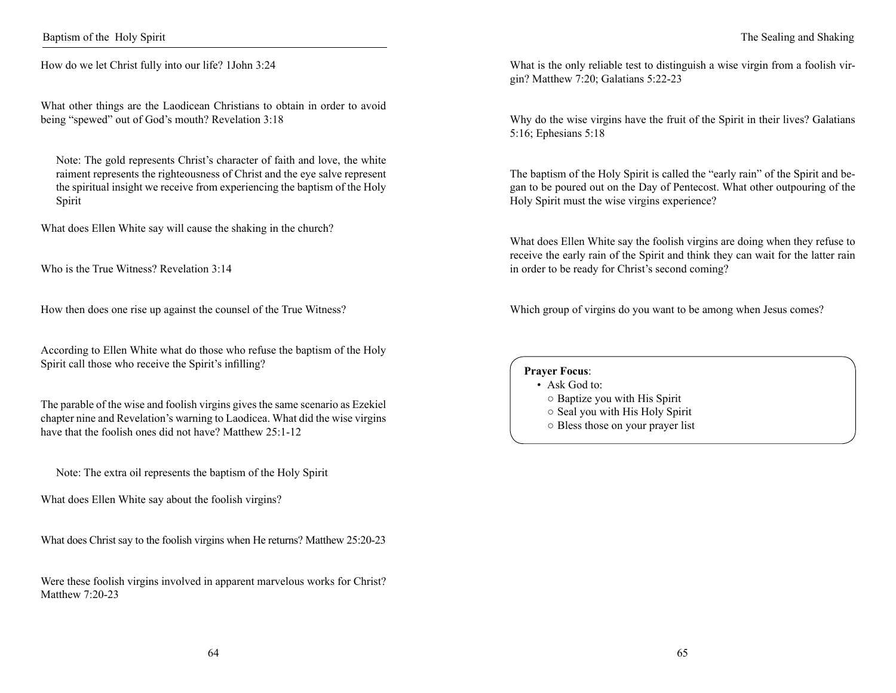How do we let Christ fully into our life? 1John 3:24

What other things are the Laodicean Christians to obtain in order to avoid being "spewed" out of God's mouth? Revelation 3:18

> Note: The gold represents Christ's character of faith and love, the white raiment represents the righteousness of Christ and the eye salve represent the spiritual insight we receive from experiencing the baptism of the Holy Spirit

What does Ellen White say will cause the shaking in the church?

Who is the True Witness? Revelation 3:14

How then does one rise up against the counsel of the True Witness?

According to Ellen White what do those who refuse the baptism of the Holy Spirit call those who receive the Spirit's infilling?

The parable of the wise and foolish virgins gives the same scenario as Ezekiel chapter nine and Revelation's warning to Laodicea. What did the wise virgins have that the foolish ones did not have? Matthew 25:1-12

> Note: The extra oil represents the baptism of the Holy Spirit

What does Ellen White say about the foolish virgins?

What does Christ say to the foolish virgins when He returns? Matthew 25:20-23

Were these foolish virgins involved in apparent marvelous works for Christ? Matthew 7:20-23

What is the only reliable test to distinguish a wise virgin from a foolish virgin? Matthew 7:20; Galatians 5:22-23

Why do the wise virgins have the fruit of the Spirit in their lives? Galatians 5:16; Ephesians 5:18

The baptism of the Holy Spirit is called the "early rain" of the Spirit and began to be poured out on the Day of Pentecost. What other outpouring of the Holy Spirit must the wise virgins experience?

What does Ellen White say the foolish virgins are doing when they refuse to receive the early rain of the Spirit and think they can wait for the latter rain in order to be ready for Christ's second coming?

Which group of virgins do you want to be among when Jesus comes?

**Prayer Focus**:
- Ask God to:
  - Baptize you with His Spirit
  - Seal you with His Holy Spirit
  - Bless those on your prayer list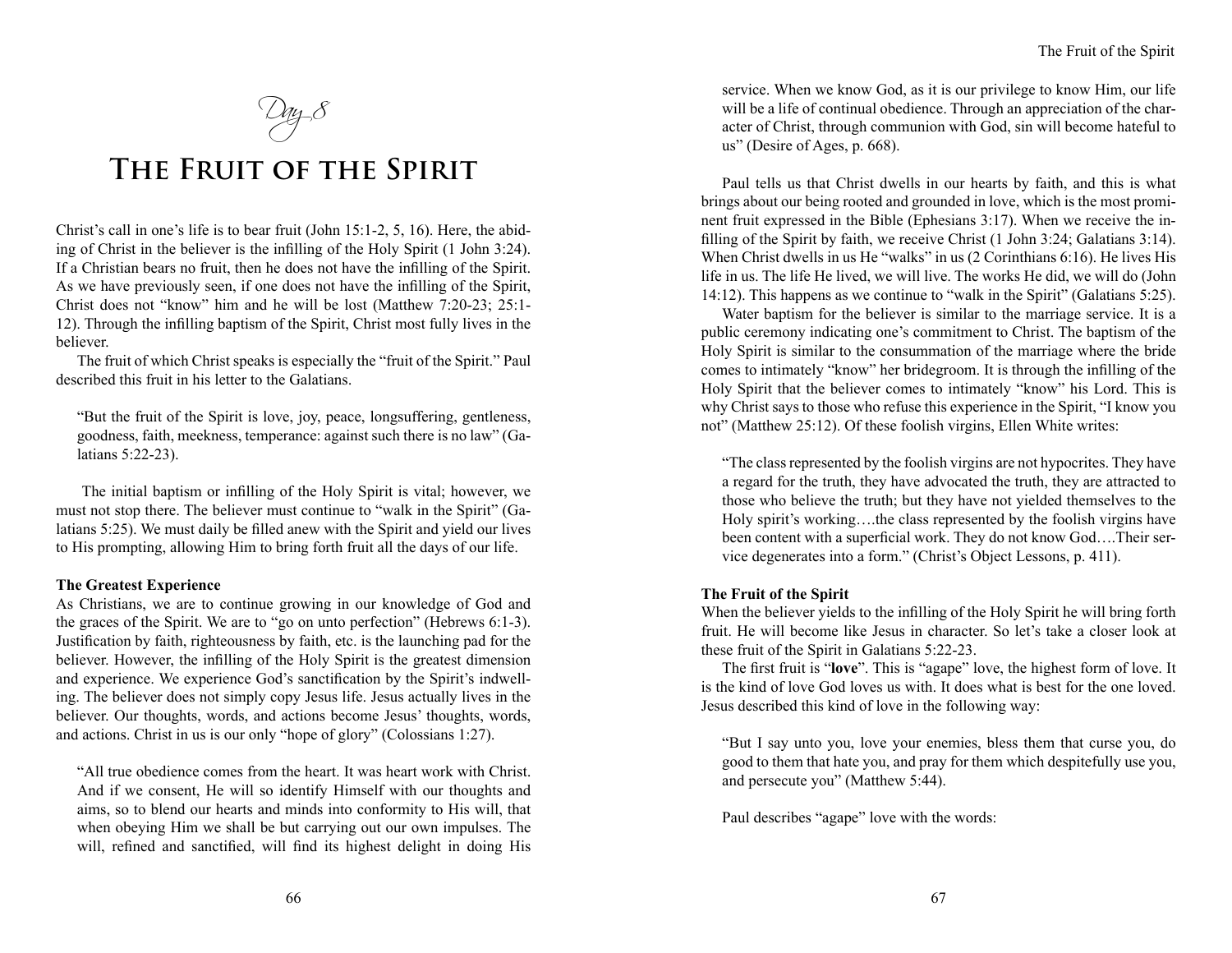Day 8

# The Fruit of the Spirit

Christ's call in one's life is to bear fruit (John 15:1-2, 5, 16). Here, the abiding of Christ in the believer is the infilling of the Holy Spirit (1 John 3:24). If a Christian bears no fruit, then he does not have the infilling of the Spirit. As we have previously seen, if one does not have the infilling of the Spirit, Christ does not "know" him and he will be lost (Matthew 7:20-23; 25:1-12). Through the infilling baptism of the Spirit, Christ most fully lives in the believer.

The fruit of which Christ speaks is especially the "fruit of the Spirit." Paul described this fruit in his letter to the Galatians.

> "But the fruit of the Spirit is love, joy, peace, longsuffering, gentleness, goodness, faith, meekness, temperance: against such there is no law" (Galatians 5:22-23).

The initial baptism or infilling of the Holy Spirit is vital; however, we must not stop there. The believer must continue to "walk in the Spirit" (Galatians 5:25). We must daily be filled anew with the Spirit and yield our lives to His prompting, allowing Him to bring forth fruit all the days of our life.

**The Greatest Experience**

As Christians, we are to continue growing in our knowledge of God and the graces of the Spirit. We are to "go on unto perfection" (Hebrews 6:1-3). Justification by faith, righteousness by faith, etc. is the launching pad for the believer. However, the infilling of the Holy Spirit is the greatest dimension and experience. We experience God's sanctification by the Spirit's indwelling. The believer does not simply copy Jesus life. Jesus actually lives in the believer. Our thoughts, words, and actions become Jesus' thoughts, words, and actions. Christ in us is our only "hope of glory" (Colossians 1:27).

> "All true obedience comes from the heart. It was heart work with Christ. And if we consent, He will so identify Himself with our thoughts and aims, so to blend our hearts and minds into conformity to His will, that when obeying Him we shall be but carrying out our own impulses. The will, refined and sanctified, will find its highest delight in doing His service. When we know God, as it is our privilege to know Him, our life will be a life of continual obedience. Through an appreciation of the character of Christ, through communion with God, sin will become hateful to us" (Desire of Ages, p. 668).

Paul tells us that Christ dwells in our hearts by faith, and this is what brings about our being rooted and grounded in love, which is the most prominent fruit expressed in the Bible (Ephesians 3:17). When we receive the infilling of the Spirit by faith, we receive Christ (1 John 3:24; Galatians 3:14). When Christ dwells in us He "walks" in us (2 Corinthians 6:16). He lives His life in us. The life He lived, we will live. The works He did, we will do (John 14:12). This happens as we continue to "walk in the Spirit" (Galatians 5:25).

Water baptism for the believer is similar to the marriage service. It is a public ceremony indicating one's commitment to Christ. The baptism of the Holy Spirit is similar to the consummation of the marriage where the bride comes to intimately "know" her bridegroom. It is through the infilling of the Holy Spirit that the believer comes to intimately "know" his Lord. This is why Christ says to those who refuse this experience in the Spirit, "I know you not" (Matthew 25:12). Of these foolish virgins, Ellen White writes:

> "The class represented by the foolish virgins are not hypocrites. They have a regard for the truth, they have advocated the truth, they are attracted to those who believe the truth; but they have not yielded themselves to the Holy spirit's working….the class represented by the foolish virgins have been content with a superficial work. They do not know God….Their service degenerates into a form." (Christ's Object Lessons, p. 411).

**The Fruit of the Spirit**

When the believer yields to the infilling of the Holy Spirit he will bring forth fruit. He will become like Jesus in character. So let's take a closer look at these fruit of the Spirit in Galatians 5:22-23.

The first fruit is "**love**". This is "agape" love, the highest form of love. It is the kind of love God loves us with. It does what is best for the one loved. Jesus described this kind of love in the following way:

> "But I say unto you, love your enemies, bless them that curse you, do good to them that hate you, and pray for them which despitefully use you, and persecute you" (Matthew 5:44).

Paul describes "agape" love with the words: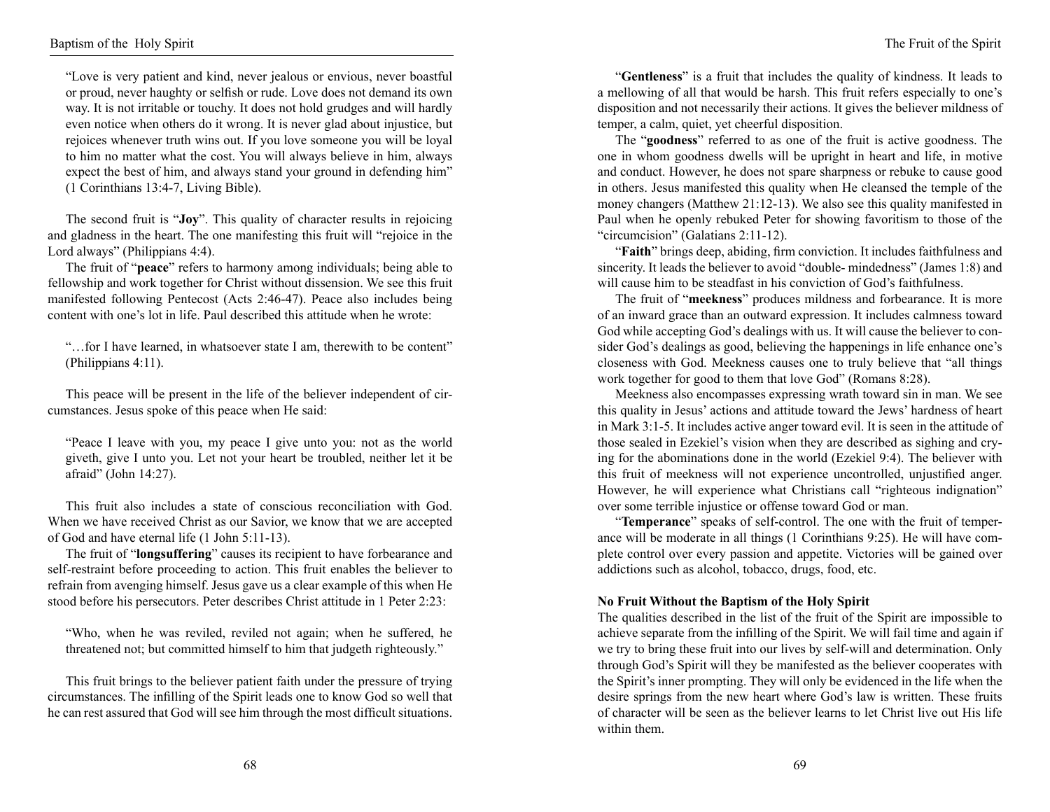"Love is very patient and kind, never jealous or envious, never boastful or proud, never haughty or selfish or rude. Love does not demand its own way. It is not irritable or touchy. It does not hold grudges and will hardly even notice when others do it wrong. It is never glad about injustice, but rejoices whenever truth wins out. If you love someone you will be loyal to him no matter what the cost. You will always believe in him, always expect the best of him, and always stand your ground in defending him" (1 Corinthians 13:4-7, Living Bible).

The second fruit is "**Joy**". This quality of character results in rejoicing and gladness in the heart. The one manifesting this fruit will "rejoice in the Lord always" (Philippians 4:4).

The fruit of "**peace**" refers to harmony among individuals; being able to fellowship and work together for Christ without dissension. We see this fruit manifested following Pentecost (Acts 2:46-47). Peace also includes being content with one's lot in life. Paul described this attitude when he wrote:

"…for I have learned, in whatsoever state I am, therewith to be content" (Philippians 4:11).

This peace will be present in the life of the believer independent of circumstances. Jesus spoke of this peace when He said:

"Peace I leave with you, my peace I give unto you: not as the world giveth, give I unto you. Let not your heart be troubled, neither let it be afraid" (John 14:27).

This fruit also includes a state of conscious reconciliation with God. When we have received Christ as our Savior, we know that we are accepted of God and have eternal life (1 John 5:11-13).

The fruit of "**longsuffering**" causes its recipient to have forbearance and self-restraint before proceeding to action. This fruit enables the believer to refrain from avenging himself. Jesus gave us a clear example of this when He stood before his persecutors. Peter describes Christ attitude in 1 Peter 2:23:

"Who, when he was reviled, reviled not again; when he suffered, he threatened not; but committed himself to him that judgeth righteously."

This fruit brings to the believer patient faith under the pressure of trying circumstances. The infilling of the Spirit leads one to know God so well that he can rest assured that God will see him through the most difficult situations.

"**Gentleness**" is a fruit that includes the quality of kindness. It leads to a mellowing of all that would be harsh. This fruit refers especially to one's disposition and not necessarily their actions. It gives the believer mildness of temper, a calm, quiet, yet cheerful disposition.

The "**goodness**" referred to as one of the fruit is active goodness. The one in whom goodness dwells will be upright in heart and life, in motive and conduct. However, he does not spare sharpness or rebuke to cause good in others. Jesus manifested this quality when He cleansed the temple of the money changers (Matthew 21:12-13). We also see this quality manifested in Paul when he openly rebuked Peter for showing favoritism to those of the "circumcision" (Galatians 2:11-12).

"**Faith**" brings deep, abiding, firm conviction. It includes faithfulness and sincerity. It leads the believer to avoid "double- mindedness" (James 1:8) and will cause him to be steadfast in his conviction of God's faithfulness.

The fruit of "**meekness**" produces mildness and forbearance. It is more of an inward grace than an outward expression. It includes calmness toward God while accepting God's dealings with us. It will cause the believer to consider God's dealings as good, believing the happenings in life enhance one's closeness with God. Meekness causes one to truly believe that "all things work together for good to them that love God" (Romans 8:28).

Meekness also encompasses expressing wrath toward sin in man. We see this quality in Jesus' actions and attitude toward the Jews' hardness of heart in Mark 3:1-5. It includes active anger toward evil. It is seen in the attitude of those sealed in Ezekiel's vision when they are described as sighing and crying for the abominations done in the world (Ezekiel 9:4). The believer with this fruit of meekness will not experience uncontrolled, unjustified anger. However, he will experience what Christians call "righteous indignation" over some terrible injustice or offense toward God or man.

"**Temperance**" speaks of self-control. The one with the fruit of temperance will be moderate in all things (1 Corinthians 9:25). He will have complete control over every passion and appetite. Victories will be gained over addictions such as alcohol, tobacco, drugs, food, etc.

### No Fruit Without the Baptism of the Holy Spirit

The qualities described in the list of the fruit of the Spirit are impossible to achieve separate from the infilling of the Spirit. We will fail time and again if we try to bring these fruit into our lives by self-will and determination. Only through God's Spirit will they be manifested as the believer cooperates with the Spirit's inner prompting. They will only be evidenced in the life when the desire springs from the new heart where God's law is written. These fruits of character will be seen as the believer learns to let Christ live out His life within them.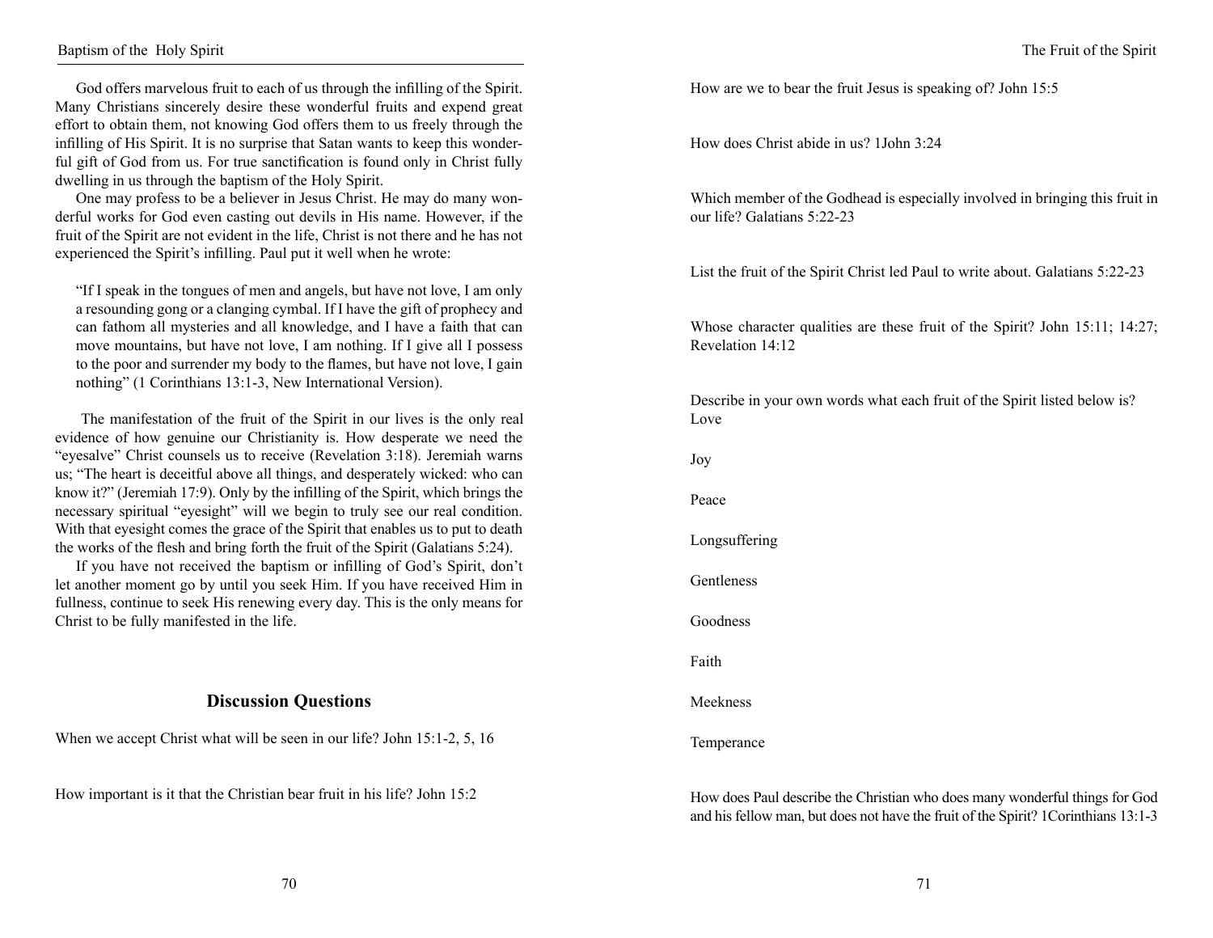God offers marvelous fruit to each of us through the infilling of the Spirit. Many Christians sincerely desire these wonderful fruits and expend great effort to obtain them, not knowing God offers them to us freely through the infilling of His Spirit. It is no surprise that Satan wants to keep this wonderful gift of God from us. For true sanctification is found only in Christ fully dwelling in us through the baptism of the Holy Spirit.

One may profess to be a believer in Jesus Christ. He may do many wonderful works for God even casting out devils in His name. However, if the fruit of the Spirit are not evident in the life, Christ is not there and he has not experienced the Spirit's infilling. Paul put it well when he wrote:

> "If I speak in the tongues of men and angels, but have not love, I am only a resounding gong or a clanging cymbal. If I have the gift of prophecy and can fathom all mysteries and all knowledge, and I have a faith that can move mountains, but have not love, I am nothing. If I give all I possess to the poor and surrender my body to the flames, but have not love, I gain nothing" (1 Corinthians 13:1-3, New International Version).

The manifestation of the fruit of the Spirit in our lives is the only real evidence of how genuine our Christianity is. How desperate we need the "eyesalve" Christ counsels us to receive (Revelation 3:18). Jeremiah warns us; "The heart is deceitful above all things, and desperately wicked: who can know it?" (Jeremiah 17:9). Only by the infilling of the Spirit, which brings the necessary spiritual "eyesight" will we begin to truly see our real condition. With that eyesight comes the grace of the Spirit that enables us to put to death the works of the flesh and bring forth the fruit of the Spirit (Galatians 5:24).

If you have not received the baptism or infilling of God's Spirit, don't let another moment go by until you seek Him. If you have received Him in fullness, continue to seek His renewing every day. This is the only means for Christ to be fully manifested in the life.

## Discussion Questions

When we accept Christ what will be seen in our life? John 15:1-2, 5, 16

How important is it that the Christian bear fruit in his life? John 15:2

How are we to bear the fruit Jesus is speaking of? John 15:5

How does Christ abide in us? 1John 3:24

Which member of the Godhead is especially involved in bringing this fruit in our life? Galatians 5:22-23

List the fruit of the Spirit Christ led Paul to write about. Galatians 5:22-23

Whose character qualities are these fruit of the Spirit? John 15:11; 14:27; Revelation 14:12

Describe in your own words what each fruit of the Spirit listed below is?

Love

Joy

Peace

Longsuffering

Gentleness

Goodness

Faith

Meekness

Temperance

How does Paul describe the Christian who does many wonderful things for God and his fellow man, but does not have the fruit of the Spirit? 1Corinthians 13:1-3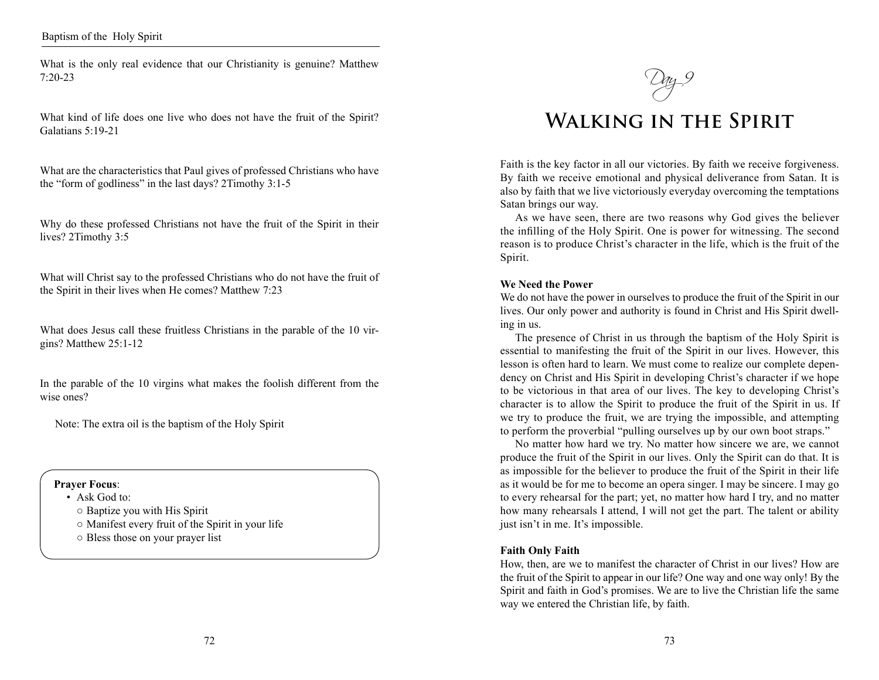What is the only real evidence that our Christianity is genuine? Matthew 7:20-23

What kind of life does one live who does not have the fruit of the Spirit? Galatians 5:19-21

What are the characteristics that Paul gives of professed Christians who have the "form of godliness" in the last days? 2Timothy 3:1-5

Why do these professed Christians not have the fruit of the Spirit in their lives? 2Timothy 3:5

What will Christ say to the professed Christians who do not have the fruit of the Spirit in their lives when He comes? Matthew 7:23

What does Jesus call these fruitless Christians in the parable of the 10 virgins? Matthew 25:1-12

In the parable of the 10 virgins what makes the foolish different from the wise ones?

Note: The extra oil is the baptism of the Holy Spirit

**Prayer Focus**:

- Ask God to:
  - Baptize you with His Spirit
  - Manifest every fruit of the Spirit in your life
  - Bless those on your prayer list

*Day 9*

# Walking in the Spirit

Faith is the key factor in all our victories. By faith we receive forgiveness. By faith we receive emotional and physical deliverance from Satan. It is also by faith that we live victoriously everyday overcoming the temptations Satan brings our way.

As we have seen, there are two reasons why God gives the believer the infilling of the Holy Spirit. One is power for witnessing. The second reason is to produce Christ's character in the life, which is the fruit of the Spirit.

**We Need the Power**

We do not have the power in ourselves to produce the fruit of the Spirit in our lives. Our only power and authority is found in Christ and His Spirit dwelling in us.

The presence of Christ in us through the baptism of the Holy Spirit is essential to manifesting the fruit of the Spirit in our lives. However, this lesson is often hard to learn. We must come to realize our complete dependency on Christ and His Spirit in developing Christ's character if we hope to be victorious in that area of our lives. The key to developing Christ's character is to allow the Spirit to produce the fruit of the Spirit in us. If we try to produce the fruit, we are trying the impossible, and attempting to perform the proverbial "pulling ourselves up by our own boot straps."

No matter how hard we try. No matter how sincere we are, we cannot produce the fruit of the Spirit in our lives. Only the Spirit can do that. It is as impossible for the believer to produce the fruit of the Spirit in their life as it would be for me to become an opera singer. I may be sincere. I may go to every rehearsal for the part; yet, no matter how hard I try, and no matter how many rehearsals I attend, I will not get the part. The talent or ability just isn't in me. It's impossible.

**Faith Only Faith**

How, then, are we to manifest the character of Christ in our lives? How are the fruit of the Spirit to appear in our life? One way and one way only! By the Spirit and faith in God's promises. We are to live the Christian life the same way we entered the Christian life, by faith.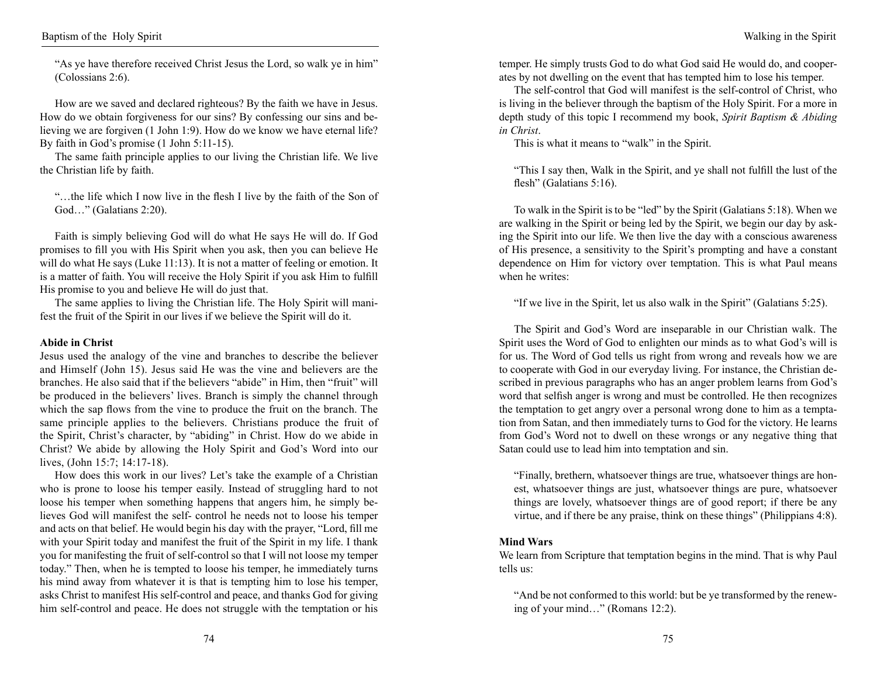"As ye have therefore received Christ Jesus the Lord, so walk ye in him" (Colossians 2:6).

How are we saved and declared righteous? By the faith we have in Jesus. How do we obtain forgiveness for our sins? By confessing our sins and believing we are forgiven (1 John 1:9). How do we know we have eternal life? By faith in God's promise (1 John 5:11-15).

The same faith principle applies to our living the Christian life. We live the Christian life by faith.

"…the life which I now live in the flesh I live by the faith of the Son of God…" (Galatians 2:20).

Faith is simply believing God will do what He says He will do. If God promises to fill you with His Spirit when you ask, then you can believe He will do what He says (Luke 11:13). It is not a matter of feeling or emotion. It is a matter of faith. You will receive the Holy Spirit if you ask Him to fulfill His promise to you and believe He will do just that.

The same applies to living the Christian life. The Holy Spirit will manifest the fruit of the Spirit in our lives if we believe the Spirit will do it.

**Abide in Christ**

Jesus used the analogy of the vine and branches to describe the believer and Himself (John 15). Jesus said He was the vine and believers are the branches. He also said that if the believers "abide" in Him, then "fruit" will be produced in the believers' lives. Branch is simply the channel through which the sap flows from the vine to produce the fruit on the branch. The same principle applies to the believers. Christians produce the fruit of the Spirit, Christ's character, by "abiding" in Christ. How do we abide in Christ? We abide by allowing the Holy Spirit and God's Word into our lives, (John 15:7; 14:17-18).

How does this work in our lives? Let's take the example of a Christian who is prone to loose his temper easily. Instead of struggling hard to not loose his temper when something happens that angers him, he simply believes God will manifest the self- control he needs not to loose his temper and acts on that belief. He would begin his day with the prayer, "Lord, fill me with your Spirit today and manifest the fruit of the Spirit in my life. I thank you for manifesting the fruit of self-control so that I will not loose my temper today." Then, when he is tempted to loose his temper, he immediately turns his mind away from whatever it is that is tempting him to lose his temper, asks Christ to manifest His self-control and peace, and thanks God for giving him self-control and peace. He does not struggle with the temptation or his temper. He simply trusts God to do what God said He would do, and cooperates by not dwelling on the event that has tempted him to lose his temper.

The self-control that God will manifest is the self-control of Christ, who is living in the believer through the baptism of the Holy Spirit. For a more in depth study of this topic I recommend my book, *Spirit Baptism & Abiding in Christ*.

This is what it means to "walk" in the Spirit.

"This I say then, Walk in the Spirit, and ye shall not fulfill the lust of the flesh" (Galatians 5:16).

To walk in the Spirit is to be "led" by the Spirit (Galatians 5:18). When we are walking in the Spirit or being led by the Spirit, we begin our day by asking the Spirit into our life. We then live the day with a conscious awareness of His presence, a sensitivity to the Spirit's prompting and have a constant dependence on Him for victory over temptation. This is what Paul means when he writes:

"If we live in the Spirit, let us also walk in the Spirit" (Galatians 5:25).

The Spirit and God's Word are inseparable in our Christian walk. The Spirit uses the Word of God to enlighten our minds as to what God's will is for us. The Word of God tells us right from wrong and reveals how we are to cooperate with God in our everyday living. For instance, the Christian described in previous paragraphs who has an anger problem learns from God's word that selfish anger is wrong and must be controlled. He then recognizes the temptation to get angry over a personal wrong done to him as a temptation from Satan, and then immediately turns to God for the victory. He learns from God's Word not to dwell on these wrongs or any negative thing that Satan could use to lead him into temptation and sin.

"Finally, brethern, whatsoever things are true, whatsoever things are honest, whatsoever things are just, whatsoever things are pure, whatsoever things are lovely, whatsoever things are of good report; if there be any virtue, and if there be any praise, think on these things" (Philippians 4:8).

**Mind Wars**

We learn from Scripture that temptation begins in the mind. That is why Paul tells us:

"And be not conformed to this world: but be ye transformed by the renewing of your mind…" (Romans 12:2).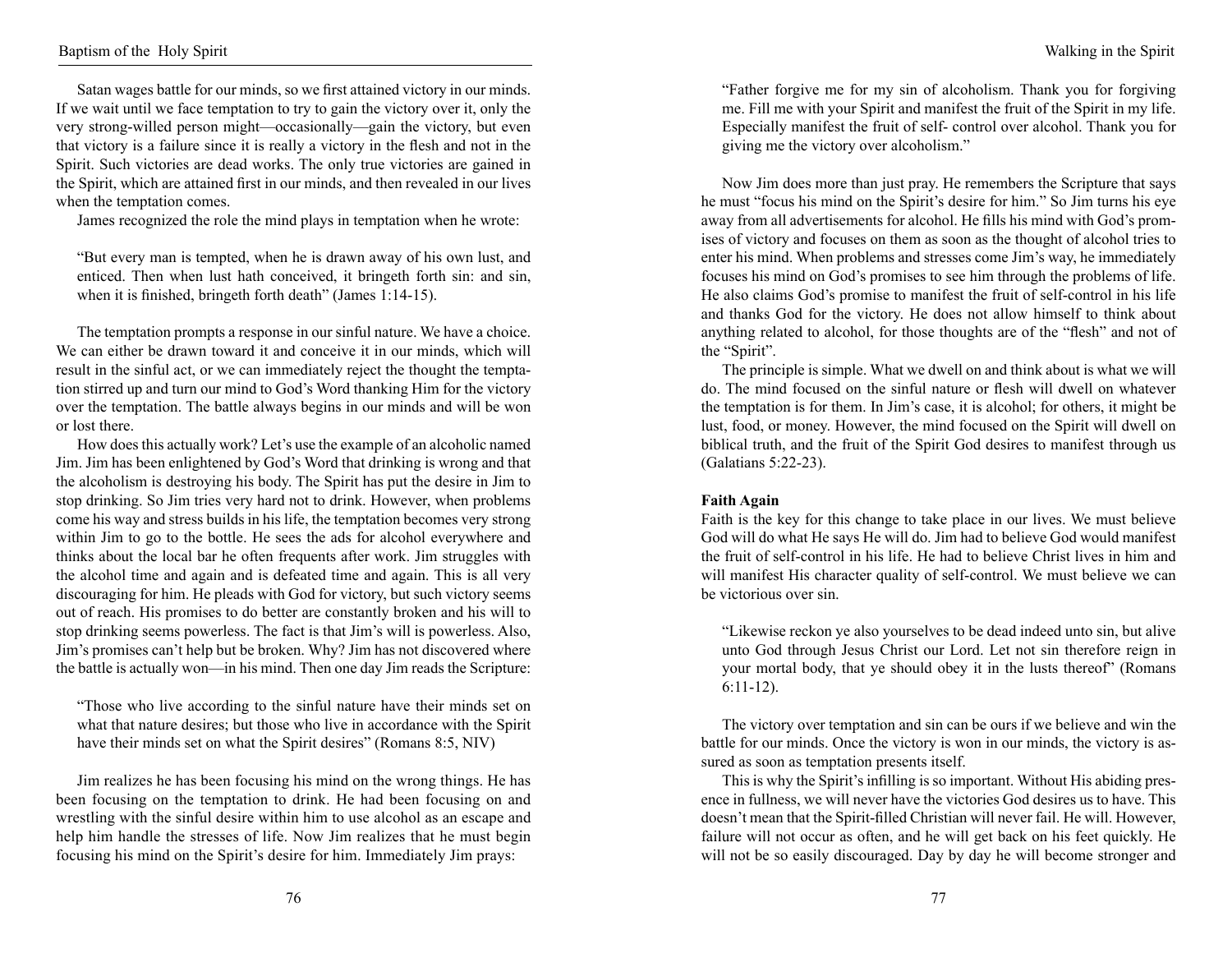Satan wages battle for our minds, so we first attained victory in our minds. If we wait until we face temptation to try to gain the victory over it, only the very strong-willed person might—occasionally—gain the victory, but even that victory is a failure since it is really a victory in the flesh and not in the Spirit. Such victories are dead works. The only true victories are gained in the Spirit, which are attained first in our minds, and then revealed in our lives when the temptation comes.

James recognized the role the mind plays in temptation when he wrote:

> "But every man is tempted, when he is drawn away of his own lust, and enticed. Then when lust hath conceived, it bringeth forth sin: and sin, when it is finished, bringeth forth death" (James 1:14-15).

The temptation prompts a response in our sinful nature. We have a choice. We can either be drawn toward it and conceive it in our minds, which will result in the sinful act, or we can immediately reject the thought the temptation stirred up and turn our mind to God's Word thanking Him for the victory over the temptation. The battle always begins in our minds and will be won or lost there.

How does this actually work? Let's use the example of an alcoholic named Jim. Jim has been enlightened by God's Word that drinking is wrong and that the alcoholism is destroying his body. The Spirit has put the desire in Jim to stop drinking. So Jim tries very hard not to drink. However, when problems come his way and stress builds in his life, the temptation becomes very strong within Jim to go to the bottle. He sees the ads for alcohol everywhere and thinks about the local bar he often frequents after work. Jim struggles with the alcohol time and again and is defeated time and again. This is all very discouraging for him. He pleads with God for victory, but such victory seems out of reach. His promises to do better are constantly broken and his will to stop drinking seems powerless. The fact is that Jim's will is powerless. Also, Jim's promises can't help but be broken. Why? Jim has not discovered where the battle is actually won—in his mind. Then one day Jim reads the Scripture:

> "Those who live according to the sinful nature have their minds set on what that nature desires; but those who live in accordance with the Spirit have their minds set on what the Spirit desires" (Romans 8:5, NIV)

Jim realizes he has been focusing his mind on the wrong things. He has been focusing on the temptation to drink. He had been focusing on and wrestling with the sinful desire within him to use alcohol as an escape and help him handle the stresses of life. Now Jim realizes that he must begin focusing his mind on the Spirit's desire for him. Immediately Jim prays:

> "Father forgive me for my sin of alcoholism. Thank you for forgiving me. Fill me with your Spirit and manifest the fruit of the Spirit in my life. Especially manifest the fruit of self- control over alcohol. Thank you for giving me the victory over alcoholism."

Now Jim does more than just pray. He remembers the Scripture that says he must "focus his mind on the Spirit's desire for him." So Jim turns his eye away from all advertisements for alcohol. He fills his mind with God's promises of victory and focuses on them as soon as the thought of alcohol tries to enter his mind. When problems and stresses come Jim's way, he immediately focuses his mind on God's promises to see him through the problems of life. He also claims God's promise to manifest the fruit of self-control in his life and thanks God for the victory. He does not allow himself to think about anything related to alcohol, for those thoughts are of the "flesh" and not of the "Spirit".

The principle is simple. What we dwell on and think about is what we will do. The mind focused on the sinful nature or flesh will dwell on whatever the temptation is for them. In Jim's case, it is alcohol; for others, it might be lust, food, or money. However, the mind focused on the Spirit will dwell on biblical truth, and the fruit of the Spirit God desires to manifest through us (Galatians 5:22-23).

**Faith Again**

Faith is the key for this change to take place in our lives. We must believe God will do what He says He will do. Jim had to believe God would manifest the fruit of self-control in his life. He had to believe Christ lives in him and will manifest His character quality of self-control. We must believe we can be victorious over sin.

> "Likewise reckon ye also yourselves to be dead indeed unto sin, but alive unto God through Jesus Christ our Lord. Let not sin therefore reign in your mortal body, that ye should obey it in the lusts thereof" (Romans 6:11-12).

The victory over temptation and sin can be ours if we believe and win the battle for our minds. Once the victory is won in our minds, the victory is assured as soon as temptation presents itself.

This is why the Spirit's infilling is so important. Without His abiding presence in fullness, we will never have the victories God desires us to have. This doesn't mean that the Spirit-filled Christian will never fail. He will. However, failure will not occur as often, and he will get back on his feet quickly. He will not be so easily discouraged. Day by day he will become stronger and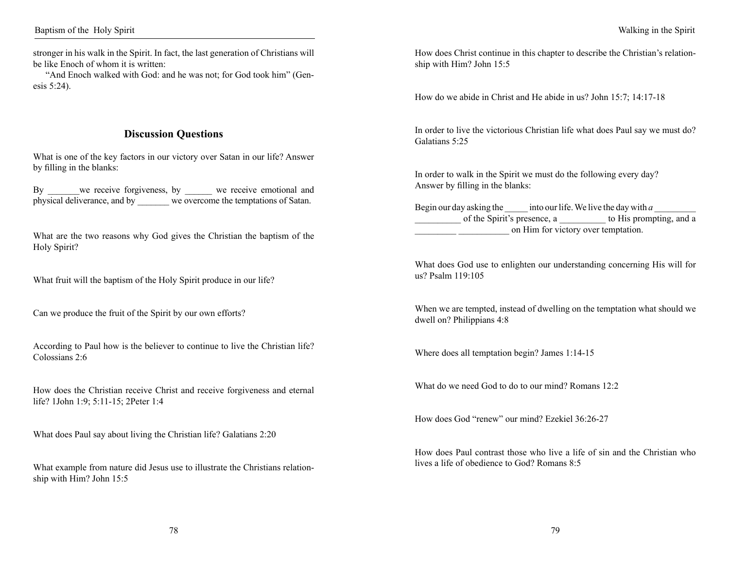stronger in his walk in the Spirit. In fact, the last generation of Christians will be like Enoch of whom it is written:

"And Enoch walked with God: and he was not; for God took him" (Genesis 5:24).

## Discussion Questions

What is one of the key factors in our victory over Satan in our life? Answer by filling in the blanks:

By _______we receive forgiveness, by ______ we receive emotional and physical deliverance, and by _______ we overcome the temptations of Satan.

What are the two reasons why God gives the Christian the baptism of the Holy Spirit?

What fruit will the baptism of the Holy Spirit produce in our life?

Can we produce the fruit of the Spirit by our own efforts?

According to Paul how is the believer to continue to live the Christian life? Colossians 2:6

How does the Christian receive Christ and receive forgiveness and eternal life? 1John 1:9; 5:11-15; 2Peter 1:4

What does Paul say about living the Christian life? Galatians 2:20

What example from nature did Jesus use to illustrate the Christians relationship with Him? John 15:5

How does Christ continue in this chapter to describe the Christian's relationship with Him? John 15:5

How do we abide in Christ and He abide in us? John 15:7; 14:17-18

In order to live the victorious Christian life what does Paul say we must do? Galatians 5:25

In order to walk in the Spirit we must do the following every day? Answer by filling in the blanks:

Begin our day asking the _____ into our life. We live the day with *a* _________ __________ of the Spirit's presence, a __________ to His prompting, and a _________ ___________ on Him for victory over temptation.

What does God use to enlighten our understanding concerning His will for us? Psalm 119:105

When we are tempted, instead of dwelling on the temptation what should we dwell on? Philippians 4:8

Where does all temptation begin? James 1:14-15

What do we need God to do to our mind? Romans 12:2

How does God "renew" our mind? Ezekiel 36:26-27

How does Paul contrast those who live a life of sin and the Christian who lives a life of obedience to God? Romans 8:5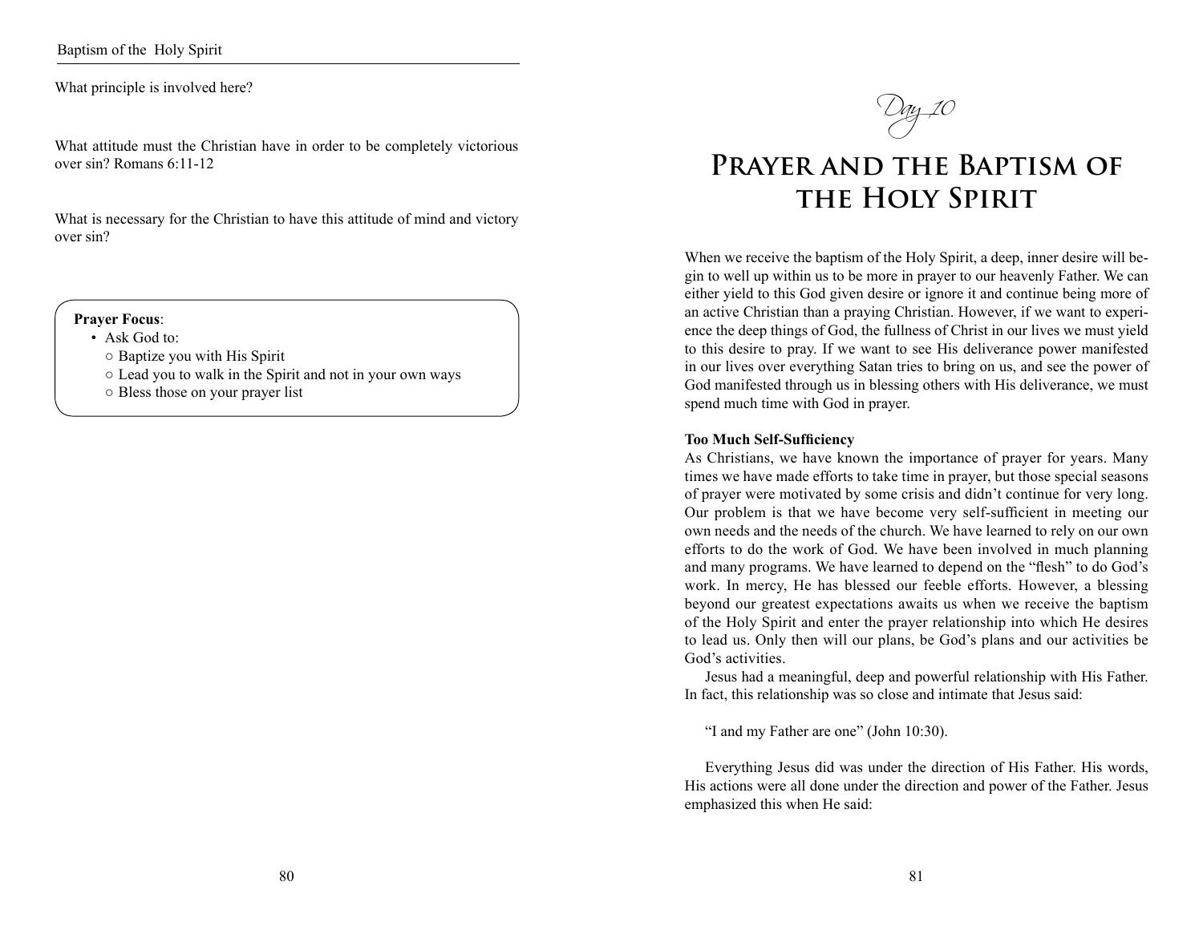What principle is involved here?

What attitude must the Christian have in order to be completely victorious over sin? Romans 6:11-12

What is necessary for the Christian to have this attitude of mind and victory over sin?

**Prayer Focus**:

- Ask God to:
  - Baptize you with His Spirit
  - Lead you to walk in the Spirit and not in your own ways
  - Bless those on your prayer list

*Day 10*

# Prayer and the Baptism of the Holy Spirit

When we receive the baptism of the Holy Spirit, a deep, inner desire will begin to well up within us to be more in prayer to our heavenly Father. We can either yield to this God given desire or ignore it and continue being more of an active Christian than a praying Christian. However, if we want to experience the deep things of God, the fullness of Christ in our lives we must yield to this desire to pray. If we want to see His deliverance power manifested in our lives over everything Satan tries to bring on us, and see the power of God manifested through us in blessing others with His deliverance, we must spend much time with God in prayer.

**Too Much Self-Sufficiency**

As Christians, we have known the importance of prayer for years. Many times we have made efforts to take time in prayer, but those special seasons of prayer were motivated by some crisis and didn't continue for very long. Our problem is that we have become very self-sufficient in meeting our own needs and the needs of the church. We have learned to rely on our own efforts to do the work of God. We have been involved in much planning and many programs. We have learned to depend on the "flesh" to do God's work. In mercy, He has blessed our feeble efforts. However, a blessing beyond our greatest expectations awaits us when we receive the baptism of the Holy Spirit and enter the prayer relationship into which He desires to lead us. Only then will our plans, be God's plans and our activities be God's activities.

Jesus had a meaningful, deep and powerful relationship with His Father. In fact, this relationship was so close and intimate that Jesus said:

"I and my Father are one" (John 10:30).

Everything Jesus did was under the direction of His Father. His words, His actions were all done under the direction and power of the Father. Jesus emphasized this when He said: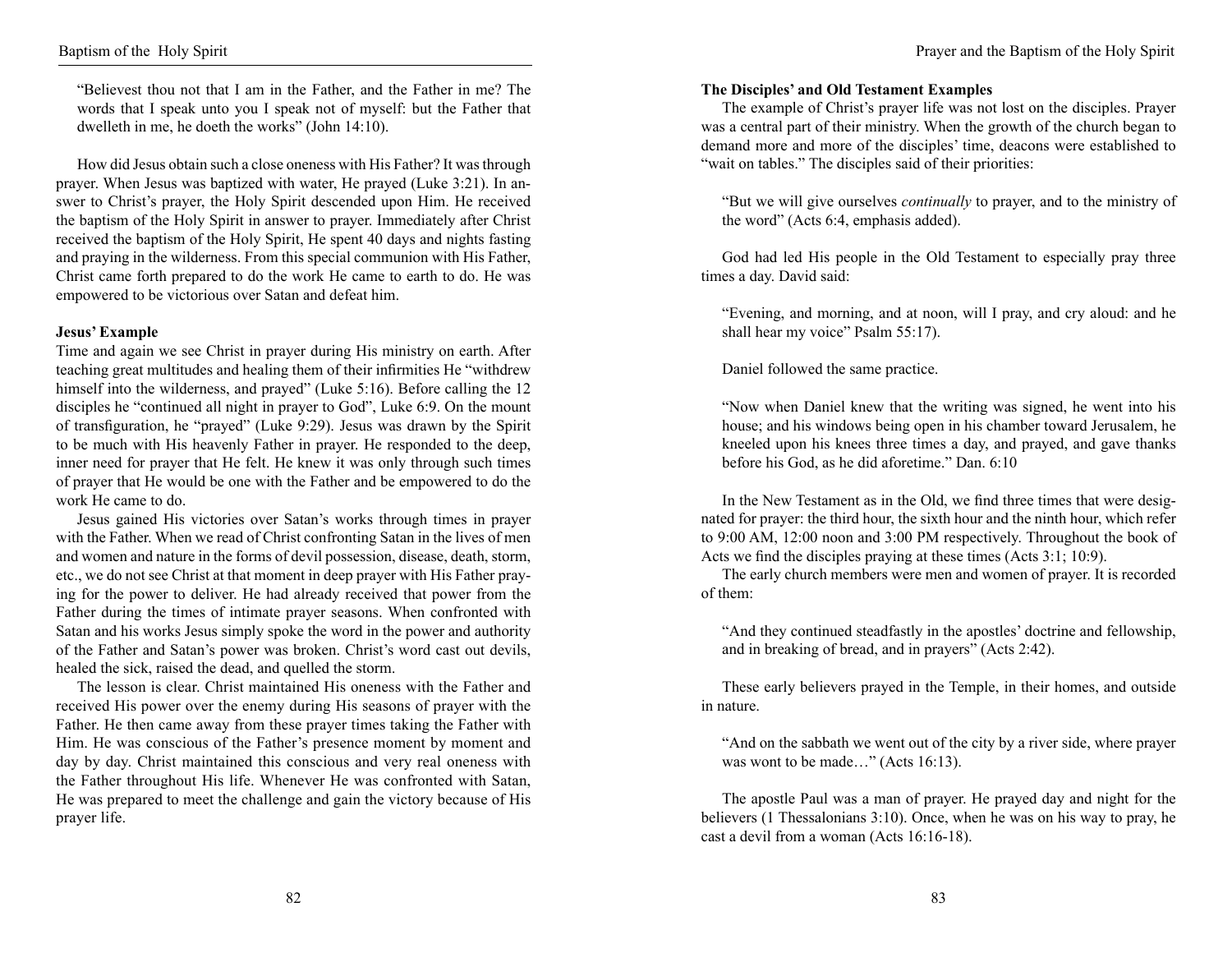"Believest thou not that I am in the Father, and the Father in me? The words that I speak unto you I speak not of myself: but the Father that dwelleth in me, he doeth the works" (John 14:10).

How did Jesus obtain such a close oneness with His Father? It was through prayer. When Jesus was baptized with water, He prayed (Luke 3:21). In answer to Christ's prayer, the Holy Spirit descended upon Him. He received the baptism of the Holy Spirit in answer to prayer. Immediately after Christ received the baptism of the Holy Spirit, He spent 40 days and nights fasting and praying in the wilderness. From this special communion with His Father, Christ came forth prepared to do the work He came to earth to do. He was empowered to be victorious over Satan and defeat him.

**Jesus' Example**

Time and again we see Christ in prayer during His ministry on earth. After teaching great multitudes and healing them of their infirmities He "withdrew himself into the wilderness, and prayed" (Luke 5:16). Before calling the 12 disciples he "continued all night in prayer to God", Luke 6:9. On the mount of transfiguration, he "prayed" (Luke 9:29). Jesus was drawn by the Spirit to be much with His heavenly Father in prayer. He responded to the deep, inner need for prayer that He felt. He knew it was only through such times of prayer that He would be one with the Father and be empowered to do the work He came to do.

Jesus gained His victories over Satan's works through times in prayer with the Father. When we read of Christ confronting Satan in the lives of men and women and nature in the forms of devil possession, disease, death, storm, etc., we do not see Christ at that moment in deep prayer with His Father praying for the power to deliver. He had already received that power from the Father during the times of intimate prayer seasons. When confronted with Satan and his works Jesus simply spoke the word in the power and authority of the Father and Satan's power was broken. Christ's word cast out devils, healed the sick, raised the dead, and quelled the storm.

The lesson is clear. Christ maintained His oneness with the Father and received His power over the enemy during His seasons of prayer with the Father. He then came away from these prayer times taking the Father with Him. He was conscious of the Father's presence moment by moment and day by day. Christ maintained this conscious and very real oneness with the Father throughout His life. Whenever He was confronted with Satan, He was prepared to meet the challenge and gain the victory because of His prayer life.

**The Disciples' and Old Testament Examples**

The example of Christ's prayer life was not lost on the disciples. Prayer was a central part of their ministry. When the growth of the church began to demand more and more of the disciples' time, deacons were established to "wait on tables." The disciples said of their priorities:

"But we will give ourselves *continually* to prayer, and to the ministry of the word" (Acts 6:4, emphasis added).

God had led His people in the Old Testament to especially pray three times a day. David said:

"Evening, and morning, and at noon, will I pray, and cry aloud: and he shall hear my voice" Psalm 55:17).

Daniel followed the same practice.

"Now when Daniel knew that the writing was signed, he went into his house; and his windows being open in his chamber toward Jerusalem, he kneeled upon his knees three times a day, and prayed, and gave thanks before his God, as he did aforetime." Dan. 6:10

In the New Testament as in the Old, we find three times that were designated for prayer: the third hour, the sixth hour and the ninth hour, which refer to 9:00 AM, 12:00 noon and 3:00 PM respectively. Throughout the book of Acts we find the disciples praying at these times (Acts 3:1; 10:9).

The early church members were men and women of prayer. It is recorded of them:

"And they continued steadfastly in the apostles' doctrine and fellowship, and in breaking of bread, and in prayers" (Acts 2:42).

These early believers prayed in the Temple, in their homes, and outside in nature.

"And on the sabbath we went out of the city by a river side, where prayer was wont to be made…" (Acts 16:13).

The apostle Paul was a man of prayer. He prayed day and night for the believers (1 Thessalonians 3:10). Once, when he was on his way to pray, he cast a devil from a woman (Acts 16:16-18).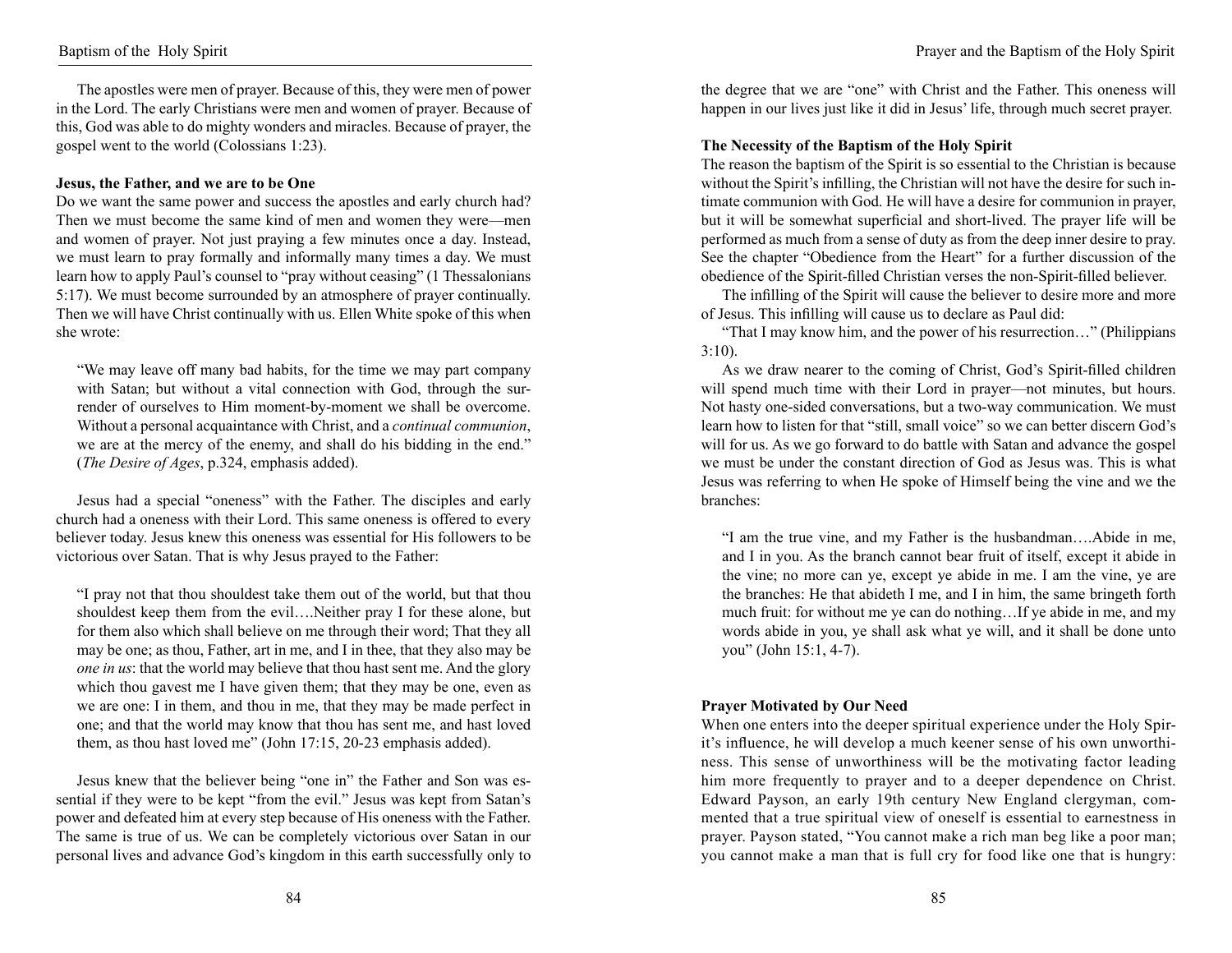The apostles were men of prayer. Because of this, they were men of power in the Lord. The early Christians were men and women of prayer. Because of this, God was able to do mighty wonders and miracles. Because of prayer, the gospel went to the world (Colossians 1:23).

**Jesus, the Father, and we are to be One**

Do we want the same power and success the apostles and early church had? Then we must become the same kind of men and women they were—men and women of prayer. Not just praying a few minutes once a day. Instead, we must learn to pray formally and informally many times a day. We must learn how to apply Paul's counsel to "pray without ceasing" (1 Thessalonians 5:17). We must become surrounded by an atmosphere of prayer continually. Then we will have Christ continually with us. Ellen White spoke of this when she wrote:

> "We may leave off many bad habits, for the time we may part company with Satan; but without a vital connection with God, through the surrender of ourselves to Him moment-by-moment we shall be overcome. Without a personal acquaintance with Christ, and a *continual communion*, we are at the mercy of the enemy, and shall do his bidding in the end." (*The Desire of Ages*, p.324, emphasis added).

Jesus had a special "oneness" with the Father. The disciples and early church had a oneness with their Lord. This same oneness is offered to every believer today. Jesus knew this oneness was essential for His followers to be victorious over Satan. That is why Jesus prayed to the Father:

> "I pray not that thou shouldest take them out of the world, but that thou shouldest keep them from the evil….Neither pray I for these alone, but for them also which shall believe on me through their word; That they all may be one; as thou, Father, art in me, and I in thee, that they also may be *one in us*: that the world may believe that thou hast sent me. And the glory which thou gavest me I have given them; that they may be one, even as we are one: I in them, and thou in me, that they may be made perfect in one; and that the world may know that thou has sent me, and hast loved them, as thou hast loved me" (John 17:15, 20-23 emphasis added).

Jesus knew that the believer being "one in" the Father and Son was essential if they were to be kept "from the evil." Jesus was kept from Satan's power and defeated him at every step because of His oneness with the Father. The same is true of us. We can be completely victorious over Satan in our personal lives and advance God's kingdom in this earth successfully only to the degree that we are "one" with Christ and the Father. This oneness will happen in our lives just like it did in Jesus' life, through much secret prayer.

**The Necessity of the Baptism of the Holy Spirit**

The reason the baptism of the Spirit is so essential to the Christian is because without the Spirit's infilling, the Christian will not have the desire for such intimate communion with God. He will have a desire for communion in prayer, but it will be somewhat superficial and short-lived. The prayer life will be performed as much from a sense of duty as from the deep inner desire to pray. See the chapter "Obedience from the Heart" for a further discussion of the obedience of the Spirit-filled Christian verses the non-Spirit-filled believer.

The infilling of the Spirit will cause the believer to desire more and more of Jesus. This infilling will cause us to declare as Paul did:

"That I may know him, and the power of his resurrection…" (Philippians 3:10).

As we draw nearer to the coming of Christ, God's Spirit-filled children will spend much time with their Lord in prayer—not minutes, but hours. Not hasty one-sided conversations, but a two-way communication. We must learn how to listen for that "still, small voice" so we can better discern God's will for us. As we go forward to do battle with Satan and advance the gospel we must be under the constant direction of God as Jesus was. This is what Jesus was referring to when He spoke of Himself being the vine and we the branches:

> "I am the true vine, and my Father is the husbandman….Abide in me, and I in you. As the branch cannot bear fruit of itself, except it abide in the vine; no more can ye, except ye abide in me. I am the vine, ye are the branches: He that abideth I me, and I in him, the same bringeth forth much fruit: for without me ye can do nothing…If ye abide in me, and my words abide in you, ye shall ask what ye will, and it shall be done unto you" (John 15:1, 4-7).

**Prayer Motivated by Our Need**

When one enters into the deeper spiritual experience under the Holy Spirit's influence, he will develop a much keener sense of his own unworthiness. This sense of unworthiness will be the motivating factor leading him more frequently to prayer and to a deeper dependence on Christ. Edward Payson, an early 19th century New England clergyman, commented that a true spiritual view of oneself is essential to earnestness in prayer. Payson stated, "You cannot make a rich man beg like a poor man; you cannot make a man that is full cry for food like one that is hungry: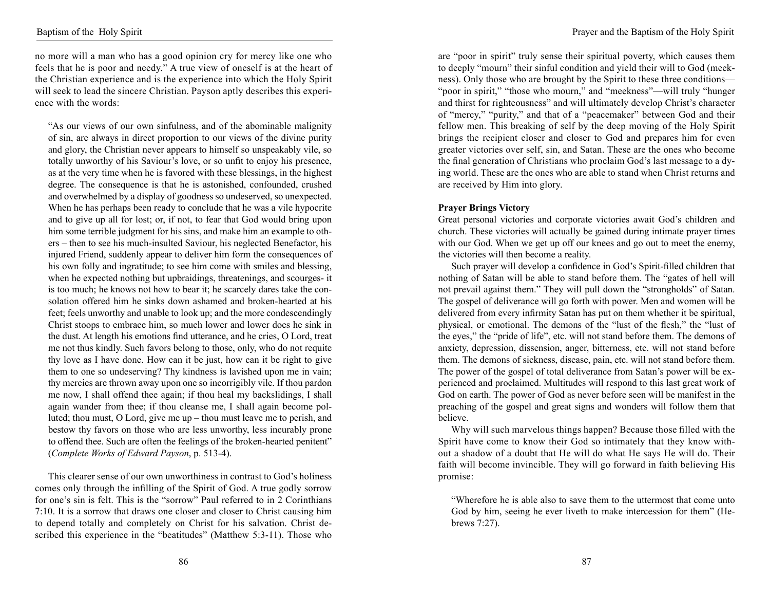no more will a man who has a good opinion cry for mercy like one who feels that he is poor and needy." A true view of oneself is at the heart of the Christian experience and is the experience into which the Holy Spirit will seek to lead the sincere Christian. Payson aptly describes this experience with the words:

> "As our views of our own sinfulness, and of the abominable malignity of sin, are always in direct proportion to our views of the divine purity and glory, the Christian never appears to himself so unspeakably vile, so totally unworthy of his Saviour's love, or so unfit to enjoy his presence, as at the very time when he is favored with these blessings, in the highest degree. The consequence is that he is astonished, confounded, crushed and overwhelmed by a display of goodness so undeserved, so unexpected. When he has perhaps been ready to conclude that he was a vile hypocrite and to give up all for lost; or, if not, to fear that God would bring upon him some terrible judgment for his sins, and make him an example to others – then to see his much-insulted Saviour, his neglected Benefactor, his injured Friend, suddenly appear to deliver him form the consequences of his own folly and ingratitude; to see him come with smiles and blessing, when he expected nothing but upbraidings, threatenings, and scourges- it is too much; he knows not how to bear it; he scarcely dares take the consolation offered him he sinks down ashamed and broken-hearted at his feet; feels unworthy and unable to look up; and the more condescendingly Christ stoops to embrace him, so much lower and lower does he sink in the dust. At length his emotions find utterance, and he cries, O Lord, treat me not thus kindly. Such favors belong to those, only, who do not requite thy love as I have done. How can it be just, how can it be right to give them to one so undeserving? Thy kindness is lavished upon me in vain; thy mercies are thrown away upon one so incorrigibly vile. If thou pardon me now, I shall offend thee again; if thou heal my backslidings, I shall again wander from thee; if thou cleanse me, I shall again become polluted; thou must, O Lord, give me up – thou must leave me to perish, and bestow thy favors on those who are less unworthy, less incurably prone to offend thee. Such are often the feelings of the broken-hearted penitent" (*Complete Works of Edward Payson*, p. 513-4).

This clearer sense of our own unworthiness in contrast to God's holiness comes only through the infilling of the Spirit of God. A true godly sorrow for one's sin is felt. This is the "sorrow" Paul referred to in 2 Corinthians 7:10. It is a sorrow that draws one closer and closer to Christ causing him to depend totally and completely on Christ for his salvation. Christ described this experience in the "beatitudes" (Matthew 5:3-11). Those who are "poor in spirit" truly sense their spiritual poverty, which causes them to deeply "mourn" their sinful condition and yield their will to God (meekness). Only those who are brought by the Spirit to these three conditions—"poor in spirit," "those who mourn," and "meekness"—will truly "hunger and thirst for righteousness" and will ultimately develop Christ's character of "mercy," "purity," and that of a "peacemaker" between God and their fellow men. This breaking of self by the deep moving of the Holy Spirit brings the recipient closer and closer to God and prepares him for even greater victories over self, sin, and Satan. These are the ones who become the final generation of Christians who proclaim God's last message to a dying world. These are the ones who are able to stand when Christ returns and are received by Him into glory.

**Prayer Brings Victory**

Great personal victories and corporate victories await God's children and church. These victories will actually be gained during intimate prayer times with our God. When we get up off our knees and go out to meet the enemy, the victories will then become a reality.

Such prayer will develop a confidence in God's Spirit-filled children that nothing of Satan will be able to stand before them. The "gates of hell will not prevail against them." They will pull down the "strongholds" of Satan. The gospel of deliverance will go forth with power. Men and women will be delivered from every infirmity Satan has put on them whether it be spiritual, physical, or emotional. The demons of the "lust of the flesh," the "lust of the eyes," the "pride of life", etc. will not stand before them. The demons of anxiety, depression, dissension, anger, bitterness, etc. will not stand before them. The demons of sickness, disease, pain, etc. will not stand before them. The power of the gospel of total deliverance from Satan's power will be experienced and proclaimed. Multitudes will respond to this last great work of God on earth. The power of God as never before seen will be manifest in the preaching of the gospel and great signs and wonders will follow them that believe.

Why will such marvelous things happen? Because those filled with the Spirit have come to know their God so intimately that they know without a shadow of a doubt that He will do what He says He will do. Their faith will become invincible. They will go forward in faith believing His promise:

> "Wherefore he is able also to save them to the uttermost that come unto God by him, seeing he ever liveth to make intercession for them" (Hebrews 7:27).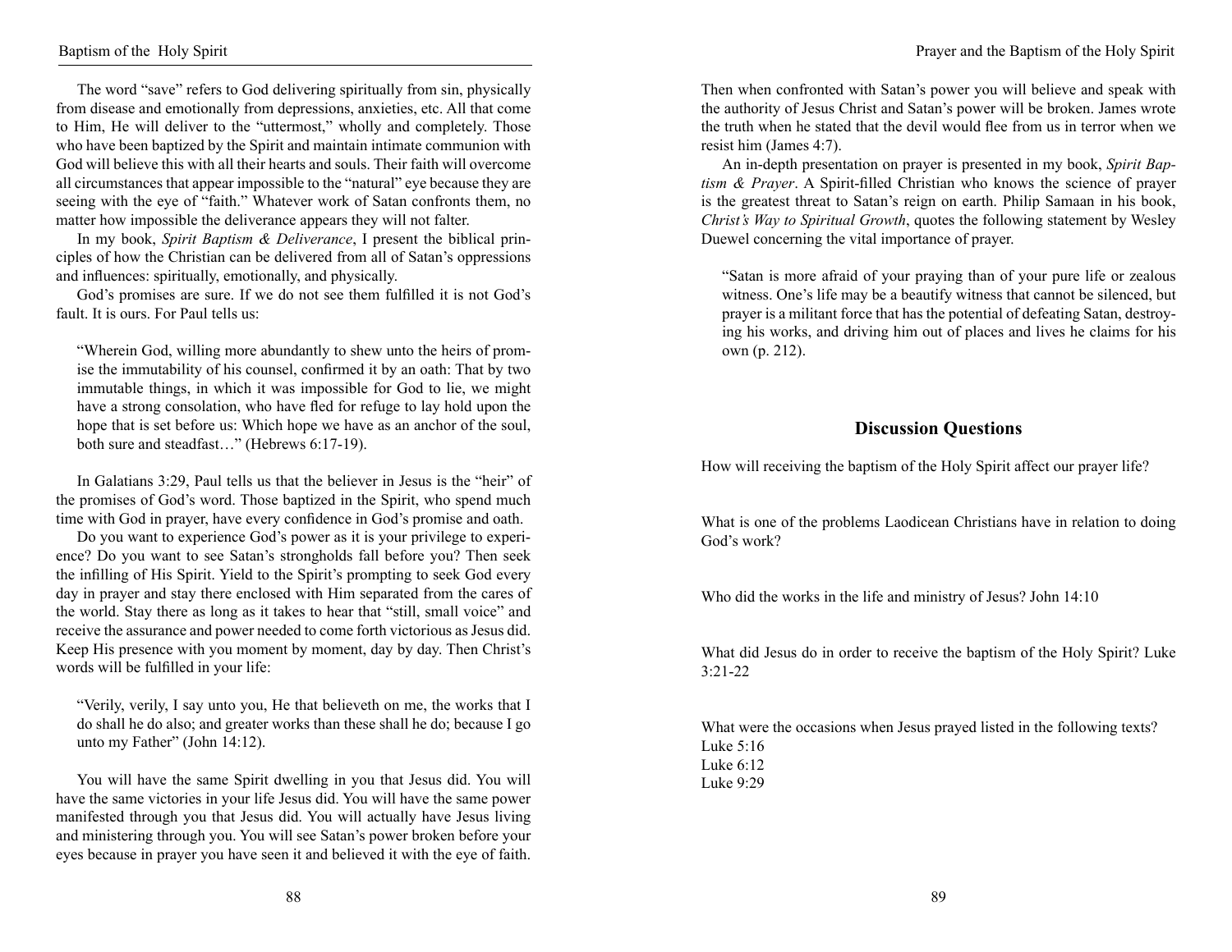The word "save" refers to God delivering spiritually from sin, physically from disease and emotionally from depressions, anxieties, etc. All that come to Him, He will deliver to the "uttermost," wholly and completely. Those who have been baptized by the Spirit and maintain intimate communion with God will believe this with all their hearts and souls. Their faith will overcome all circumstances that appear impossible to the "natural" eye because they are seeing with the eye of "faith." Whatever work of Satan confronts them, no matter how impossible the deliverance appears they will not falter.

In my book, *Spirit Baptism & Deliverance*, I present the biblical principles of how the Christian can be delivered from all of Satan's oppressions and influences: spiritually, emotionally, and physically.

God's promises are sure. If we do not see them fulfilled it is not God's fault. It is ours. For Paul tells us:

> "Wherein God, willing more abundantly to shew unto the heirs of promise the immutability of his counsel, confirmed it by an oath: That by two immutable things, in which it was impossible for God to lie, we might have a strong consolation, who have fled for refuge to lay hold upon the hope that is set before us: Which hope we have as an anchor of the soul, both sure and steadfast…" (Hebrews 6:17-19).

In Galatians 3:29, Paul tells us that the believer in Jesus is the "heir" of the promises of God's word. Those baptized in the Spirit, who spend much time with God in prayer, have every confidence in God's promise and oath.

Do you want to experience God's power as it is your privilege to experience? Do you want to see Satan's strongholds fall before you? Then seek the infilling of His Spirit. Yield to the Spirit's prompting to seek God every day in prayer and stay there enclosed with Him separated from the cares of the world. Stay there as long as it takes to hear that "still, small voice" and receive the assurance and power needed to come forth victorious as Jesus did. Keep His presence with you moment by moment, day by day. Then Christ's words will be fulfilled in your life:

> "Verily, verily, I say unto you, He that believeth on me, the works that I do shall he do also; and greater works than these shall he do; because I go unto my Father" (John 14:12).

You will have the same Spirit dwelling in you that Jesus did. You will have the same victories in your life Jesus did. You will have the same power manifested through you that Jesus did. You will actually have Jesus living and ministering through you. You will see Satan's power broken before your eyes because in prayer you have seen it and believed it with the eye of faith. Then when confronted with Satan's power you will believe and speak with the authority of Jesus Christ and Satan's power will be broken. James wrote the truth when he stated that the devil would flee from us in terror when we resist him (James 4:7).

An in-depth presentation on prayer is presented in my book, *Spirit Baptism & Prayer*. A Spirit-filled Christian who knows the science of prayer is the greatest threat to Satan's reign on earth. Philip Samaan in his book, *Christ's Way to Spiritual Growth*, quotes the following statement by Wesley Duewel concerning the vital importance of prayer.

> "Satan is more afraid of your praying than of your pure life or zealous witness. One's life may be a beautify witness that cannot be silenced, but prayer is a militant force that has the potential of defeating Satan, destroying his works, and driving him out of places and lives he claims for his own (p. 212).

## Discussion Questions

How will receiving the baptism of the Holy Spirit affect our prayer life?

What is one of the problems Laodicean Christians have in relation to doing God's work?

Who did the works in the life and ministry of Jesus? John 14:10

What did Jesus do in order to receive the baptism of the Holy Spirit? Luke 3:21-22

What were the occasions when Jesus prayed listed in the following texts?
Luke 5:16
Luke 6:12
Luke 9:29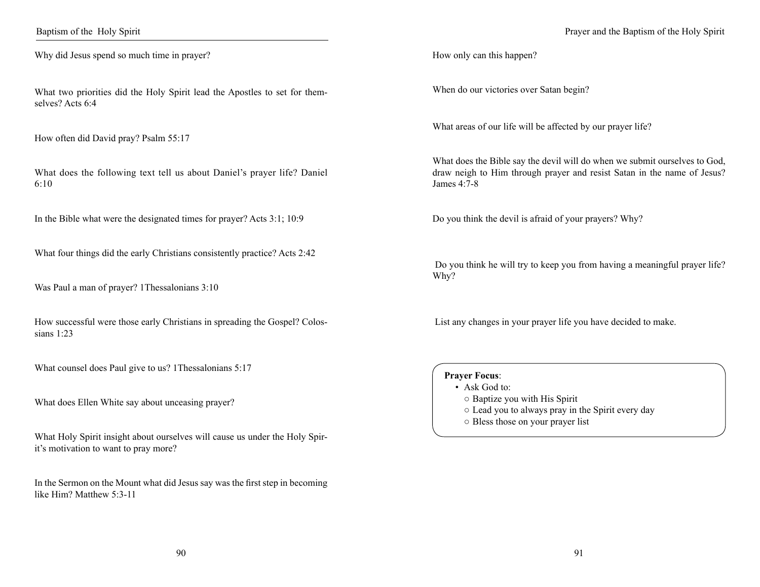Why did Jesus spend so much time in prayer?

What two priorities did the Holy Spirit lead the Apostles to set for themselves? Acts 6:4

How often did David pray? Psalm 55:17

What does the following text tell us about Daniel's prayer life? Daniel 6:10

In the Bible what were the designated times for prayer? Acts 3:1; 10:9

What four things did the early Christians consistently practice? Acts 2:42

Was Paul a man of prayer? 1Thessalonians 3:10

How successful were those early Christians in spreading the Gospel? Colossians 1:23

What counsel does Paul give to us? 1Thessalonians 5:17

What does Ellen White say about unceasing prayer?

What Holy Spirit insight about ourselves will cause us under the Holy Spirit's motivation to want to pray more?

In the Sermon on the Mount what did Jesus say was the first step in becoming like Him? Matthew 5:3-11

How only can this happen?

When do our victories over Satan begin?

What areas of our life will be affected by our prayer life?

What does the Bible say the devil will do when we submit ourselves to God, draw neigh to Him through prayer and resist Satan in the name of Jesus? James 4:7-8

Do you think the devil is afraid of your prayers? Why?

Do you think he will try to keep you from having a meaningful prayer life? Why?

List any changes in your prayer life you have decided to make.

**Prayer Focus**:

- Ask God to:
  - Baptize you with His Spirit
  - Lead you to always pray in the Spirit every day
  - Bless those on your prayer list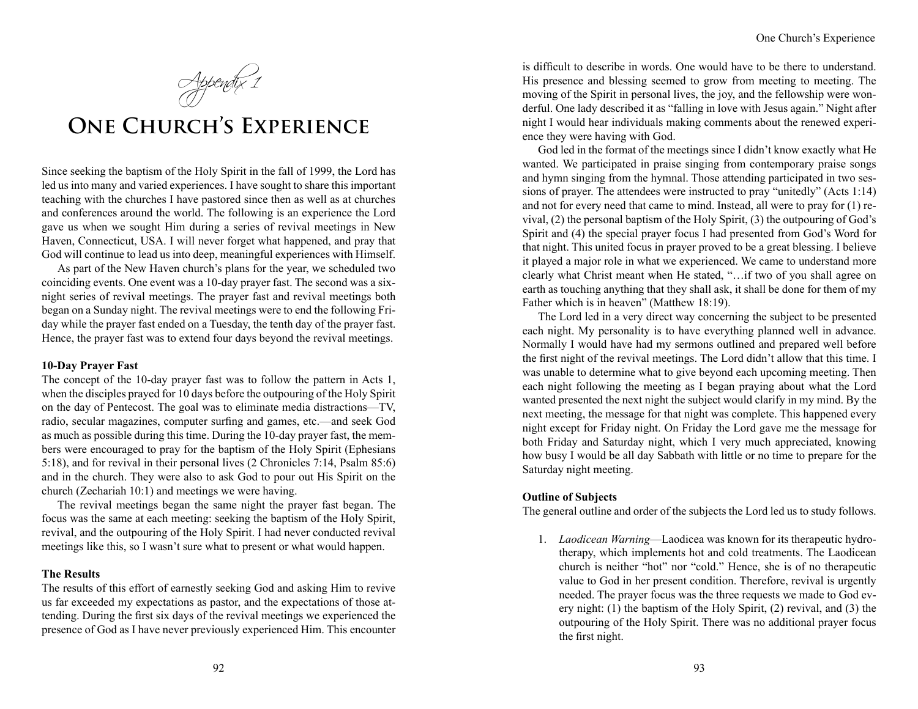*Appendix 1*

# One Church's Experience

Since seeking the baptism of the Holy Spirit in the fall of 1999, the Lord has led us into many and varied experiences. I have sought to share this important teaching with the churches I have pastored since then as well as at churches and conferences around the world. The following is an experience the Lord gave us when we sought Him during a series of revival meetings in New Haven, Connecticut, USA. I will never forget what happened, and pray that God will continue to lead us into deep, meaningful experiences with Himself.

As part of the New Haven church's plans for the year, we scheduled two coinciding events. One event was a 10-day prayer fast. The second was a six-night series of revival meetings. The prayer fast and revival meetings both began on a Sunday night. The revival meetings were to end the following Friday while the prayer fast ended on a Tuesday, the tenth day of the prayer fast. Hence, the prayer fast was to extend four days beyond the revival meetings.

**10-Day Prayer Fast**

The concept of the 10-day prayer fast was to follow the pattern in Acts 1, when the disciples prayed for 10 days before the outpouring of the Holy Spirit on the day of Pentecost. The goal was to eliminate media distractions—TV, radio, secular magazines, computer surfing and games, etc.—and seek God as much as possible during this time. During the 10-day prayer fast, the members were encouraged to pray for the baptism of the Holy Spirit (Ephesians 5:18), and for revival in their personal lives (2 Chronicles 7:14, Psalm 85:6) and in the church. They were also to ask God to pour out His Spirit on the church (Zechariah 10:1) and meetings we were having.

The revival meetings began the same night the prayer fast began. The focus was the same at each meeting: seeking the baptism of the Holy Spirit, revival, and the outpouring of the Holy Spirit. I had never conducted revival meetings like this, so I wasn't sure what to present or what would happen.

**The Results**

The results of this effort of earnestly seeking God and asking Him to revive us far exceeded my expectations as pastor, and the expectations of those attending. During the first six days of the revival meetings we experienced the presence of God as I have never previously experienced Him. This encounter is difficult to describe in words. One would have to be there to understand. His presence and blessing seemed to grow from meeting to meeting. The moving of the Spirit in personal lives, the joy, and the fellowship were wonderful. One lady described it as "falling in love with Jesus again." Night after night I would hear individuals making comments about the renewed experience they were having with God.

God led in the format of the meetings since I didn't know exactly what He wanted. We participated in praise singing from contemporary praise songs and hymn singing from the hymnal. Those attending participated in two sessions of prayer. The attendees were instructed to pray "unitedly" (Acts 1:14) and not for every need that came to mind. Instead, all were to pray for (1) revival, (2) the personal baptism of the Holy Spirit, (3) the outpouring of God's Spirit and (4) the special prayer focus I had presented from God's Word for that night. This united focus in prayer proved to be a great blessing. I believe it played a major role in what we experienced. We came to understand more clearly what Christ meant when He stated, "…if two of you shall agree on earth as touching anything that they shall ask, it shall be done for them of my Father which is in heaven" (Matthew 18:19).

The Lord led in a very direct way concerning the subject to be presented each night. My personality is to have everything planned well in advance. Normally I would have had my sermons outlined and prepared well before the first night of the revival meetings. The Lord didn't allow that this time. I was unable to determine what to give beyond each upcoming meeting. Then each night following the meeting as I began praying about what the Lord wanted presented the next night the subject would clarify in my mind. By the next meeting, the message for that night was complete. This happened every night except for Friday night. On Friday the Lord gave me the message for both Friday and Saturday night, which I very much appreciated, knowing how busy I would be all day Sabbath with little or no time to prepare for the Saturday night meeting.

**Outline of Subjects**

The general outline and order of the subjects the Lord led us to study follows.

1. *Laodicean Warning*—Laodicea was known for its therapeutic hydrotherapy, which implements hot and cold treatments. The Laodicean church is neither "hot" nor "cold." Hence, she is of no therapeutic value to God in her present condition. Therefore, revival is urgently needed. The prayer focus was the three requests we made to God every night: (1) the baptism of the Holy Spirit, (2) revival, and (3) the outpouring of the Holy Spirit. There was no additional prayer focus the first night.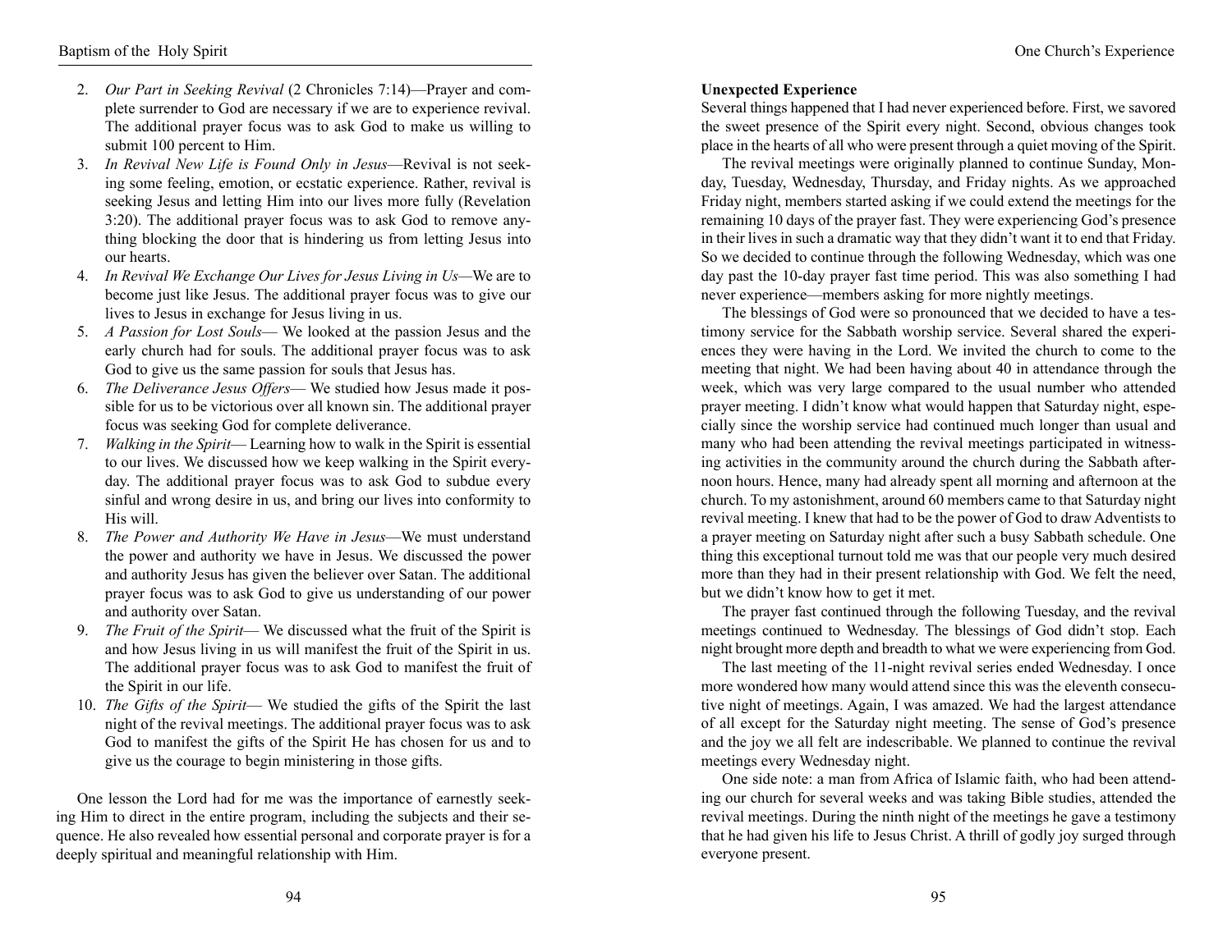2. *Our Part in Seeking Revival* (2 Chronicles 7:14)—Prayer and complete surrender to God are necessary if we are to experience revival. The additional prayer focus was to ask God to make us willing to submit 100 percent to Him.
3. *In Revival New Life is Found Only in Jesus*—Revival is not seeking some feeling, emotion, or ecstatic experience. Rather, revival is seeking Jesus and letting Him into our lives more fully (Revelation 3:20). The additional prayer focus was to ask God to remove anything blocking the door that is hindering us from letting Jesus into our hearts.
4. *In Revival We Exchange Our Lives for Jesus Living in Us*—We are to become just like Jesus. The additional prayer focus was to give our lives to Jesus in exchange for Jesus living in us.
5. *A Passion for Lost Souls*— We looked at the passion Jesus and the early church had for souls. The additional prayer focus was to ask God to give us the same passion for souls that Jesus has.
6. *The Deliverance Jesus Offers*— We studied how Jesus made it possible for us to be victorious over all known sin. The additional prayer focus was seeking God for complete deliverance.
7. *Walking in the Spirit*— Learning how to walk in the Spirit is essential to our lives. We discussed how we keep walking in the Spirit everyday. The additional prayer focus was to ask God to subdue every sinful and wrong desire in us, and bring our lives into conformity to His will.
8. *The Power and Authority We Have in Jesus*—We must understand the power and authority we have in Jesus. We discussed the power and authority Jesus has given the believer over Satan. The additional prayer focus was to ask God to give us understanding of our power and authority over Satan.
9. *The Fruit of the Spirit*— We discussed what the fruit of the Spirit is and how Jesus living in us will manifest the fruit of the Spirit in us. The additional prayer focus was to ask God to manifest the fruit of the Spirit in our life.
10. *The Gifts of the Spirit*— We studied the gifts of the Spirit the last night of the revival meetings. The additional prayer focus was to ask God to manifest the gifts of the Spirit He has chosen for us and to give us the courage to begin ministering in those gifts.

One lesson the Lord had for me was the importance of earnestly seeking Him to direct in the entire program, including the subjects and their sequence. He also revealed how essential personal and corporate prayer is for a deeply spiritual and meaningful relationship with Him.

**Unexpected Experience**

Several things happened that I had never experienced before. First, we savored the sweet presence of the Spirit every night. Second, obvious changes took place in the hearts of all who were present through a quiet moving of the Spirit.

The revival meetings were originally planned to continue Sunday, Monday, Tuesday, Wednesday, Thursday, and Friday nights. As we approached Friday night, members started asking if we could extend the meetings for the remaining 10 days of the prayer fast. They were experiencing God's presence in their lives in such a dramatic way that they didn't want it to end that Friday. So we decided to continue through the following Wednesday, which was one day past the 10-day prayer fast time period. This was also something I had never experience—members asking for more nightly meetings.

The blessings of God were so pronounced that we decided to have a testimony service for the Sabbath worship service. Several shared the experiences they were having in the Lord. We invited the church to come to the meeting that night. We had been having about 40 in attendance through the week, which was very large compared to the usual number who attended prayer meeting. I didn't know what would happen that Saturday night, especially since the worship service had continued much longer than usual and many who had been attending the revival meetings participated in witnessing activities in the community around the church during the Sabbath afternoon hours. Hence, many had already spent all morning and afternoon at the church. To my astonishment, around 60 members came to that Saturday night revival meeting. I knew that had to be the power of God to draw Adventists to a prayer meeting on Saturday night after such a busy Sabbath schedule. One thing this exceptional turnout told me was that our people very much desired more than they had in their present relationship with God. We felt the need, but we didn't know how to get it met.

The prayer fast continued through the following Tuesday, and the revival meetings continued to Wednesday. The blessings of God didn't stop. Each night brought more depth and breadth to what we were experiencing from God.

The last meeting of the 11-night revival series ended Wednesday. I once more wondered how many would attend since this was the eleventh consecutive night of meetings. Again, I was amazed. We had the largest attendance of all except for the Saturday night meeting. The sense of God's presence and the joy we all felt are indescribable. We planned to continue the revival meetings every Wednesday night.

One side note: a man from Africa of Islamic faith, who had been attending our church for several weeks and was taking Bible studies, attended the revival meetings. During the ninth night of the meetings he gave a testimony that he had given his life to Jesus Christ. A thrill of godly joy surged through everyone present.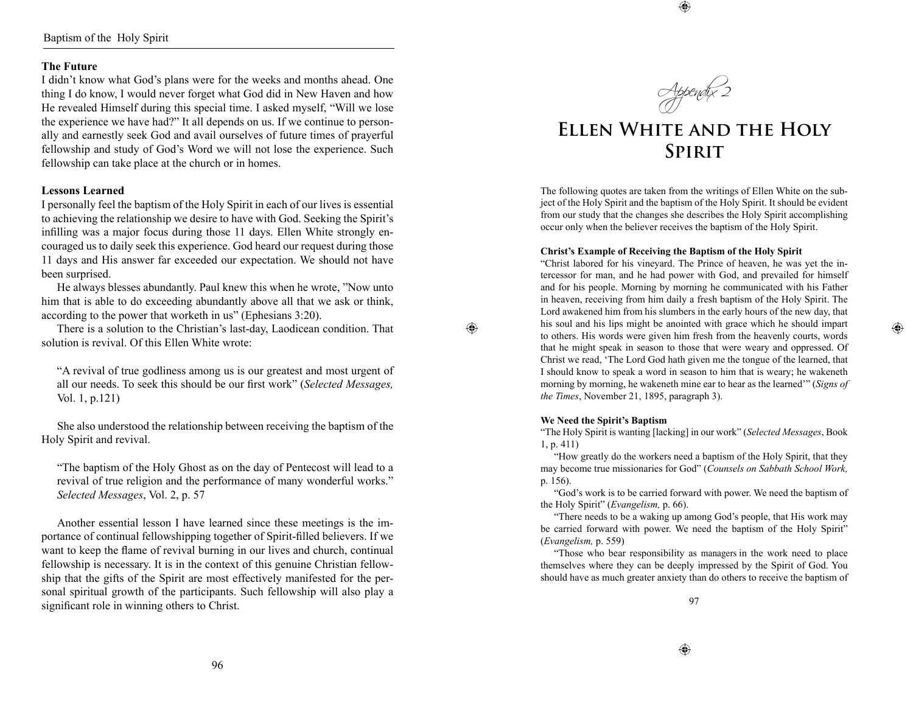### The Future

I didn't know what God's plans were for the weeks and months ahead. One thing I do know, I would never forget what God did in New Haven and how He revealed Himself during this special time. I asked myself, "Will we lose the experience we have had?" It all depends on us. If we continue to personally and earnestly seek God and avail ourselves of future times of prayerful fellowship and study of God's Word we will not lose the experience. Such fellowship can take place at the church or in homes.

### Lessons Learned

I personally feel the baptism of the Holy Spirit in each of our lives is essential to achieving the relationship we desire to have with God. Seeking the Spirit's infilling was a major focus during those 11 days. Ellen White strongly encouraged us to daily seek this experience. God heard our request during those 11 days and His answer far exceeded our expectation. We should not have been surprised.

He always blesses abundantly. Paul knew this when he wrote, "Now unto him that is able to do exceeding abundantly above all that we ask or think, according to the power that worketh in us" (Ephesians 3:20).

There is a solution to the Christian's last-day, Laodicean condition. That solution is revival. Of this Ellen White wrote:

> "A revival of true godliness among us is our greatest and most urgent of all our needs. To seek this should be our first work" (*Selected Messages,* Vol. 1, p.121)

She also understood the relationship between receiving the baptism of the Holy Spirit and revival.

> "The baptism of the Holy Ghost as on the day of Pentecost will lead to a revival of true religion and the performance of many wonderful works." *Selected Messages*, Vol. 2, p. 57

Another essential lesson I have learned since these meetings is the importance of continual fellowshipping together of Spirit-filled believers. If we want to keep the flame of revival burning in our lives and church, continual fellowship is necessary. It is in the context of this genuine Christian fellowship that the gifts of the Spirit are most effectively manifested for the personal spiritual growth of the participants. Such fellowship will also play a significant role in winning others to Christ.

*Appendix 2*

# Ellen White and the Holy Spirit

The following quotes are taken from the writings of Ellen White on the subject of the Holy Spirit and the baptism of the Holy Spirit. It should be evident from our study that the changes she describes the Holy Spirit accomplishing occur only when the believer receives the baptism of the Holy Spirit.

### Christ's Example of Receiving the Baptism of the Holy Spirit

"Christ labored for his vineyard. The Prince of heaven, he was yet the intercessor for man, and he had power with God, and prevailed for himself and for his people. Morning by morning he communicated with his Father in heaven, receiving from him daily a fresh baptism of the Holy Spirit. The Lord awakened him from his slumbers in the early hours of the new day, that his soul and his lips might be anointed with grace which he should impart to others. His words were given him fresh from the heavenly courts, words that he might speak in season to those that were weary and oppressed. Of Christ we read, 'The Lord God hath given me the tongue of the learned, that I should know to speak a word in season to him that is weary; he wakeneth morning by morning, he wakeneth mine ear to hear as the learned'" (*Signs of the Times*, November 21, 1895, paragraph 3).

### We Need the Spirit's Baptism

"The Holy Spirit is wanting [lacking] in our work" (*Selected Messages*, Book 1, p. 411)

"How greatly do the workers need a baptism of the Holy Spirit, that they may become true missionaries for God" (*Counsels on Sabbath School Work,* p. 156).

"God's work is to be carried forward with power. We need the baptism of the Holy Spirit" (*Evangelism,* p. 66).

"There needs to be a waking up among God's people, that His work may be carried forward with power. We need the baptism of the Holy Spirit" (*Evangelism,* p. 559)

"Those who bear responsibility as managers in the work need to place themselves where they can be deeply impressed by the Spirit of God. You should have as much greater anxiety than do others to receive the baptism of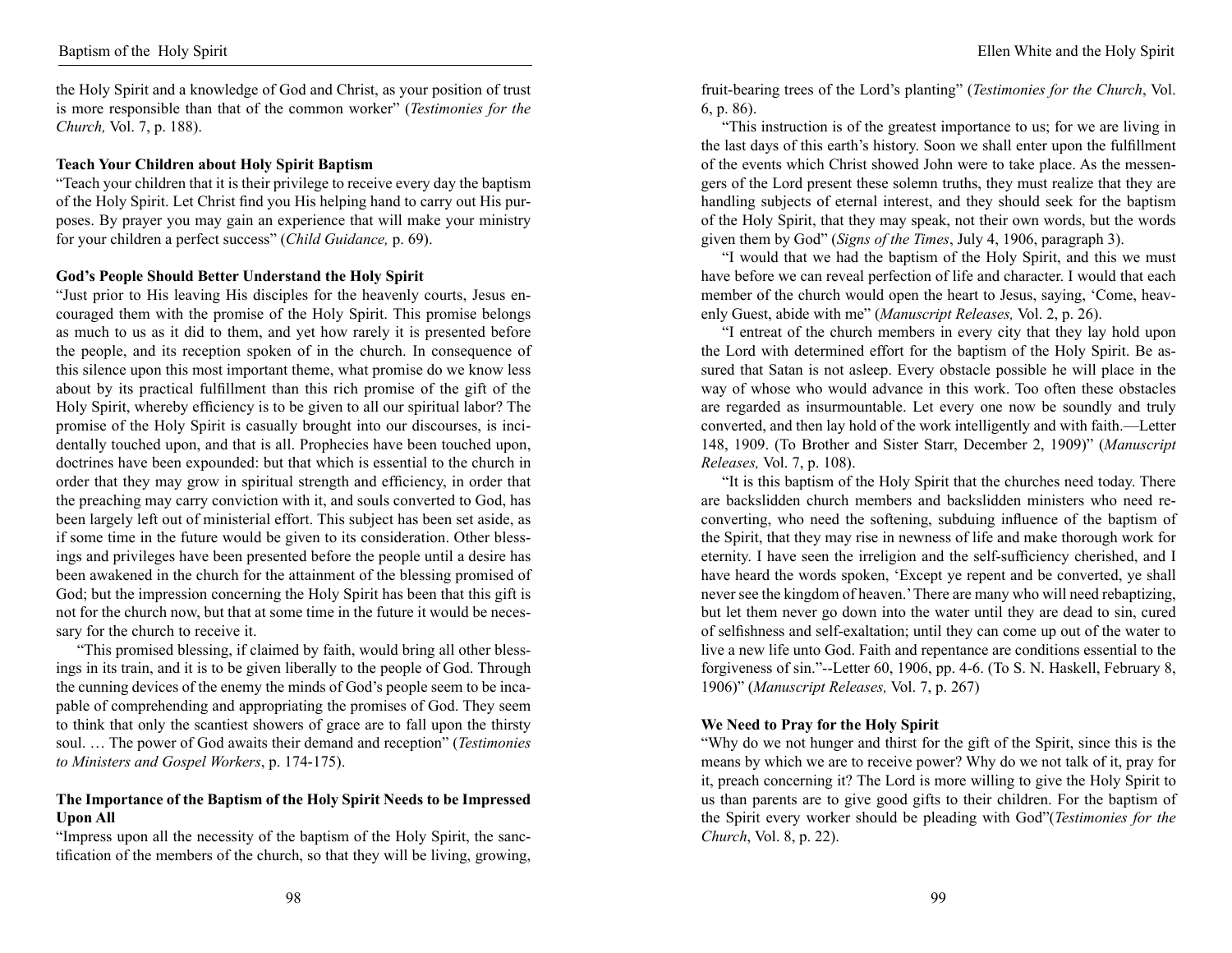the Holy Spirit and a knowledge of God and Christ, as your position of trust is more responsible than that of the common worker" (*Testimonies for the Church,* Vol. 7, p. 188).

**Teach Your Children about Holy Spirit Baptism**

"Teach your children that it is their privilege to receive every day the baptism of the Holy Spirit. Let Christ find you His helping hand to carry out His purposes. By prayer you may gain an experience that will make your ministry for your children a perfect success" (*Child Guidance,* p. 69).

**God's People Should Better Understand the Holy Spirit**

"Just prior to His leaving His disciples for the heavenly courts, Jesus encouraged them with the promise of the Holy Spirit. This promise belongs as much to us as it did to them, and yet how rarely it is presented before the people, and its reception spoken of in the church. In consequence of this silence upon this most important theme, what promise do we know less about by its practical fulfillment than this rich promise of the gift of the Holy Spirit, whereby efficiency is to be given to all our spiritual labor? The promise of the Holy Spirit is casually brought into our discourses, is incidentally touched upon, and that is all. Prophecies have been touched upon, doctrines have been expounded: but that which is essential to the church in order that they may grow in spiritual strength and efficiency, in order that the preaching may carry conviction with it, and souls converted to God, has been largely left out of ministerial effort. This subject has been set aside, as if some time in the future would be given to its consideration. Other blessings and privileges have been presented before the people until a desire has been awakened in the church for the attainment of the blessing promised of God; but the impression concerning the Holy Spirit has been that this gift is not for the church now, but that at some time in the future it would be necessary for the church to receive it.

"This promised blessing, if claimed by faith, would bring all other blessings in its train, and it is to be given liberally to the people of God. Through the cunning devices of the enemy the minds of God's people seem to be incapable of comprehending and appropriating the promises of God. They seem to think that only the scantiest showers of grace are to fall upon the thirsty soul. … The power of God awaits their demand and reception" (*Testimonies to Ministers and Gospel Workers*, p. 174-175).

**The Importance of the Baptism of the Holy Spirit Needs to be Impressed Upon All**

"Impress upon all the necessity of the baptism of the Holy Spirit, the sanctification of the members of the church, so that they will be living, growing, fruit-bearing trees of the Lord's planting" (*Testimonies for the Church*, Vol. 6, p. 86).

"This instruction is of the greatest importance to us; for we are living in the last days of this earth's history. Soon we shall enter upon the fulfillment of the events which Christ showed John were to take place. As the messengers of the Lord present these solemn truths, they must realize that they are handling subjects of eternal interest, and they should seek for the baptism of the Holy Spirit, that they may speak, not their own words, but the words given them by God" (*Signs of the Times*, July 4, 1906, paragraph 3).

"I would that we had the baptism of the Holy Spirit, and this we must have before we can reveal perfection of life and character. I would that each member of the church would open the heart to Jesus, saying, 'Come, heavenly Guest, abide with me" (*Manuscript Releases,* Vol. 2, p. 26).

"I entreat of the church members in every city that they lay hold upon the Lord with determined effort for the baptism of the Holy Spirit. Be assured that Satan is not asleep. Every obstacle possible he will place in the way of whose who would advance in this work. Too often these obstacles are regarded as insurmountable. Let every one now be soundly and truly converted, and then lay hold of the work intelligently and with faith.—Letter 148, 1909. (To Brother and Sister Starr, December 2, 1909)" (*Manuscript Releases,* Vol. 7, p. 108).

"It is this baptism of the Holy Spirit that the churches need today. There are backslidden church members and backslidden ministers who need reconverting, who need the softening, subduing influence of the baptism of the Spirit, that they may rise in newness of life and make thorough work for eternity. I have seen the irreligion and the self-sufficiency cherished, and I have heard the words spoken, 'Except ye repent and be converted, ye shall never see the kingdom of heaven.' There are many who will need rebaptizing, but let them never go down into the water until they are dead to sin, cured of selfishness and self-exaltation; until they can come up out of the water to live a new life unto God. Faith and repentance are conditions essential to the forgiveness of sin."--Letter 60, 1906, pp. 4-6. (To S. N. Haskell, February 8, 1906)" (*Manuscript Releases,* Vol. 7, p. 267)

**We Need to Pray for the Holy Spirit**

"Why do we not hunger and thirst for the gift of the Spirit, since this is the means by which we are to receive power? Why do we not talk of it, pray for it, preach concerning it? The Lord is more willing to give the Holy Spirit to us than parents are to give good gifts to their children. For the baptism of the Spirit every worker should be pleading with God"(*Testimonies for the Church*, Vol. 8, p. 22).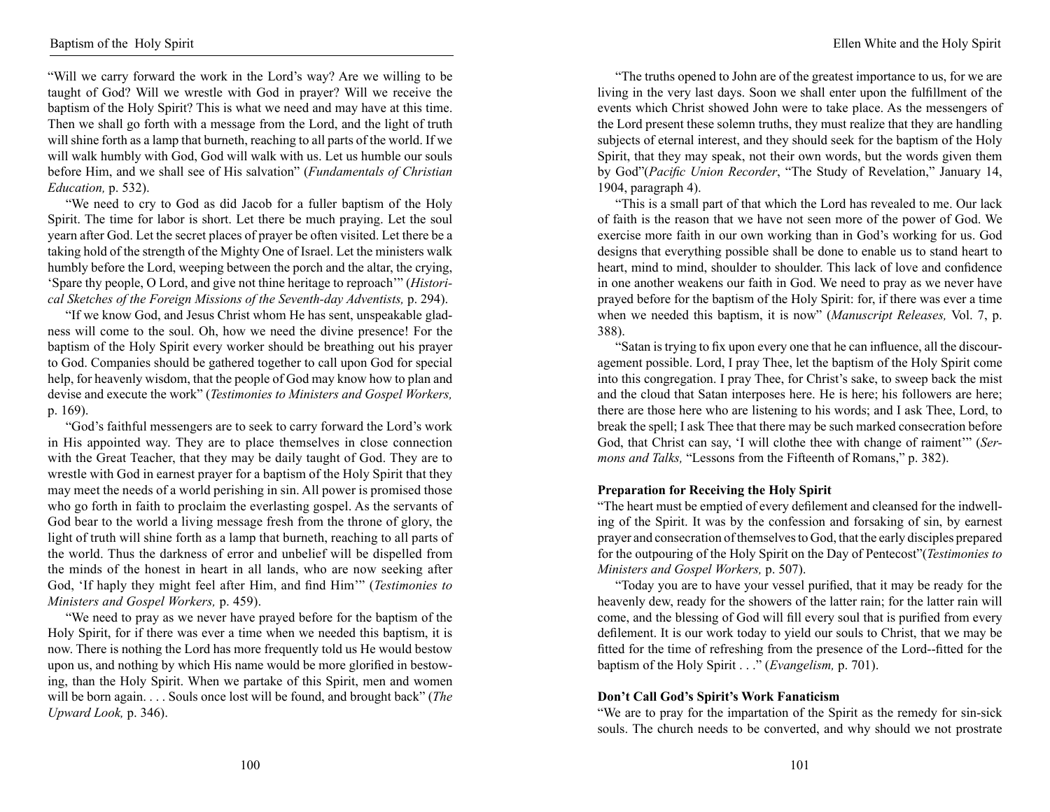"Will we carry forward the work in the Lord's way? Are we willing to be taught of God? Will we wrestle with God in prayer? Will we receive the baptism of the Holy Spirit? This is what we need and may have at this time. Then we shall go forth with a message from the Lord, and the light of truth will shine forth as a lamp that burneth, reaching to all parts of the world. If we will walk humbly with God, God will walk with us. Let us humble our souls before Him, and we shall see of His salvation" (*Fundamentals of Christian Education,* p. 532).

"We need to cry to God as did Jacob for a fuller baptism of the Holy Spirit. The time for labor is short. Let there be much praying. Let the soul yearn after God. Let the secret places of prayer be often visited. Let there be a taking hold of the strength of the Mighty One of Israel. Let the ministers walk humbly before the Lord, weeping between the porch and the altar, the crying, 'Spare thy people, O Lord, and give not thine heritage to reproach'" (*Historical Sketches of the Foreign Missions of the Seventh-day Adventists,* p. 294).

"If we know God, and Jesus Christ whom He has sent, unspeakable gladness will come to the soul. Oh, how we need the divine presence! For the baptism of the Holy Spirit every worker should be breathing out his prayer to God. Companies should be gathered together to call upon God for special help, for heavenly wisdom, that the people of God may know how to plan and devise and execute the work" (*Testimonies to Ministers and Gospel Workers,* p. 169).

"God's faithful messengers are to seek to carry forward the Lord's work in His appointed way. They are to place themselves in close connection with the Great Teacher, that they may be daily taught of God. They are to wrestle with God in earnest prayer for a baptism of the Holy Spirit that they may meet the needs of a world perishing in sin. All power is promised those who go forth in faith to proclaim the everlasting gospel. As the servants of God bear to the world a living message fresh from the throne of glory, the light of truth will shine forth as a lamp that burneth, reaching to all parts of the world. Thus the darkness of error and unbelief will be dispelled from the minds of the honest in heart in all lands, who are now seeking after God, 'If haply they might feel after Him, and find Him'" (*Testimonies to Ministers and Gospel Workers,* p. 459).

"We need to pray as we never have prayed before for the baptism of the Holy Spirit, for if there was ever a time when we needed this baptism, it is now. There is nothing the Lord has more frequently told us He would bestow upon us, and nothing by which His name would be more glorified in bestowing, than the Holy Spirit. When we partake of this Spirit, men and women will be born again. . . . Souls once lost will be found, and brought back" (*The Upward Look,* p. 346).

"The truths opened to John are of the greatest importance to us, for we are living in the very last days. Soon we shall enter upon the fulfillment of the events which Christ showed John were to take place. As the messengers of the Lord present these solemn truths, they must realize that they are handling subjects of eternal interest, and they should seek for the baptism of the Holy Spirit, that they may speak, not their own words, but the words given them by God"(*Pacific Union Recorder*, "The Study of Revelation," January 14, 1904, paragraph 4).

"This is a small part of that which the Lord has revealed to me. Our lack of faith is the reason that we have not seen more of the power of God. We exercise more faith in our own working than in God's working for us. God designs that everything possible shall be done to enable us to stand heart to heart, mind to mind, shoulder to shoulder. This lack of love and confidence in one another weakens our faith in God. We need to pray as we never have prayed before for the baptism of the Holy Spirit: for, if there was ever a time when we needed this baptism, it is now" (*Manuscript Releases,* Vol. 7, p. 388).

"Satan is trying to fix upon every one that he can influence, all the discouragement possible. Lord, I pray Thee, let the baptism of the Holy Spirit come into this congregation. I pray Thee, for Christ's sake, to sweep back the mist and the cloud that Satan interposes here. He is here; his followers are here; there are those here who are listening to his words; and I ask Thee, Lord, to break the spell; I ask Thee that there may be such marked consecration before God, that Christ can say, 'I will clothe thee with change of raiment'" (*Sermons and Talks,* "Lessons from the Fifteenth of Romans," p. 382).

**Preparation for Receiving the Holy Spirit**

"The heart must be emptied of every defilement and cleansed for the indwelling of the Spirit. It was by the confession and forsaking of sin, by earnest prayer and consecration of themselves to God, that the early disciples prepared for the outpouring of the Holy Spirit on the Day of Pentecost"(*Testimonies to Ministers and Gospel Workers,* p. 507).

"Today you are to have your vessel purified, that it may be ready for the heavenly dew, ready for the showers of the latter rain; for the latter rain will come, and the blessing of God will fill every soul that is purified from every defilement. It is our work today to yield our souls to Christ, that we may be fitted for the time of refreshing from the presence of the Lord--fitted for the baptism of the Holy Spirit . . ." (*Evangelism,* p. 701).

**Don't Call God's Spirit's Work Fanaticism**

"We are to pray for the impartation of the Spirit as the remedy for sin-sick souls. The church needs to be converted, and why should we not prostrate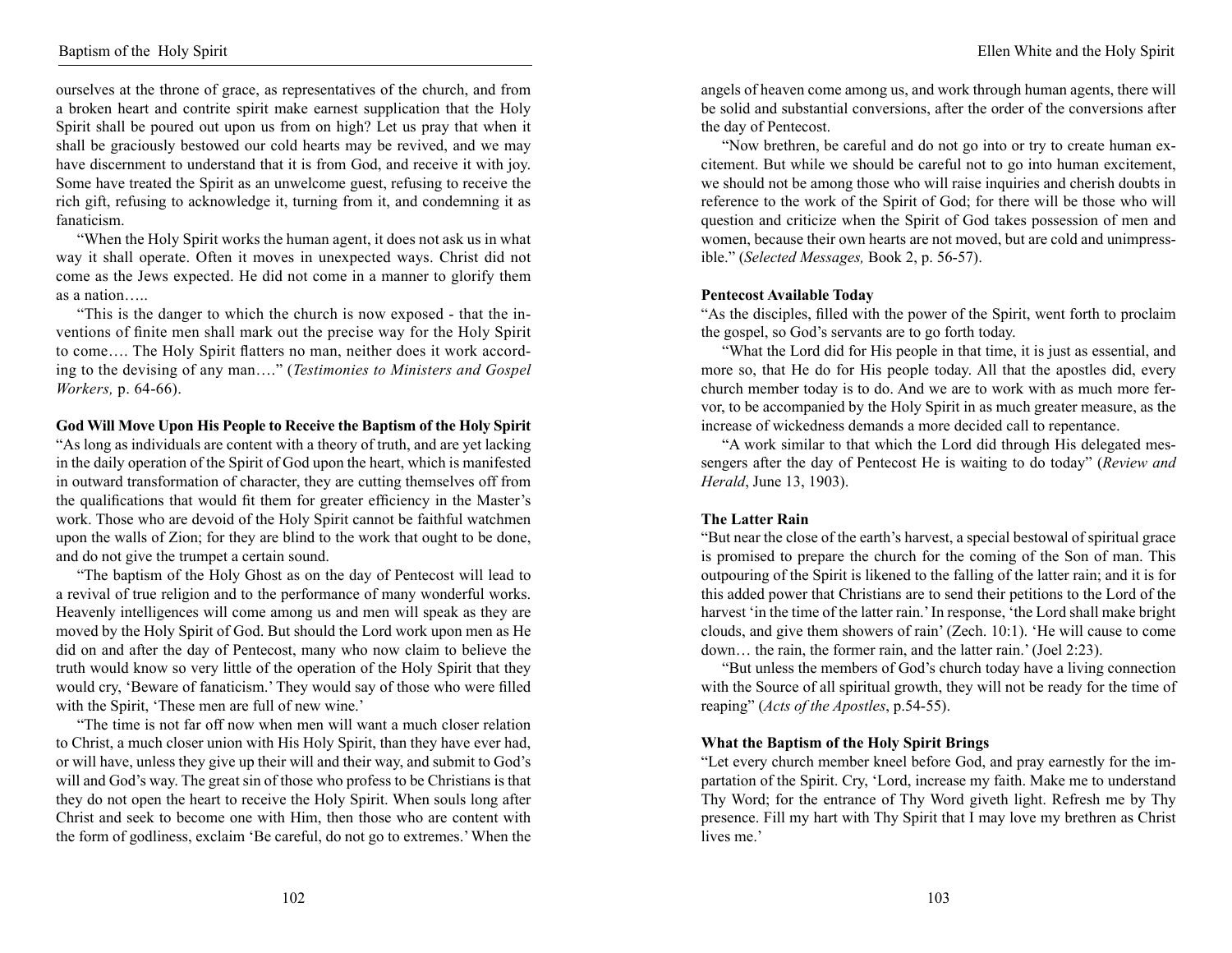ourselves at the throne of grace, as representatives of the church, and from a broken heart and contrite spirit make earnest supplication that the Holy Spirit shall be poured out upon us from on high? Let us pray that when it shall be graciously bestowed our cold hearts may be revived, and we may have discernment to understand that it is from God, and receive it with joy. Some have treated the Spirit as an unwelcome guest, refusing to receive the rich gift, refusing to acknowledge it, turning from it, and condemning it as fanaticism.

"When the Holy Spirit works the human agent, it does not ask us in what way it shall operate. Often it moves in unexpected ways. Christ did not come as the Jews expected. He did not come in a manner to glorify them as a nation…..

"This is the danger to which the church is now exposed - that the inventions of finite men shall mark out the precise way for the Holy Spirit to come…. The Holy Spirit flatters no man, neither does it work according to the devising of any man…." (*Testimonies to Ministers and Gospel Workers,* p. 64-66).

**God Will Move Upon His People to Receive the Baptism of the Holy Spirit**

"As long as individuals are content with a theory of truth, and are yet lacking in the daily operation of the Spirit of God upon the heart, which is manifested in outward transformation of character, they are cutting themselves off from the qualifications that would fit them for greater efficiency in the Master's work. Those who are devoid of the Holy Spirit cannot be faithful watchmen upon the walls of Zion; for they are blind to the work that ought to be done, and do not give the trumpet a certain sound.

"The baptism of the Holy Ghost as on the day of Pentecost will lead to a revival of true religion and to the performance of many wonderful works. Heavenly intelligences will come among us and men will speak as they are moved by the Holy Spirit of God. But should the Lord work upon men as He did on and after the day of Pentecost, many who now claim to believe the truth would know so very little of the operation of the Holy Spirit that they would cry, 'Beware of fanaticism.' They would say of those who were filled with the Spirit, 'These men are full of new wine.'

"The time is not far off now when men will want a much closer relation to Christ, a much closer union with His Holy Spirit, than they have ever had, or will have, unless they give up their will and their way, and submit to God's will and God's way. The great sin of those who profess to be Christians is that they do not open the heart to receive the Holy Spirit. When souls long after Christ and seek to become one with Him, then those who are content with the form of godliness, exclaim 'Be careful, do not go to extremes.' When the angels of heaven come among us, and work through human agents, there will be solid and substantial conversions, after the order of the conversions after the day of Pentecost.

"Now brethren, be careful and do not go into or try to create human excitement. But while we should be careful not to go into human excitement, we should not be among those who will raise inquiries and cherish doubts in reference to the work of the Spirit of God; for there will be those who will question and criticize when the Spirit of God takes possession of men and women, because their own hearts are not moved, but are cold and unimpressible." (*Selected Messages,* Book 2, p. 56-57).

**Pentecost Available Today**

"As the disciples, filled with the power of the Spirit, went forth to proclaim the gospel, so God's servants are to go forth today.

"What the Lord did for His people in that time, it is just as essential, and more so, that He do for His people today. All that the apostles did, every church member today is to do. And we are to work with as much more fervor, to be accompanied by the Holy Spirit in as much greater measure, as the increase of wickedness demands a more decided call to repentance.

"A work similar to that which the Lord did through His delegated messengers after the day of Pentecost He is waiting to do today" (*Review and Herald*, June 13, 1903).

**The Latter Rain**

"But near the close of the earth's harvest, a special bestowal of spiritual grace is promised to prepare the church for the coming of the Son of man. This outpouring of the Spirit is likened to the falling of the latter rain; and it is for this added power that Christians are to send their petitions to the Lord of the harvest 'in the time of the latter rain.' In response, 'the Lord shall make bright clouds, and give them showers of rain' (Zech. 10:1). 'He will cause to come down… the rain, the former rain, and the latter rain.' (Joel 2:23).

"But unless the members of God's church today have a living connection with the Source of all spiritual growth, they will not be ready for the time of reaping" (*Acts of the Apostles*, p.54-55).

**What the Baptism of the Holy Spirit Brings**

"Let every church member kneel before God, and pray earnestly for the impartation of the Spirit. Cry, 'Lord, increase my faith. Make me to understand Thy Word; for the entrance of Thy Word giveth light. Refresh me by Thy presence. Fill my hart with Thy Spirit that I may love my brethren as Christ lives me.'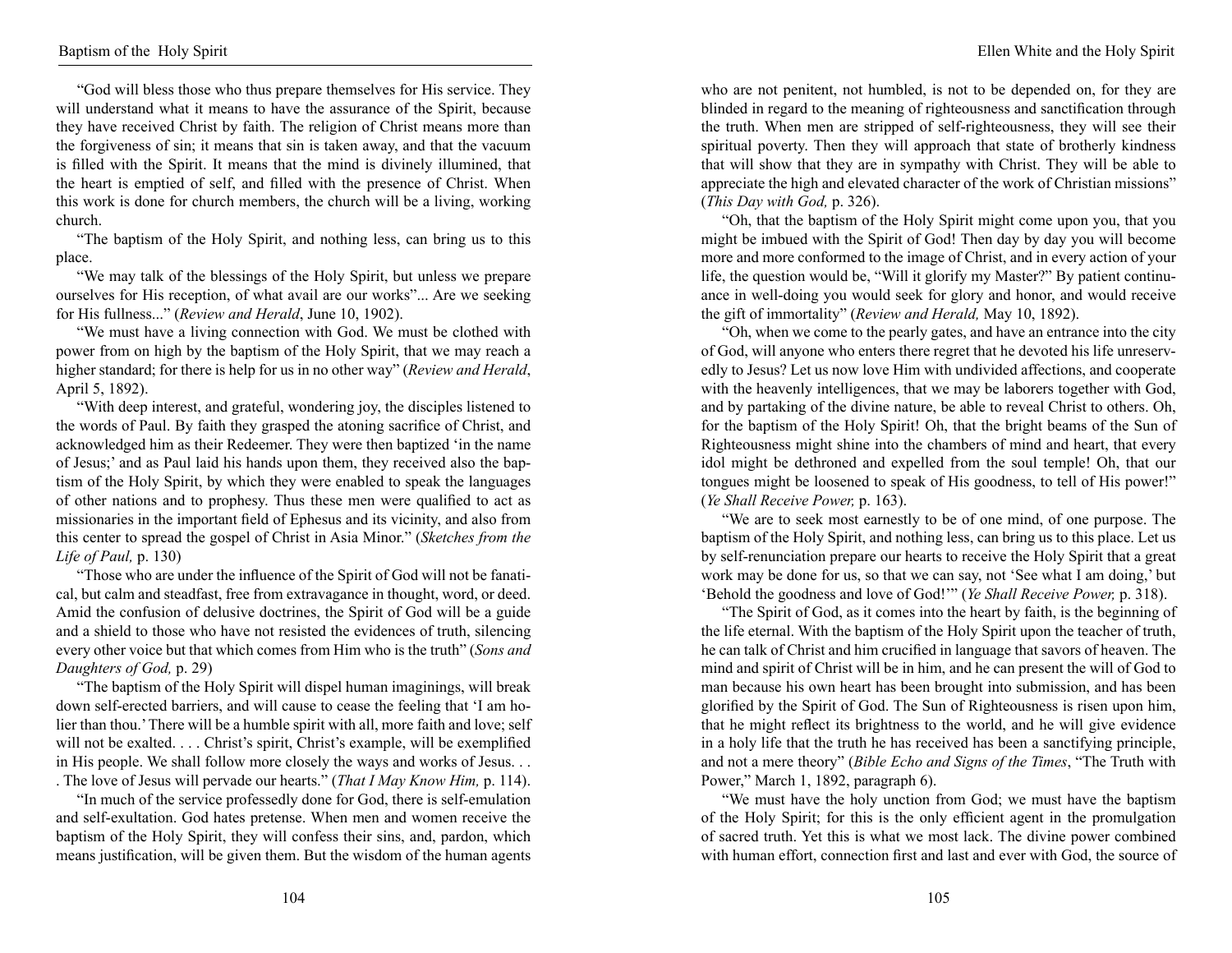"God will bless those who thus prepare themselves for His service. They will understand what it means to have the assurance of the Spirit, because they have received Christ by faith. The religion of Christ means more than the forgiveness of sin; it means that sin is taken away, and that the vacuum is filled with the Spirit. It means that the mind is divinely illumined, that the heart is emptied of self, and filled with the presence of Christ. When this work is done for church members, the church will be a living, working church.

"The baptism of the Holy Spirit, and nothing less, can bring us to this place.

"We may talk of the blessings of the Holy Spirit, but unless we prepare ourselves for His reception, of what avail are our works"... Are we seeking for His fullness..." (*Review and Herald*, June 10, 1902).

"We must have a living connection with God. We must be clothed with power from on high by the baptism of the Holy Spirit, that we may reach a higher standard; for there is help for us in no other way" (*Review and Herald*, April 5, 1892).

"With deep interest, and grateful, wondering joy, the disciples listened to the words of Paul. By faith they grasped the atoning sacrifice of Christ, and acknowledged him as their Redeemer. They were then baptized 'in the name of Jesus;' and as Paul laid his hands upon them, they received also the baptism of the Holy Spirit, by which they were enabled to speak the languages of other nations and to prophesy. Thus these men were qualified to act as missionaries in the important field of Ephesus and its vicinity, and also from this center to spread the gospel of Christ in Asia Minor." (*Sketches from the Life of Paul,* p. 130)

"Those who are under the influence of the Spirit of God will not be fanatical, but calm and steadfast, free from extravagance in thought, word, or deed. Amid the confusion of delusive doctrines, the Spirit of God will be a guide and a shield to those who have not resisted the evidences of truth, silencing every other voice but that which comes from Him who is the truth" (*Sons and Daughters of God,* p. 29)

"The baptism of the Holy Spirit will dispel human imaginings, will break down self-erected barriers, and will cause to cease the feeling that 'I am holier than thou.' There will be a humble spirit with all, more faith and love; self will not be exalted. . . . Christ's spirit, Christ's example, will be exemplified in His people. We shall follow more closely the ways and works of Jesus. . . . The love of Jesus will pervade our hearts." (*That I May Know Him,* p. 114).

"In much of the service professedly done for God, there is self-emulation and self-exultation. God hates pretense. When men and women receive the baptism of the Holy Spirit, they will confess their sins, and, pardon, which means justification, will be given them. But the wisdom of the human agents who are not penitent, not humbled, is not to be depended on, for they are blinded in regard to the meaning of righteousness and sanctification through the truth. When men are stripped of self-righteousness, they will see their spiritual poverty. Then they will approach that state of brotherly kindness that will show that they are in sympathy with Christ. They will be able to appreciate the high and elevated character of the work of Christian missions" (*This Day with God,* p. 326).

"Oh, that the baptism of the Holy Spirit might come upon you, that you might be imbued with the Spirit of God! Then day by day you will become more and more conformed to the image of Christ, and in every action of your life, the question would be, "Will it glorify my Master?" By patient continuance in well-doing you would seek for glory and honor, and would receive the gift of immortality" (*Review and Herald,* May 10, 1892).

"Oh, when we come to the pearly gates, and have an entrance into the city of God, will anyone who enters there regret that he devoted his life unreservedly to Jesus? Let us now love Him with undivided affections, and cooperate with the heavenly intelligences, that we may be laborers together with God, and by partaking of the divine nature, be able to reveal Christ to others. Oh, for the baptism of the Holy Spirit! Oh, that the bright beams of the Sun of Righteousness might shine into the chambers of mind and heart, that every idol might be dethroned and expelled from the soul temple! Oh, that our tongues might be loosened to speak of His goodness, to tell of His power!" (*Ye Shall Receive Power,* p. 163).

"We are to seek most earnestly to be of one mind, of one purpose. The baptism of the Holy Spirit, and nothing less, can bring us to this place. Let us by self-renunciation prepare our hearts to receive the Holy Spirit that a great work may be done for us, so that we can say, not 'See what I am doing,' but 'Behold the goodness and love of God!'" (*Ye Shall Receive Power,* p. 318).

"The Spirit of God, as it comes into the heart by faith, is the beginning of the life eternal. With the baptism of the Holy Spirit upon the teacher of truth, he can talk of Christ and him crucified in language that savors of heaven. The mind and spirit of Christ will be in him, and he can present the will of God to man because his own heart has been brought into submission, and has been glorified by the Spirit of God. The Sun of Righteousness is risen upon him, that he might reflect its brightness to the world, and he will give evidence in a holy life that the truth he has received has been a sanctifying principle, and not a mere theory" (*Bible Echo and Signs of the Times*, "The Truth with Power," March 1, 1892, paragraph 6).

"We must have the holy unction from God; we must have the baptism of the Holy Spirit; for this is the only efficient agent in the promulgation of sacred truth. Yet this is what we most lack. The divine power combined with human effort, connection first and last and ever with God, the source of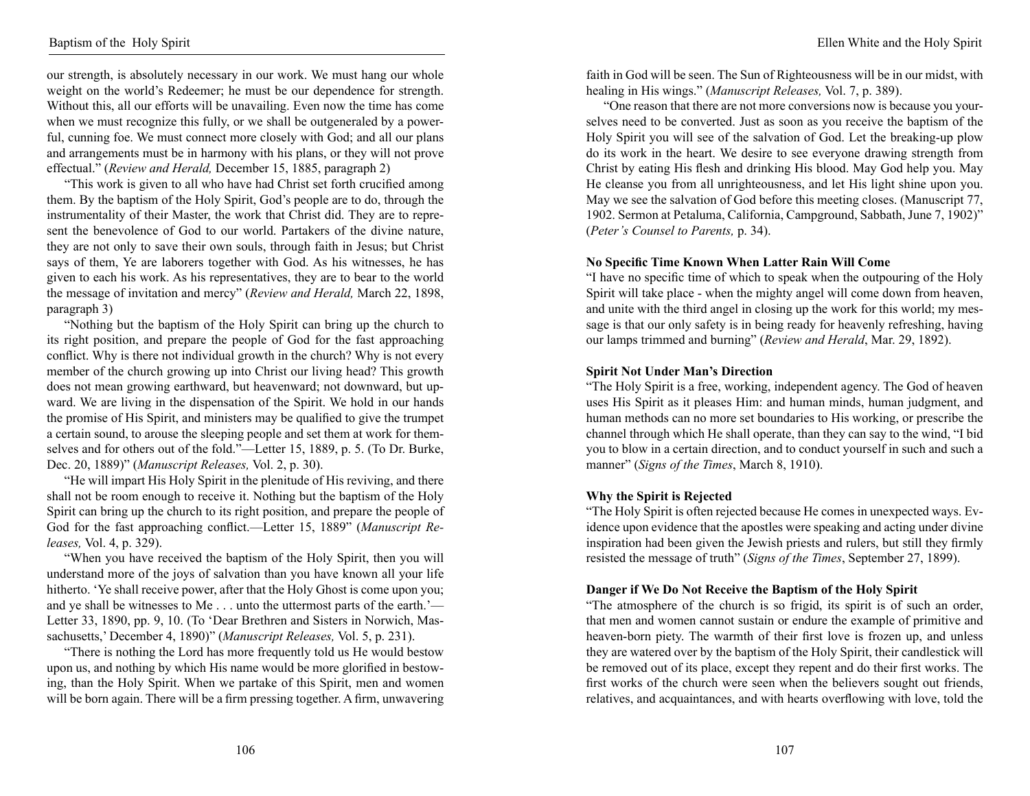our strength, is absolutely necessary in our work. We must hang our whole weight on the world's Redeemer; he must be our dependence for strength. Without this, all our efforts will be unavailing. Even now the time has come when we must recognize this fully, or we shall be outgeneraled by a powerful, cunning foe. We must connect more closely with God; and all our plans and arrangements must be in harmony with his plans, or they will not prove effectual." (*Review and Herald,* December 15, 1885, paragraph 2)

"This work is given to all who have had Christ set forth crucified among them. By the baptism of the Holy Spirit, God's people are to do, through the instrumentality of their Master, the work that Christ did. They are to represent the benevolence of God to our world. Partakers of the divine nature, they are not only to save their own souls, through faith in Jesus; but Christ says of them, Ye are laborers together with God. As his witnesses, he has given to each his work. As his representatives, they are to bear to the world the message of invitation and mercy" (*Review and Herald,* March 22, 1898, paragraph 3)

"Nothing but the baptism of the Holy Spirit can bring up the church to its right position, and prepare the people of God for the fast approaching conflict. Why is there not individual growth in the church? Why is not every member of the church growing up into Christ our living head? This growth does not mean growing earthward, but heavenward; not downward, but upward. We are living in the dispensation of the Spirit. We hold in our hands the promise of His Spirit, and ministers may be qualified to give the trumpet a certain sound, to arouse the sleeping people and set them at work for themselves and for others out of the fold."—Letter 15, 1889, p. 5. (To Dr. Burke, Dec. 20, 1889)" (*Manuscript Releases,* Vol. 2, p. 30).

"He will impart His Holy Spirit in the plenitude of His reviving, and there shall not be room enough to receive it. Nothing but the baptism of the Holy Spirit can bring up the church to its right position, and prepare the people of God for the fast approaching conflict.—Letter 15, 1889" (*Manuscript Releases,* Vol. 4, p. 329).

"When you have received the baptism of the Holy Spirit, then you will understand more of the joys of salvation than you have known all your life hitherto. 'Ye shall receive power, after that the Holy Ghost is come upon you; and ye shall be witnesses to Me . . . unto the uttermost parts of the earth.'—Letter 33, 1890, pp. 9, 10. (To 'Dear Brethren and Sisters in Norwich, Massachusetts,' December 4, 1890)" (*Manuscript Releases,* Vol. 5, p. 231).

"There is nothing the Lord has more frequently told us He would bestow upon us, and nothing by which His name would be more glorified in bestowing, than the Holy Spirit. When we partake of this Spirit, men and women will be born again. There will be a firm pressing together. A firm, unwavering faith in God will be seen. The Sun of Righteousness will be in our midst, with healing in His wings." (*Manuscript Releases,* Vol. 7, p. 389).

"One reason that there are not more conversions now is because you yourselves need to be converted. Just as soon as you receive the baptism of the Holy Spirit you will see of the salvation of God. Let the breaking-up plow do its work in the heart. We desire to see everyone drawing strength from Christ by eating His flesh and drinking His blood. May God help you. May He cleanse you from all unrighteousness, and let His light shine upon you. May we see the salvation of God before this meeting closes. (Manuscript 77, 1902. Sermon at Petaluma, California, Campground, Sabbath, June 7, 1902)" (*Peter's Counsel to Parents,* p. 34).

**No Specific Time Known When Latter Rain Will Come**

"I have no specific time of which to speak when the outpouring of the Holy Spirit will take place - when the mighty angel will come down from heaven, and unite with the third angel in closing up the work for this world; my message is that our only safety is in being ready for heavenly refreshing, having our lamps trimmed and burning" (*Review and Herald*, Mar. 29, 1892).

**Spirit Not Under Man's Direction**

"The Holy Spirit is a free, working, independent agency. The God of heaven uses His Spirit as it pleases Him: and human minds, human judgment, and human methods can no more set boundaries to His working, or prescribe the channel through which He shall operate, than they can say to the wind, "I bid you to blow in a certain direction, and to conduct yourself in such and such a manner" (*Signs of the Times*, March 8, 1910).

**Why the Spirit is Rejected**

"The Holy Spirit is often rejected because He comes in unexpected ways. Evidence upon evidence that the apostles were speaking and acting under divine inspiration had been given the Jewish priests and rulers, but still they firmly resisted the message of truth" (*Signs of the Times*, September 27, 1899).

**Danger if We Do Not Receive the Baptism of the Holy Spirit**

"The atmosphere of the church is so frigid, its spirit is of such an order, that men and women cannot sustain or endure the example of primitive and heaven-born piety. The warmth of their first love is frozen up, and unless they are watered over by the baptism of the Holy Spirit, their candlestick will be removed out of its place, except they repent and do their first works. The first works of the church were seen when the believers sought out friends, relatives, and acquaintances, and with hearts overflowing with love, told the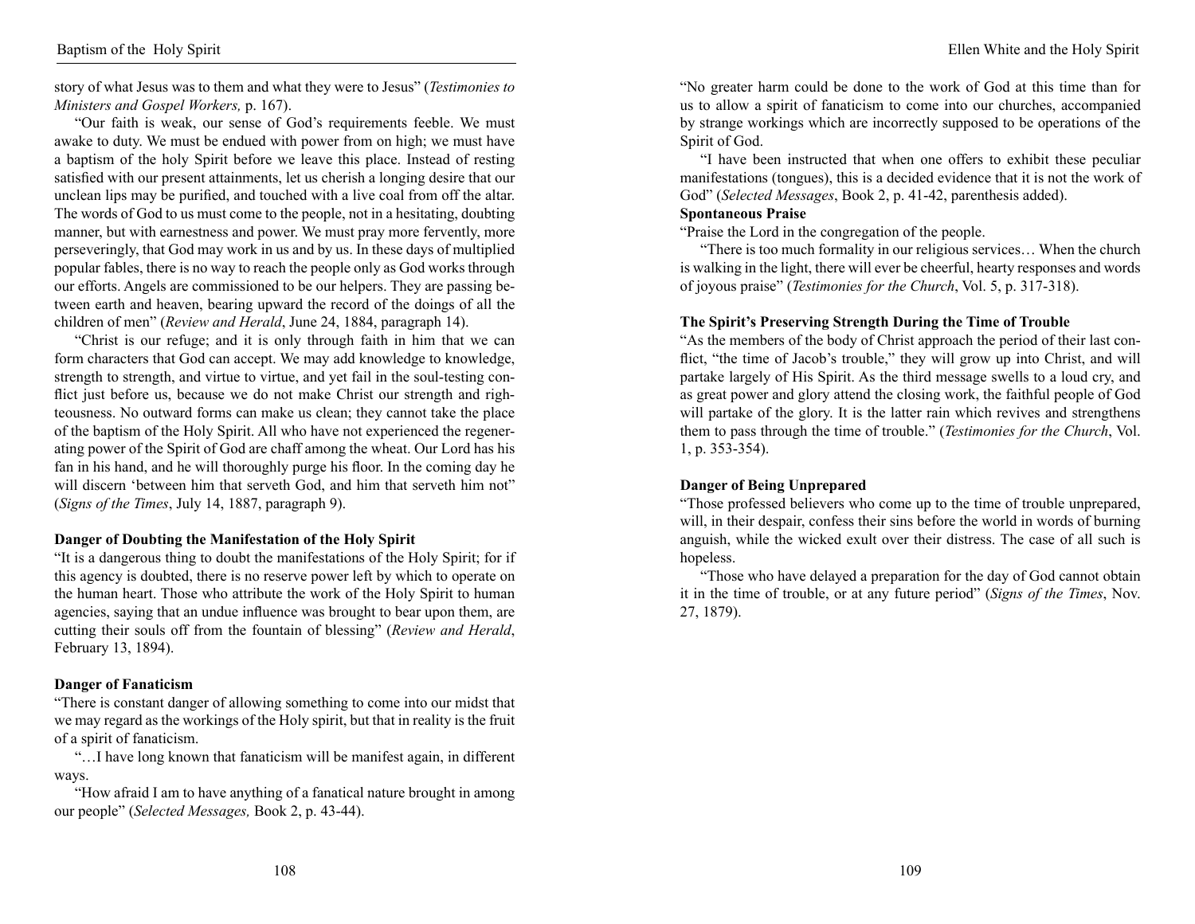story of what Jesus was to them and what they were to Jesus" (*Testimonies to Ministers and Gospel Workers,* p. 167).

"Our faith is weak, our sense of God's requirements feeble. We must awake to duty. We must be endued with power from on high; we must have a baptism of the holy Spirit before we leave this place. Instead of resting satisfied with our present attainments, let us cherish a longing desire that our unclean lips may be purified, and touched with a live coal from off the altar. The words of God to us must come to the people, not in a hesitating, doubting manner, but with earnestness and power. We must pray more fervently, more perseveringly, that God may work in us and by us. In these days of multiplied popular fables, there is no way to reach the people only as God works through our efforts. Angels are commissioned to be our helpers. They are passing between earth and heaven, bearing upward the record of the doings of all the children of men" (*Review and Herald*, June 24, 1884, paragraph 14).

"Christ is our refuge; and it is only through faith in him that we can form characters that God can accept. We may add knowledge to knowledge, strength to strength, and virtue to virtue, and yet fail in the soul-testing conflict just before us, because we do not make Christ our strength and righteousness. No outward forms can make us clean; they cannot take the place of the baptism of the Holy Spirit. All who have not experienced the regenerating power of the Spirit of God are chaff among the wheat. Our Lord has his fan in his hand, and he will thoroughly purge his floor. In the coming day he will discern 'between him that serveth God, and him that serveth him not" (*Signs of the Times*, July 14, 1887, paragraph 9).

**Danger of Doubting the Manifestation of the Holy Spirit**

"It is a dangerous thing to doubt the manifestations of the Holy Spirit; for if this agency is doubted, there is no reserve power left by which to operate on the human heart. Those who attribute the work of the Holy Spirit to human agencies, saying that an undue influence was brought to bear upon them, are cutting their souls off from the fountain of blessing" (*Review and Herald*, February 13, 1894).

**Danger of Fanaticism**

"There is constant danger of allowing something to come into our midst that we may regard as the workings of the Holy spirit, but that in reality is the fruit of a spirit of fanaticism.

"…I have long known that fanaticism will be manifest again, in different ways.

"How afraid I am to have anything of a fanatical nature brought in among our people" (*Selected Messages,* Book 2, p. 43-44).

"No greater harm could be done to the work of God at this time than for us to allow a spirit of fanaticism to come into our churches, accompanied by strange workings which are incorrectly supposed to be operations of the Spirit of God.

"I have been instructed that when one offers to exhibit these peculiar manifestations (tongues), this is a decided evidence that it is not the work of God" (*Selected Messages*, Book 2, p. 41-42, parenthesis added).

**Spontaneous Praise**

"Praise the Lord in the congregation of the people.

"There is too much formality in our religious services… When the church is walking in the light, there will ever be cheerful, hearty responses and words of joyous praise" (*Testimonies for the Church*, Vol. 5, p. 317-318).

**The Spirit's Preserving Strength During the Time of Trouble**

"As the members of the body of Christ approach the period of their last conflict, "the time of Jacob's trouble," they will grow up into Christ, and will partake largely of His Spirit. As the third message swells to a loud cry, and as great power and glory attend the closing work, the faithful people of God will partake of the glory. It is the latter rain which revives and strengthens them to pass through the time of trouble." (*Testimonies for the Church*, Vol. 1, p. 353-354).

**Danger of Being Unprepared**

"Those professed believers who come up to the time of trouble unprepared, will, in their despair, confess their sins before the world in words of burning anguish, while the wicked exult over their distress. The case of all such is hopeless.

"Those who have delayed a preparation for the day of God cannot obtain it in the time of trouble, or at any future period" (*Signs of the Times*, Nov. 27, 1879).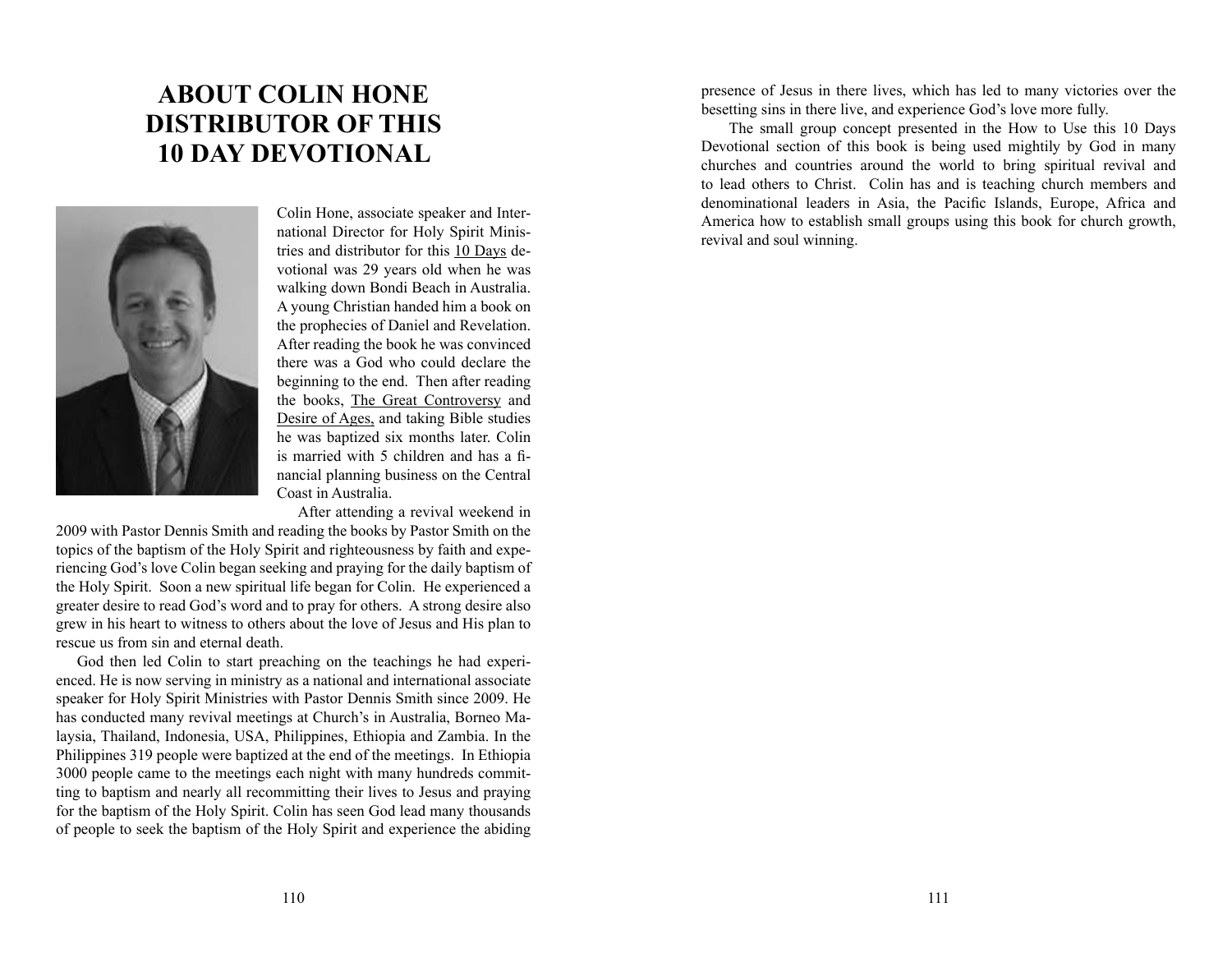# ABOUT COLIN HONE DISTRIBUTOR OF THIS 10 DAY DEVOTIONAL

Colin Hone, associate speaker and International Director for Holy Spirit Ministries and distributor for this 10 Days devotional was 29 years old when he was walking down Bondi Beach in Australia. A young Christian handed him a book on the prophecies of Daniel and Revelation. After reading the book he was convinced there was a God who could declare the beginning to the end. Then after reading the books, The Great Controversy and Desire of Ages, and taking Bible studies he was baptized six months later. Colin is married with 5 children and has a financial planning business on the Central Coast in Australia.

After attending a revival weekend in 2009 with Pastor Dennis Smith and reading the books by Pastor Smith on the topics of the baptism of the Holy Spirit and righteousness by faith and experiencing God's love Colin began seeking and praying for the daily baptism of the Holy Spirit. Soon a new spiritual life began for Colin. He experienced a greater desire to read God's word and to pray for others. A strong desire also grew in his heart to witness to others about the love of Jesus and His plan to rescue us from sin and eternal death.

God then led Colin to start preaching on the teachings he had experienced. He is now serving in ministry as a national and international associate speaker for Holy Spirit Ministries with Pastor Dennis Smith since 2009. He has conducted many revival meetings at Church's in Australia, Borneo Malaysia, Thailand, Indonesia, USA, Philippines, Ethiopia and Zambia. In the Philippines 319 people were baptized at the end of the meetings. In Ethiopia 3000 people came to the meetings each night with many hundreds committing to baptism and nearly all recommitting their lives to Jesus and praying for the baptism of the Holy Spirit. Colin has seen God lead many thousands of people to seek the baptism of the Holy Spirit and experience the abiding presence of Jesus in there lives, which has led to many victories over the besetting sins in there live, and experience God's love more fully.

The small group concept presented in the How to Use this 10 Days Devotional section of this book is being used mightily by God in many churches and countries around the world to bring spiritual revival and to lead others to Christ. Colin has and is teaching church members and denominational leaders in Asia, the Pacific Islands, Europe, Africa and America how to establish small groups using this book for church growth, revival and soul winning.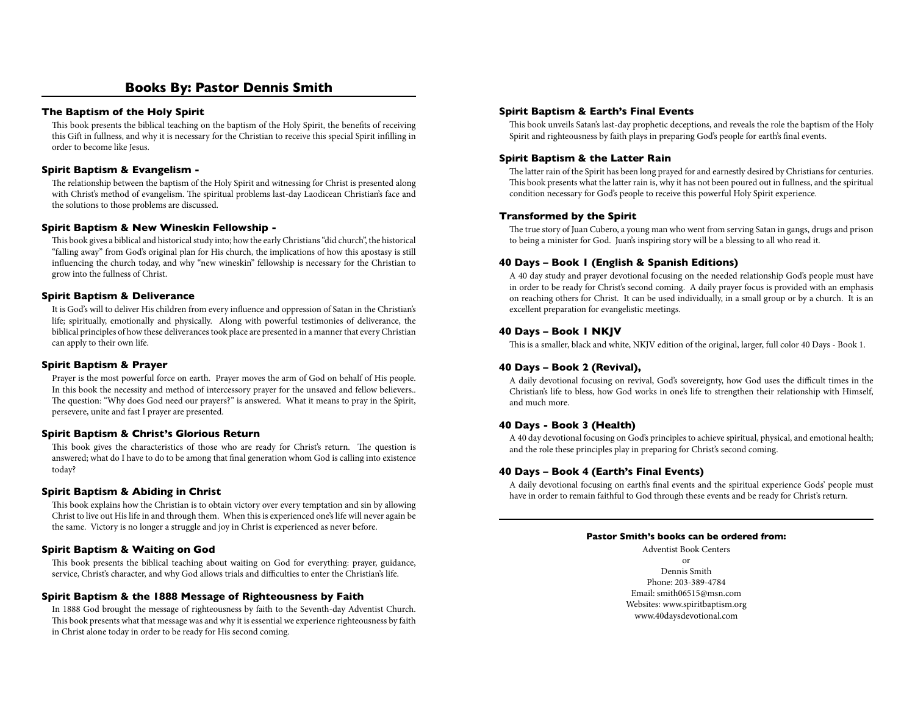## Books By: Pastor Dennis Smith

### The Baptism of the Holy Spirit

This book presents the biblical teaching on the baptism of the Holy Spirit, the benefits of receiving this Gift in fullness, and why it is necessary for the Christian to receive this special Spirit infilling in order to become like Jesus.

### Spirit Baptism & Evangelism -

The relationship between the baptism of the Holy Spirit and witnessing for Christ is presented along with Christ's method of evangelism. The spiritual problems last-day Laodicean Christian's face and the solutions to those problems are discussed.

### Spirit Baptism & New Wineskin Fellowship -

This book gives a biblical and historical study into; how the early Christians "did church", the historical "falling away" from God's original plan for His church, the implications of how this apostasy is still influencing the church today, and why "new wineskin" fellowship is necessary for the Christian to grow into the fullness of Christ.

### Spirit Baptism & Deliverance

It is God's will to deliver His children from every influence and oppression of Satan in the Christian's life; spiritually, emotionally and physically. Along with powerful testimonies of deliverance, the biblical principles of how these deliverances took place are presented in a manner that every Christian can apply to their own life.

### Spirit Baptism & Prayer

Prayer is the most powerful force on earth. Prayer moves the arm of God on behalf of His people. In this book the necessity and method of intercessory prayer for the unsaved and fellow believers.. The question: "Why does God need our prayers?" is answered. What it means to pray in the Spirit, persevere, unite and fast I prayer are presented.

### Spirit Baptism & Christ's Glorious Return

This book gives the characteristics of those who are ready for Christ's return. The question is answered; what do I have to do to be among that final generation whom God is calling into existence today?

### Spirit Baptism & Abiding in Christ

This book explains how the Christian is to obtain victory over every temptation and sin by allowing Christ to live out His life in and through them. When this is experienced one's life will never again be the same. Victory is no longer a struggle and joy in Christ is experienced as never before.

### Spirit Baptism & Waiting on God

This book presents the biblical teaching about waiting on God for everything: prayer, guidance, service, Christ's character, and why God allows trials and difficulties to enter the Christian's life.

### Spirit Baptism & the 1888 Message of Righteousness by Faith

In 1888 God brought the message of righteousness by faith to the Seventh-day Adventist Church. This book presents what that message was and why it is essential we experience righteousness by faith in Christ alone today in order to be ready for His second coming.

### Spirit Baptism & Earth's Final Events

This book unveils Satan's last-day prophetic deceptions, and reveals the role the baptism of the Holy Spirit and righteousness by faith plays in preparing God's people for earth's final events.

### Spirit Baptism & the Latter Rain

The latter rain of the Spirit has been long prayed for and earnestly desired by Christians for centuries. This book presents what the latter rain is, why it has not been poured out in fullness, and the spiritual condition necessary for God's people to receive this powerful Holy Spirit experience.

### Transformed by the Spirit

The true story of Juan Cubero, a young man who went from serving Satan in gangs, drugs and prison to being a minister for God. Juan's inspiring story will be a blessing to all who read it.

### 40 Days – Book 1 (English & Spanish Editions)

A 40 day study and prayer devotional focusing on the needed relationship God's people must have in order to be ready for Christ's second coming. A daily prayer focus is provided with an emphasis on reaching others for Christ. It can be used individually, in a small group or by a church. It is an excellent preparation for evangelistic meetings.

### 40 Days – Book 1 NKJV

This is a smaller, black and white, NKJV edition of the original, larger, full color 40 Days - Book 1.

### 40 Days – Book 2 (Revival),

A daily devotional focusing on revival, God's sovereignty, how God uses the difficult times in the Christian's life to bless, how God works in one's life to strengthen their relationship with Himself, and much more.

### 40 Days - Book 3 (Health)

A 40 day devotional focusing on God's principles to achieve spiritual, physical, and emotional health; and the role these principles play in preparing for Christ's second coming.

### 40 Days – Book 4 (Earth's Final Events)

A daily devotional focusing on earth's final events and the spiritual experience Gods' people must have in order to remain faithful to God through these events and be ready for Christ's return.

---

**Pastor Smith's books can be ordered from:**

Adventist Book Centers
or
Dennis Smith
Phone: 203-389-4784
Email: smith06515@msn.com
Websites: www.spiritbaptism.org
www.40daysdevotional.com